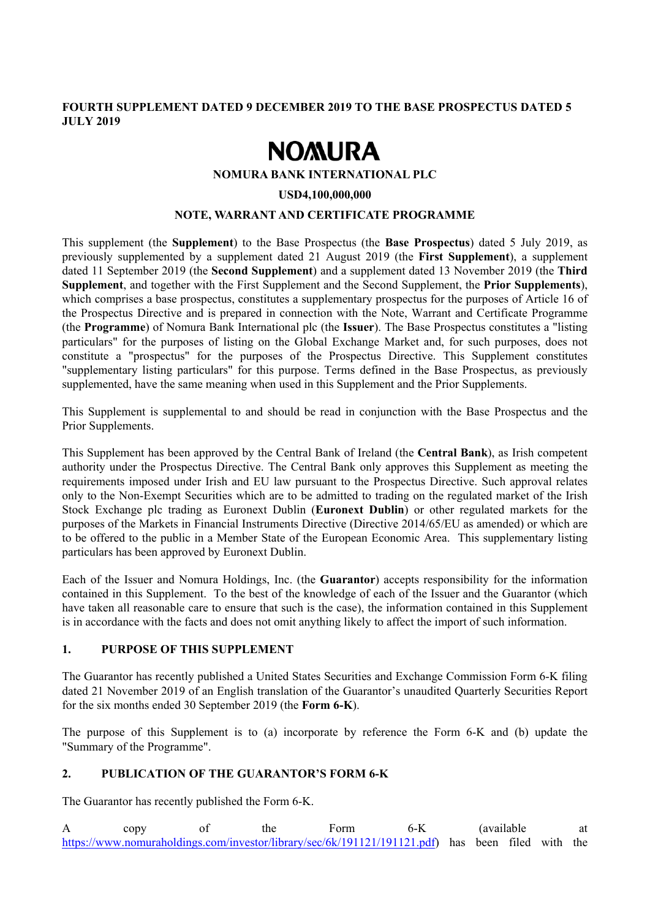**FOURTH SUPPLEMENT DATED 9 DECEMBER 2019 TO THE BASE PROSPECTUS DATED 5 JULY 2019**

# NOMURA

**NOMURA BANK INTERNATIONAL PLC**

**USD4,100,000,000**

**NOTE, WARRANT AND CERTIFICATE PROGRAMME**

This supplement (the **Supplement**) to the Base Prospectus (the **Base Prospectus**) dated 5 July 2019, as previously supplemented by a supplement dated 21 August 2019 (the **First Supplement**), a supplement dated 11 September 2019 (the **Second Supplement**) and a supplement dated 13 November 2019 (the **Third Supplement**, and together with the First Supplement and the Second Supplement, the **Prior Supplements**), which comprises a base prospectus, constitutes a supplementary prospectus for the purposes of Article 16 of the Prospectus Directive and is prepared in connection with the Note, Warrant and Certificate Programme (the **Programme**) of Nomura Bank International plc (the **Issuer**). The Base Prospectus constitutes a "listing particulars" for the purposes of listing on the Global Exchange Market and, for such purposes, does not constitute a "prospectus" for the purposes of the Prospectus Directive. This Supplement constitutes "supplementary listing particulars" for this purpose. Terms defined in the Base Prospectus, as previously supplemented, have the same meaning when used in this Supplement and the Prior Supplements.

This Supplement is supplemental to and should be read in conjunction with the Base Prospectus and the Prior Supplements.

This Supplement has been approved by the Central Bank of Ireland (the **Central Bank**), as Irish competent authority under the Prospectus Directive. The Central Bank only approves this Supplement as meeting the requirements imposed under Irish and EU law pursuant to the Prospectus Directive. Such approval relates only to the Non-Exempt Securities which are to be admitted to trading on the regulated market of the Irish Stock Exchange plc trading as Euronext Dublin (**Euronext Dublin**) or other regulated markets for the purposes of the Markets in Financial Instruments Directive (Directive 2014/65/EU as amended) or which are to be offered to the public in a Member State of the European Economic Area. This supplementary listing particulars has been approved by Euronext Dublin.

Each of the Issuer and Nomura Holdings, Inc. (the **Guarantor**) accepts responsibility for the information contained in this Supplement. To the best of the knowledge of each of the Issuer and the Guarantor (which have taken all reasonable care to ensure that such is the case), the information contained in this Supplement is in accordance with the facts and does not omit anything likely to affect the import of such information.

## 1. PURPOSE OF THIS SUPPLEMENT

The Guarantor has recently published a United States Securities and Exchange Commission Form 6-K filing dated 21 November 2019 of an English translation of the Guarantor's unaudited Quarterly Securities Report for the six months ended 30 September 2019 (the **Form 6-K**).

The purpose of this Supplement is to (a) incorporate by reference the Form 6-K and (b) update the "Summary of the Programme".

## 2. PUBLICATION OF THE GUARANTOR'S FORM 6-K

The Guarantor has recently published the Form 6-K.

A copy of the Form 6-K (available at https://www.nomuraholdings.com/investor/library/sec/6k/191121/191121.pdf) has been filed with the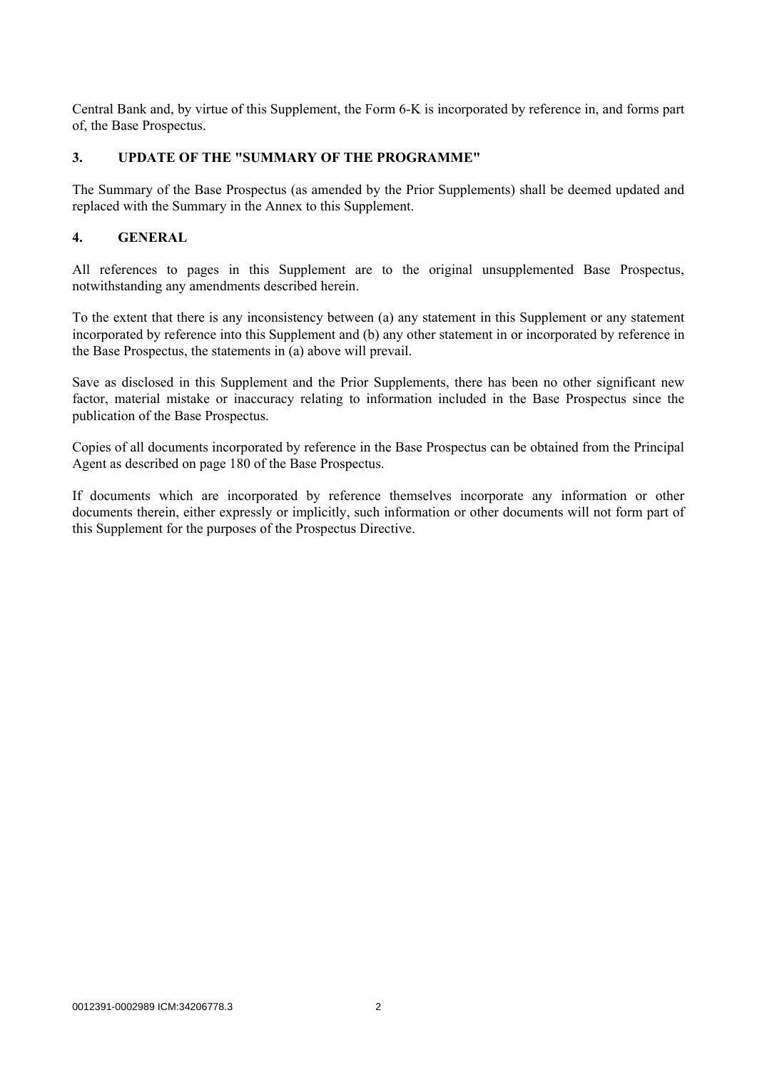Central Bank and, by virtue of this Supplement, the Form 6-K is incorporated by reference in, and forms part of, the Base Prospectus.

## 3. UPDATE OF THE "SUMMARY OF THE PROGRAMME"

The Summary of the Base Prospectus (as amended by the Prior Supplements) shall be deemed updated and replaced with the Summary in the Annex to this Supplement.

## 4. GENERAL

All references to pages in this Supplement are to the original unsupplemented Base Prospectus, notwithstanding any amendments described herein.

To the extent that there is any inconsistency between (a) any statement in this Supplement or any statement incorporated by reference into this Supplement and (b) any other statement in or incorporated by reference in the Base Prospectus, the statements in (a) above will prevail.

Save as disclosed in this Supplement and the Prior Supplements, there has been no other significant new factor, material mistake or inaccuracy relating to information included in the Base Prospectus since the publication of the Base Prospectus.

Copies of all documents incorporated by reference in the Base Prospectus can be obtained from the Principal Agent as described on page 180 of the Base Prospectus.

If documents which are incorporated by reference themselves incorporate any information or other documents therein, either expressly or implicitly, such information or other documents will not form part of this Supplement for the purposes of the Prospectus Directive.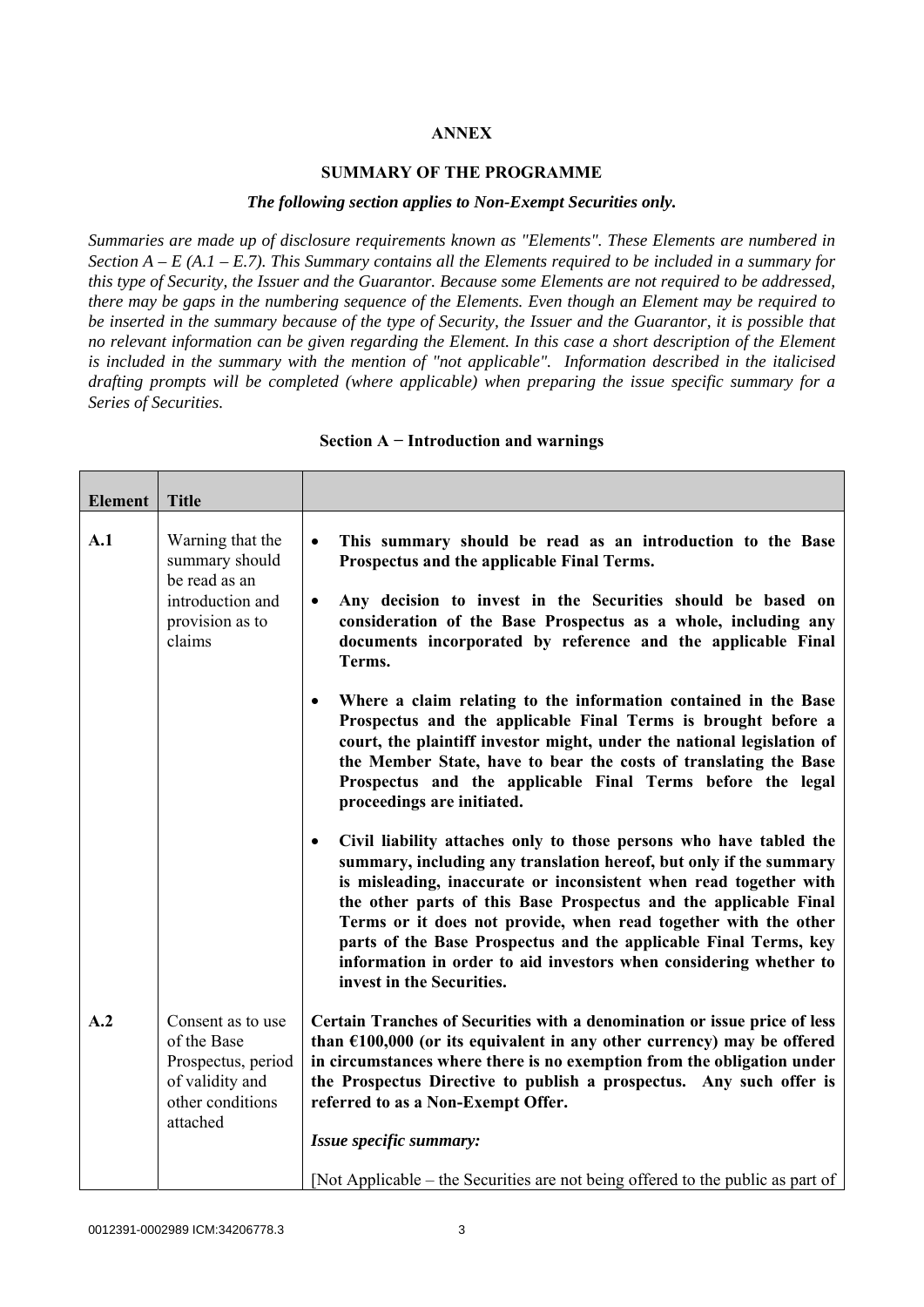**ANNEX**

**SUMMARY OF THE PROGRAMME**

***The following section applies to Non-Exempt Securities only.***

*Summaries are made up of disclosure requirements known as "Elements". These Elements are numbered in Section A – E (A.1 – E.7). This Summary contains all the Elements required to be included in a summary for this type of Security, the Issuer and the Guarantor. Because some Elements are not required to be addressed, there may be gaps in the numbering sequence of the Elements. Even though an Element may be required to be inserted in the summary because of the type of Security, the Issuer and the Guarantor, it is possible that no relevant information can be given regarding the Element. In this case a short description of the Element is included in the summary with the mention of "not applicable". Information described in the italicised drafting prompts will be completed (where applicable) when preparing the issue specific summary for a Series of Securities.*

**Section A − Introduction and warnings**

| **Element** | **Title** | |
|---|---|---|
| **A.1** | Warning that the summary should be read as an introduction and provision as to claims | • **This summary should be read as an introduction to the Base Prospectus and the applicable Final Terms.**<br>• **Any decision to invest in the Securities should be based on consideration of the Base Prospectus as a whole, including any documents incorporated by reference and the applicable Final Terms.**<br>• **Where a claim relating to the information contained in the Base Prospectus and the applicable Final Terms is brought before a court, the plaintiff investor might, under the national legislation of the Member State, have to bear the costs of translating the Base Prospectus and the applicable Final Terms before the legal proceedings are initiated.**<br>• **Civil liability attaches only to those persons who have tabled the summary, including any translation hereof, but only if the summary is misleading, inaccurate or inconsistent when read together with the other parts of this Base Prospectus and the applicable Final Terms or it does not provide, when read together with the other parts of the Base Prospectus and the applicable Final Terms, key information in order to aid investors when considering whether to invest in the Securities.** |
| **A.2** | Consent as to use of the Base Prospectus, period of validity and other conditions attached | **Certain Tranches of Securities with a denomination or issue price of less than €100,000 (or its equivalent in any other currency) may be offered in circumstances where there is no exemption from the obligation under the Prospectus Directive to publish a prospectus. Any such offer is referred to as a Non-Exempt Offer.**<br><br>***Issue specific summary:***<br><br>[Not Applicable – the Securities are not being offered to the public as part of |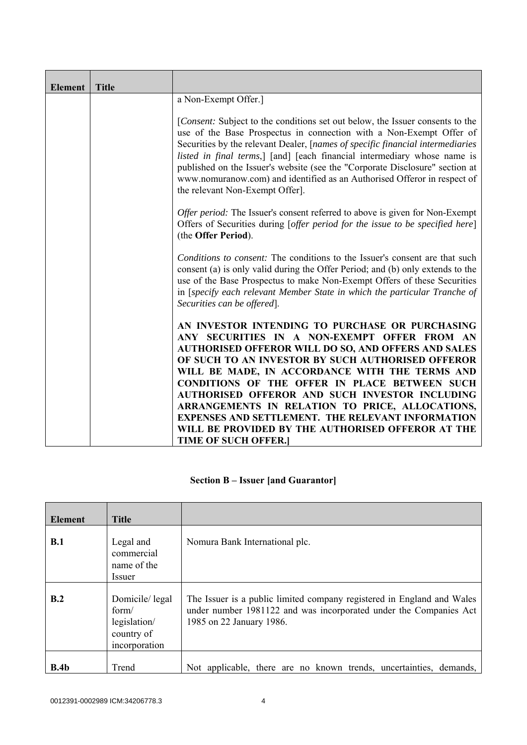| Element | Title | |
|---|---|---|
| | | a Non-Exempt Offer.]<br><br>[*Consent:* Subject to the conditions set out below, the Issuer consents to the use of the Base Prospectus in connection with a Non-Exempt Offer of Securities by the relevant Dealer, [*names of specific financial intermediaries listed in final terms*,] [and] [each financial intermediary whose name is published on the Issuer's website (see the "Corporate Disclosure" section at www.nomuranow.com) and identified as an Authorised Offeror in respect of the relevant Non-Exempt Offer].<br><br>*Offer period:* The Issuer's consent referred to above is given for Non-Exempt Offers of Securities during [*offer period for the issue to be specified here*] (the **Offer Period**).<br><br>*Conditions to consent:* The conditions to the Issuer's consent are that such consent (a) is only valid during the Offer Period; and (b) only extends to the use of the Base Prospectus to make Non-Exempt Offers of these Securities in [*specify each relevant Member State in which the particular Tranche of Securities can be offered*].<br><br>**AN INVESTOR INTENDING TO PURCHASE OR PURCHASING ANY SECURITIES IN A NON-EXEMPT OFFER FROM AN AUTHORISED OFFEROR WILL DO SO, AND OFFERS AND SALES OF SUCH TO AN INVESTOR BY SUCH AUTHORISED OFFEROR WILL BE MADE, IN ACCORDANCE WITH THE TERMS AND CONDITIONS OF THE OFFER IN PLACE BETWEEN SUCH AUTHORISED OFFEROR AND SUCH INVESTOR INCLUDING ARRANGEMENTS IN RELATION TO PRICE, ALLOCATIONS, EXPENSES AND SETTLEMENT. THE RELEVANT INFORMATION WILL BE PROVIDED BY THE AUTHORISED OFFEROR AT THE TIME OF SUCH OFFER.]** |

## Section B – Issuer [and Guarantor]

| Element | Title | |
|---|---|---|
| **B.1** | Legal and commercial name of the Issuer | Nomura Bank International plc. |
| **B.2** | Domicile/ legal form/ legislation/ country of incorporation | The Issuer is a public limited company registered in England and Wales under number 1981122 and was incorporated under the Companies Act 1985 on 22 January 1986. |
| **B.4b** | Trend | Not applicable, there are no known trends, uncertainties, demands, |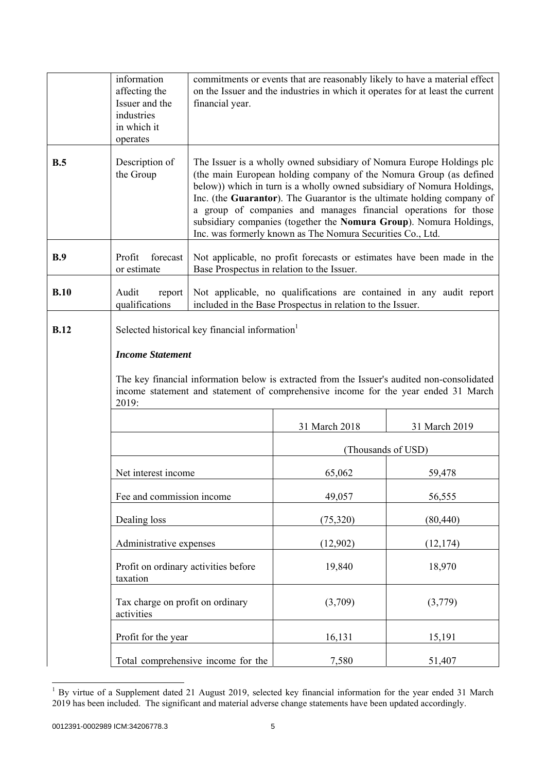| | | |
|---|---|---|
| | information affecting the Issuer and the industries in which it operates | commitments or events that are reasonably likely to have a material effect on the Issuer and the industries in which it operates for at least the current financial year. |
| **B.5** | Description of the Group | The Issuer is a wholly owned subsidiary of Nomura Europe Holdings plc (the main European holding company of the Nomura Group (as defined below)) which in turn is a wholly owned subsidiary of Nomura Holdings, Inc. (the **Guarantor**). The Guarantor is the ultimate holding company of a group of companies and manages financial operations for those subsidiary companies (together the **Nomura Group**). Nomura Holdings, Inc. was formerly known as The Nomura Securities Co., Ltd. |
| **B.9** | Profit forecast or estimate | Not applicable, no profit forecasts or estimates have been made in the Base Prospectus in relation to the Issuer. |
| **B.10** | Audit report qualifications | Not applicable, no qualifications are contained in any audit report included in the Base Prospectus in relation to the Issuer. |
| **B.12** | Selected historical key financial information[1] | |

***Income Statement***

The key financial information below is extracted from the Issuer's audited non-consolidated income statement and statement of comprehensive income for the year ended 31 March 2019:

| | 31 March 2018 | 31 March 2019 |
|---|---|---|
| | (Thousands of USD) | |
| Net interest income | 65,062 | 59,478 |
| Fee and commission income | 49,057 | 56,555 |
| Dealing loss | (75,320) | (80,440) |
| Administrative expenses | (12,902) | (12,174) |
| Profit on ordinary activities before taxation | 19,840 | 18,970 |
| Tax charge on profit on ordinary activities | (3,709) | (3,779) |
| Profit for the year | 16,131 | 15,191 |
| Total comprehensive income for the | 7,580 | 51,407 |

[1] By virtue of a Supplement dated 21 August 2019, selected key financial information for the year ended 31 March 2019 has been included. The significant and material adverse change statements have been updated accordingly.

0012391-0002989 ICM:34206778.3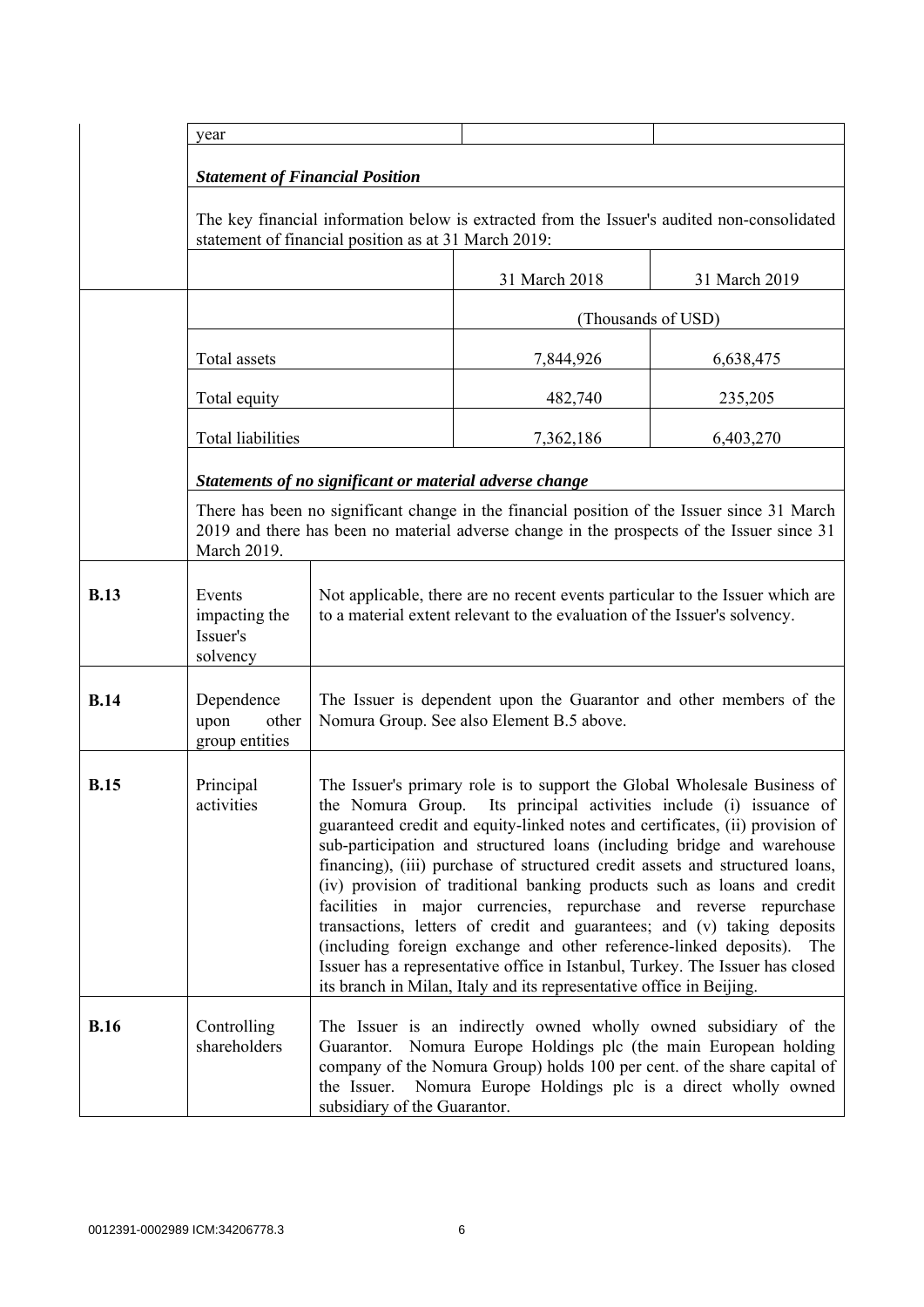| | year | | |
|---|---|---|---|
| | ***Statement of Financial Position*** | | |
| | The key financial information below is extracted from the Issuer's audited non-consolidated statement of financial position as at 31 March 2019: | | |
| | | 31 March 2018 | 31 March 2019 |
| | | (Thousands of USD) | |
| | Total assets | 7,844,926 | 6,638,475 |
| | Total equity | 482,740 | 235,205 |
| | Total liabilities | 7,362,186 | 6,403,270 |
| | ***Statements of no significant or material adverse change*** | | |
| | There has been no significant change in the financial position of the Issuer since 31 March 2019 and there has been no material adverse change in the prospects of the Issuer since 31 March 2019. | | |

| | | |
|---|---|---|
| **B.13** | Events impacting the Issuer's solvency | Not applicable, there are no recent events particular to the Issuer which are to a material extent relevant to the evaluation of the Issuer's solvency. |
| **B.14** | Dependence upon other group entities | The Issuer is dependent upon the Guarantor and other members of the Nomura Group. See also Element B.5 above. |
| **B.15** | Principal activities | The Issuer's primary role is to support the Global Wholesale Business of the Nomura Group. Its principal activities include (i) issuance of guaranteed credit and equity-linked notes and certificates, (ii) provision of sub-participation and structured loans (including bridge and warehouse financing), (iii) purchase of structured credit assets and structured loans, (iv) provision of traditional banking products such as loans and credit facilities in major currencies, repurchase and reverse repurchase transactions, letters of credit and guarantees; and (v) taking deposits (including foreign exchange and other reference-linked deposits). The Issuer has a representative office in Istanbul, Turkey. The Issuer has closed its branch in Milan, Italy and its representative office in Beijing. |
| **B.16** | Controlling shareholders | The Issuer is an indirectly owned wholly owned subsidiary of the Guarantor. Nomura Europe Holdings plc (the main European holding company of the Nomura Group) holds 100 per cent. of the share capital of the Issuer. Nomura Europe Holdings plc is a direct wholly owned subsidiary of the Guarantor. |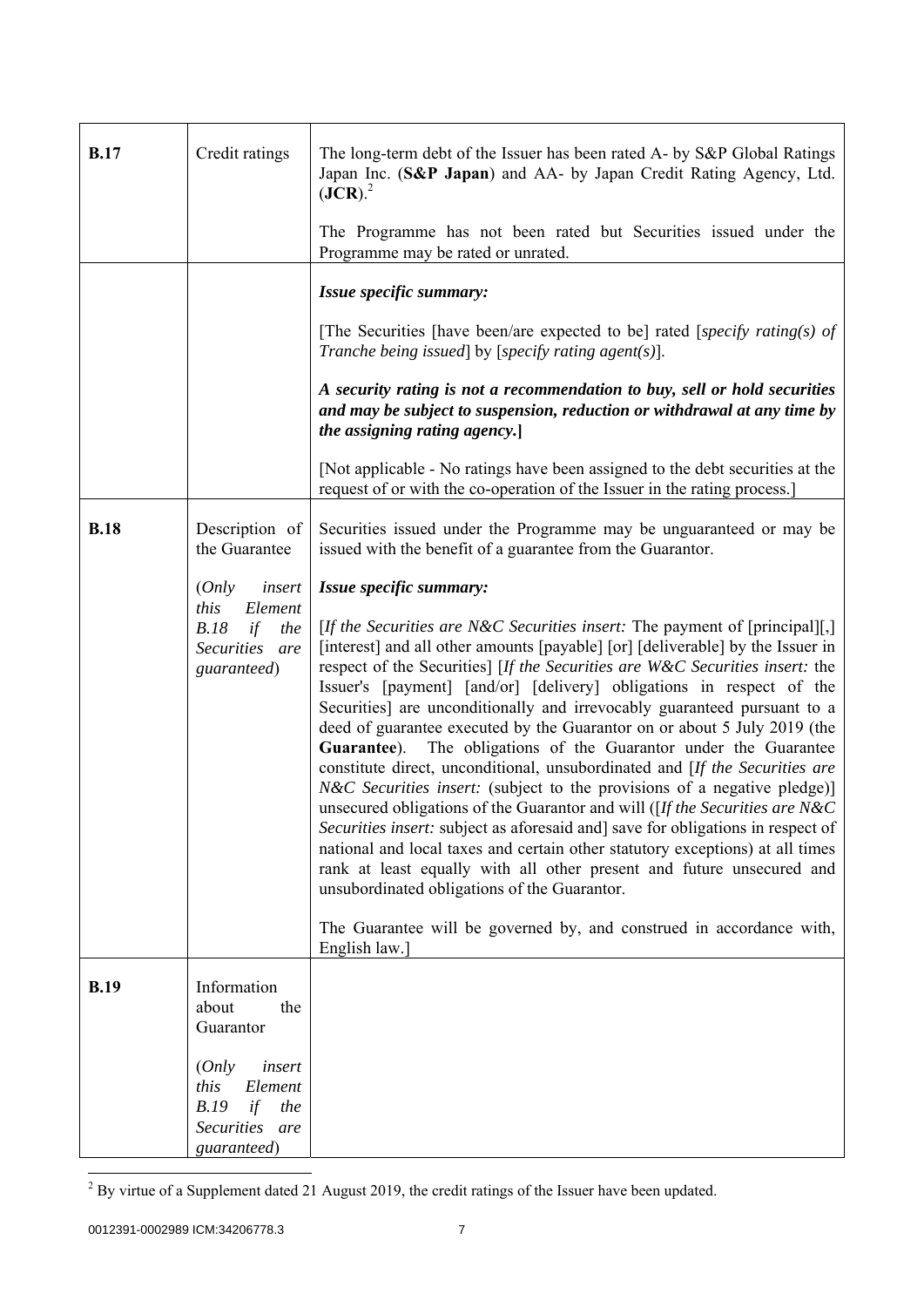| | | |
|---|---|---|
| **B.17** | Credit ratings | The long-term debt of the Issuer has been rated A- by S&P Global Ratings Japan Inc. (**S&P Japan**) and AA- by Japan Credit Rating Agency, Ltd. (**JCR**).[2]<br><br>The Programme has not been rated but Securities issued under the Programme may be rated or unrated. |
| | | ***Issue specific summary:***<br><br>[The Securities [have been/are expected to be] rated [*specify rating(s) of Tranche being issued*] by [*specify rating agent(s)*].<br><br>***A security rating is not a recommendation to buy, sell or hold securities and may be subject to suspension, reduction or withdrawal at any time by the assigning rating agency.*]**<br><br>[Not applicable - No ratings have been assigned to the debt securities at the request of or with the co-operation of the Issuer in the rating process.] |
| **B.18** | Description of the Guarantee<br><br>(*Only insert this Element B.18 if the Securities are guaranteed*) | Securities issued under the Programme may be unguaranteed or may be issued with the benefit of a guarantee from the Guarantor.<br><br>***Issue specific summary:***<br><br>[*If the Securities are N&C Securities insert:* The payment of [principal][,] [interest] and all other amounts [payable] [or] [deliverable] by the Issuer in respect of the Securities] [*If the Securities are W&C Securities insert:* the Issuer's [payment] [and/or] [delivery] obligations in respect of the Securities] are unconditionally and irrevocably guaranteed pursuant to a deed of guarantee executed by the Guarantor on or about 5 July 2019 (the **Guarantee**). The obligations of the Guarantor under the Guarantee constitute direct, unconditional, unsubordinated and [*If the Securities are N&C Securities insert:* (subject to the provisions of a negative pledge)] unsecured obligations of the Guarantor and will ([*If the Securities are N&C Securities insert:* subject as aforesaid and] save for obligations in respect of national and local taxes and certain other statutory exceptions) at all times rank at least equally with all other present and future unsecured and unsubordinated obligations of the Guarantor.<br><br>The Guarantee will be governed by, and construed in accordance with, English law.] |
| **B.19** | Information about the Guarantor<br><br>(*Only insert this Element B.19 if the Securities are guaranteed*) | |

[2] By virtue of a Supplement dated 21 August 2019, the credit ratings of the Issuer have been updated.

0012391-0002989 ICM:34206778.3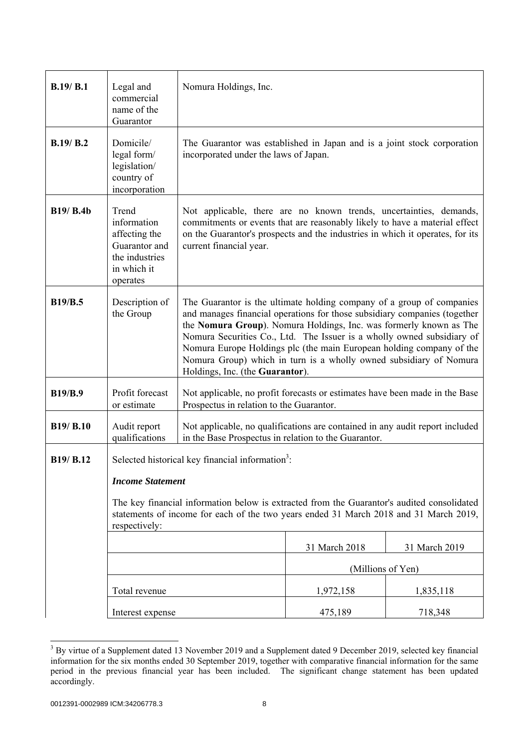| | | |
|---|---|---|
| **B.19/ B.1** | Legal and commercial name of the Guarantor | Nomura Holdings, Inc. |
| **B.19/ B.2** | Domicile/ legal form/ legislation/ country of incorporation | The Guarantor was established in Japan and is a joint stock corporation incorporated under the laws of Japan. |
| **B19/ B.4b** | Trend information affecting the Guarantor and the industries in which it operates | Not applicable, there are no known trends, uncertainties, demands, commitments or events that are reasonably likely to have a material effect on the Guarantor's prospects and the industries in which it operates, for its current financial year. |
| **B19/B.5** | Description of the Group | The Guarantor is the ultimate holding company of a group of companies and manages financial operations for those subsidiary companies (together the **Nomura Group**). Nomura Holdings, Inc. was formerly known as The Nomura Securities Co., Ltd. The Issuer is a wholly owned subsidiary of Nomura Europe Holdings plc (the main European holding company of the Nomura Group) which in turn is a wholly owned subsidiary of Nomura Holdings, Inc. (the **Guarantor**). |
| **B19/B.9** | Profit forecast or estimate | Not applicable, no profit forecasts or estimates have been made in the Base Prospectus in relation to the Guarantor. |
| **B19/ B.10** | Audit report qualifications | Not applicable, no qualifications are contained in any audit report included in the Base Prospectus in relation to the Guarantor. |

**B19/ B.12**

Selected historical key financial information[3]:

***Income Statement***

The key financial information below is extracted from the Guarantor's audited consolidated statements of income for each of the two years ended 31 March 2018 and 31 March 2019, respectively:

| | 31 March 2018 | 31 March 2019 |
|---|---|---|
| | (Millions of Yen) | |
| Total revenue | 1,972,158 | 1,835,118 |
| Interest expense | 475,189 | 718,348 |

[3] By virtue of a Supplement dated 13 November 2019 and a Supplement dated 9 December 2019, selected key financial information for the six months ended 30 September 2019, together with comparative financial information for the same period in the previous financial year has been included. The significant change statement has been updated accordingly.

0012391-0002989 ICM:34206778.3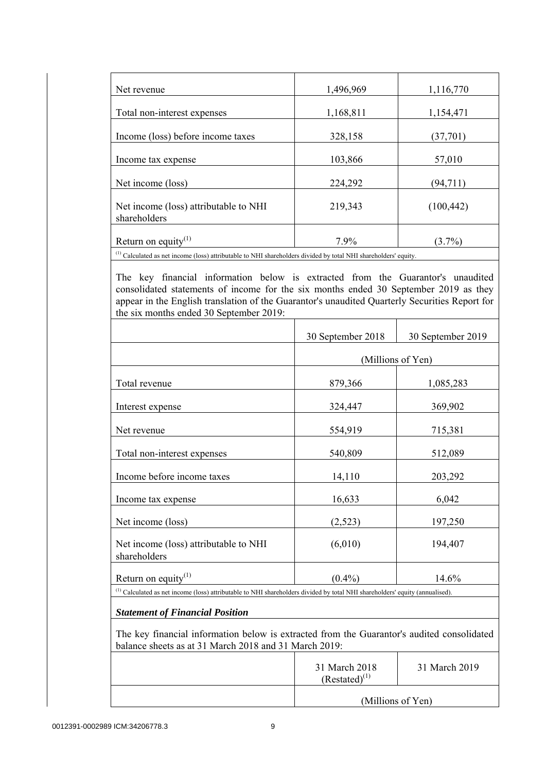| | | |
|---|---|---|
| Net revenue | 1,496,969 | 1,116,770 |
| Total non-interest expenses | 1,168,811 | 1,154,471 |
| Income (loss) before income taxes | 328,158 | (37,701) |
| Income tax expense | 103,866 | 57,010 |
| Net income (loss) | 224,292 | (94,711) |
| Net income (loss) attributable to NHI shareholders | 219,343 | (100,442) |
| Return on equity[(1)] | 7.9% | (3.7%) |

[(1)] Calculated as net income (loss) attributable to NHI shareholders divided by total NHI shareholders' equity.

The key financial information below is extracted from the Guarantor's unaudited consolidated statements of income for the six months ended 30 September 2019 as they appear in the English translation of the Guarantor's unaudited Quarterly Securities Report for the six months ended 30 September 2019:

| | 30 September 2018 | 30 September 2019 |
|---|---|---|
| | (Millions of Yen) | |
| Total revenue | 879,366 | 1,085,283 |
| Interest expense | 324,447 | 369,902 |
| Net revenue | 554,919 | 715,381 |
| Total non-interest expenses | 540,809 | 512,089 |
| Income before income taxes | 14,110 | 203,292 |
| Income tax expense | 16,633 | 6,042 |
| Net income (loss) | (2,523) | 197,250 |
| Net income (loss) attributable to NHI shareholders | (6,010) | 194,407 |
| Return on equity[(1)] | (0.4%) | 14.6% |

[(1)] Calculated as net income (loss) attributable to NHI shareholders divided by total NHI shareholders' equity (annualised).

***Statement of Financial Position***

The key financial information below is extracted from the Guarantor's audited consolidated balance sheets as at 31 March 2018 and 31 March 2019:

| | 31 March 2018 (Restated)[(1)] | 31 March 2019 |
|---|---|---|
| | (Millions of Yen) | |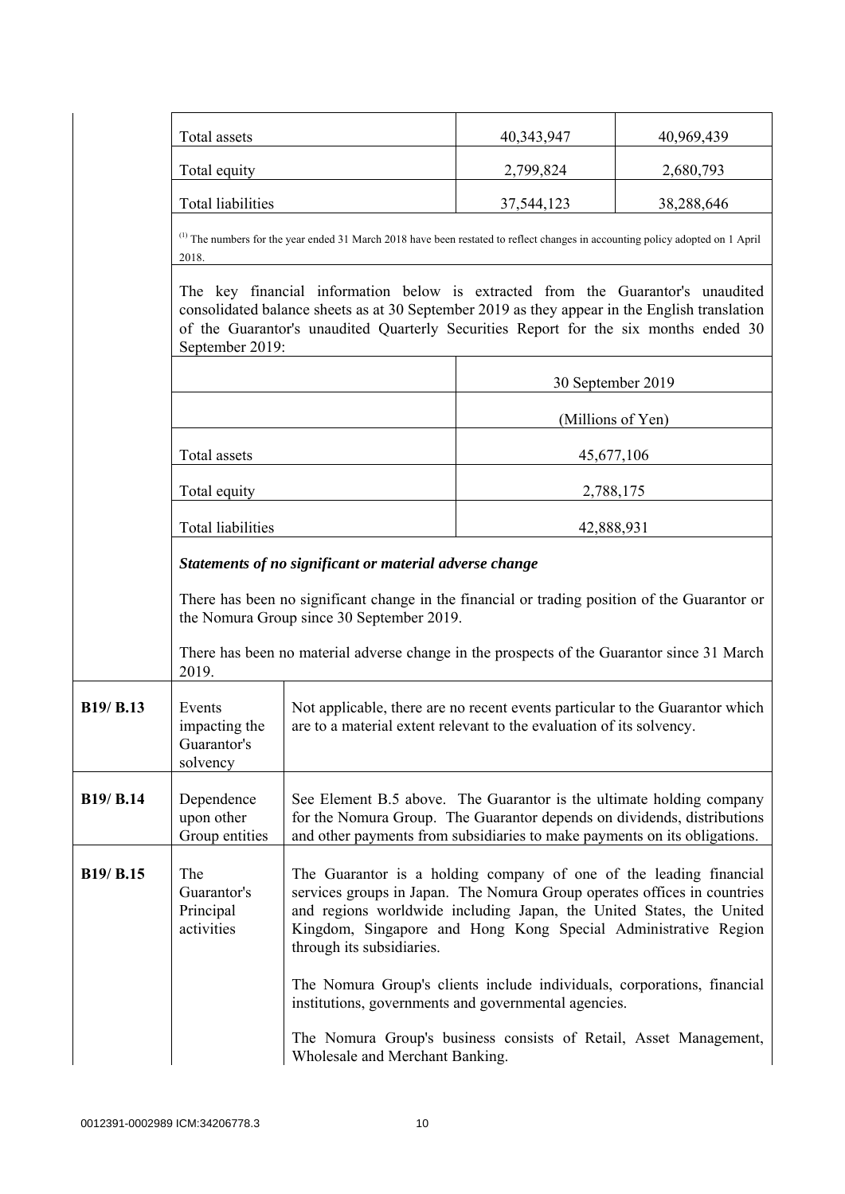| | | |
|---|---|---|
| Total assets | 40,343,947 | 40,969,439 |
| Total equity | 2,799,824 | 2,680,793 |
| Total liabilities | 37,544,123 | 38,288,646 |

(1) The numbers for the year ended 31 March 2018 have been restated to reflect changes in accounting policy adopted on 1 April 2018.

The key financial information below is extracted from the Guarantor's unaudited consolidated balance sheets as at 30 September 2019 as they appear in the English translation of the Guarantor's unaudited Quarterly Securities Report for the six months ended 30 September 2019:

| | 30 September 2019 |
|---|---|
| | (Millions of Yen) |
| Total assets | 45,677,106 |
| Total equity | 2,788,175 |
| Total liabilities | 42,888,931 |

***Statements of no significant or material adverse change***

There has been no significant change in the financial or trading position of the Guarantor or the Nomura Group since 30 September 2019.

There has been no material adverse change in the prospects of the Guarantor since 31 March 2019.

| | | |
|---|---|---|
| **B19/ B.13** | Events impacting the Guarantor's solvency | Not applicable, there are no recent events particular to the Guarantor which are to a material extent relevant to the evaluation of its solvency. |
| **B19/ B.14** | Dependence upon other Group entities | See Element B.5 above. The Guarantor is the ultimate holding company for the Nomura Group. The Guarantor depends on dividends, distributions and other payments from subsidiaries to make payments on its obligations. |
| **B19/ B.15** | The Guarantor's Principal activities | The Guarantor is a holding company of one of the leading financial services groups in Japan. The Nomura Group operates offices in countries and regions worldwide including Japan, the United States, the United Kingdom, Singapore and Hong Kong Special Administrative Region through its subsidiaries.<br><br>The Nomura Group's clients include individuals, corporations, financial institutions, governments and governmental agencies.<br><br>The Nomura Group's business consists of Retail, Asset Management, Wholesale and Merchant Banking. |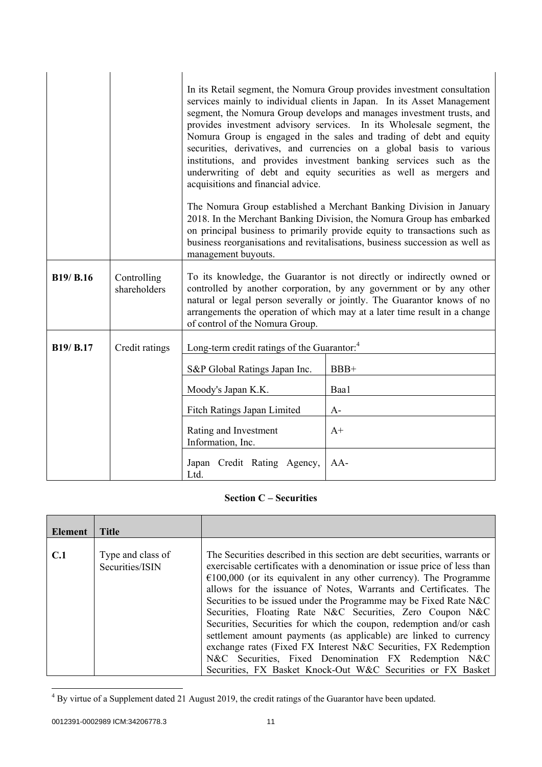| | | |
|---|---|---|
| | | In its Retail segment, the Nomura Group provides investment consultation services mainly to individual clients in Japan. In its Asset Management segment, the Nomura Group develops and manages investment trusts, and provides investment advisory services. In its Wholesale segment, the Nomura Group is engaged in the sales and trading of debt and equity securities, derivatives, and currencies on a global basis to various institutions, and provides investment banking services such as the underwriting of debt and equity securities as well as mergers and acquisitions and financial advice.<br><br>The Nomura Group established a Merchant Banking Division in January 2018. In the Merchant Banking Division, the Nomura Group has embarked on principal business to primarily provide equity to transactions such as business reorganisations and revitalisations, business succession as well as management buyouts. |
| **B19/ B.16** | Controlling shareholders | To its knowledge, the Guarantor is not directly or indirectly owned or controlled by another corporation, by any government or by any other natural or legal person severally or jointly. The Guarantor knows of no arrangements the operation of which may at a later time result in a change of control of the Nomura Group. |
| **B19/ B.17** | Credit ratings | Long-term credit ratings of the Guarantor:[4]<br><br>S&P Global Ratings Japan Inc.: BBB+<br>Moody's Japan K.K.: Baa1<br>Fitch Ratings Japan Limited: A-<br>Rating and Investment Information, Inc.: A+<br>Japan Credit Rating Agency, Ltd.: AA- |

**Section C – Securities**

| Element | Title | |
|---|---|---|
| **C.1** | Type and class of Securities/ISIN | The Securities described in this section are debt securities, warrants or exercisable certificates with a denomination or issue price of less than €100,000 (or its equivalent in any other currency). The Programme allows for the issuance of Notes, Warrants and Certificates. The Securities to be issued under the Programme may be Fixed Rate N&C Securities, Floating Rate N&C Securities, Zero Coupon N&C Securities, Securities for which the coupon, redemption and/or cash settlement amount payments (as applicable) are linked to currency exchange rates (Fixed FX Interest N&C Securities, FX Redemption N&C Securities, Fixed Denomination FX Redemption N&C Securities, FX Basket Knock-Out W&C Securities or FX Basket |

[4] By virtue of a Supplement dated 21 August 2019, the credit ratings of the Guarantor have been updated.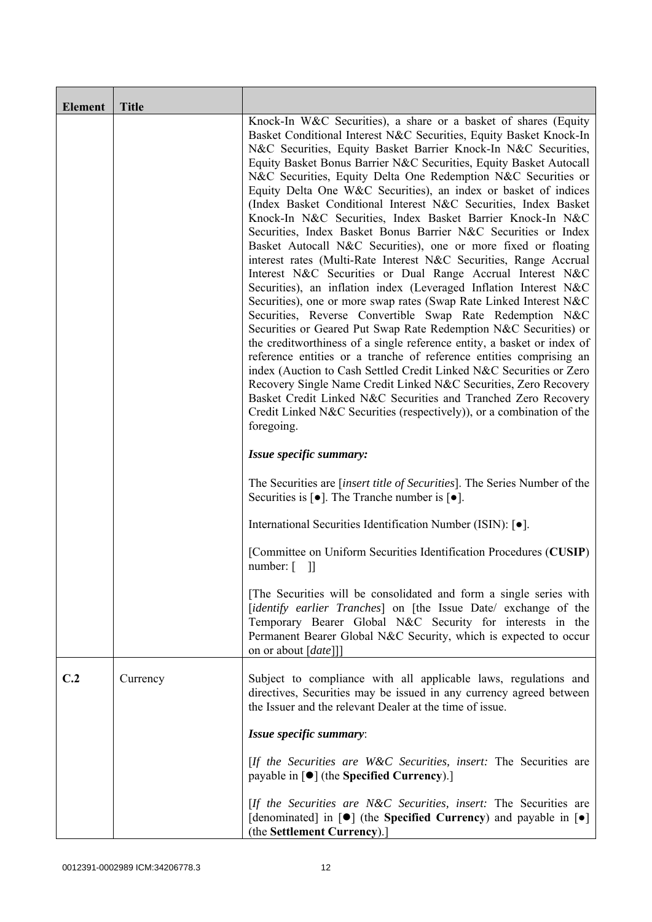| Element | Title | |
|---|---|---|
| | | Knock-In W&C Securities), a share or a basket of shares (Equity Basket Conditional Interest N&C Securities, Equity Basket Knock-In N&C Securities, Equity Basket Barrier Knock-In N&C Securities, Equity Basket Bonus Barrier N&C Securities, Equity Basket Autocall N&C Securities, Equity Delta One Redemption N&C Securities or Equity Delta One W&C Securities), an index or basket of indices (Index Basket Conditional Interest N&C Securities, Index Basket Knock-In N&C Securities, Index Basket Barrier Knock-In N&C Securities, Index Basket Bonus Barrier N&C Securities or Index Basket Autocall N&C Securities), one or more fixed or floating interest rates (Multi-Rate Interest N&C Securities, Range Accrual Interest N&C Securities or Dual Range Accrual Interest N&C Securities), an inflation index (Leveraged Inflation Interest N&C Securities), one or more swap rates (Swap Rate Linked Interest N&C Securities, Reverse Convertible Swap Rate Redemption N&C Securities or Geared Put Swap Rate Redemption N&C Securities) or the creditworthiness of a single reference entity, a basket or index of reference entities or a tranche of reference entities comprising an index (Auction to Cash Settled Credit Linked N&C Securities or Zero Recovery Single Name Credit Linked N&C Securities, Zero Recovery Basket Credit Linked N&C Securities and Tranched Zero Recovery Credit Linked N&C Securities (respectively)), or a combination of the foregoing.<br><br>***Issue specific summary:***<br><br>The Securities are [*insert title of Securities*]. The Series Number of the Securities is [●]. The Tranche number is [●].<br><br>International Securities Identification Number (ISIN): [●].<br><br>[Committee on Uniform Securities Identification Procedures (**CUSIP**) number: [ ]]<br><br>[The Securities will be consolidated and form a single series with [*identify earlier Tranches*] on [the Issue Date/ exchange of the Temporary Bearer Global N&C Security for interests in the Permanent Bearer Global N&C Security, which is expected to occur on or about [*date*]]] |
| **C.2** | Currency | Subject to compliance with all applicable laws, regulations and directives, Securities may be issued in any currency agreed between the Issuer and the relevant Dealer at the time of issue.<br><br>***Issue specific summary***:<br><br>[*If the Securities are W&C Securities, insert:* The Securities are payable in [●] (the **Specified Currency**).]<br><br>[*If the Securities are N&C Securities, insert:* The Securities are [denominated] in [●] (the **Specified Currency**) and payable in [●] (the **Settlement Currency**).] |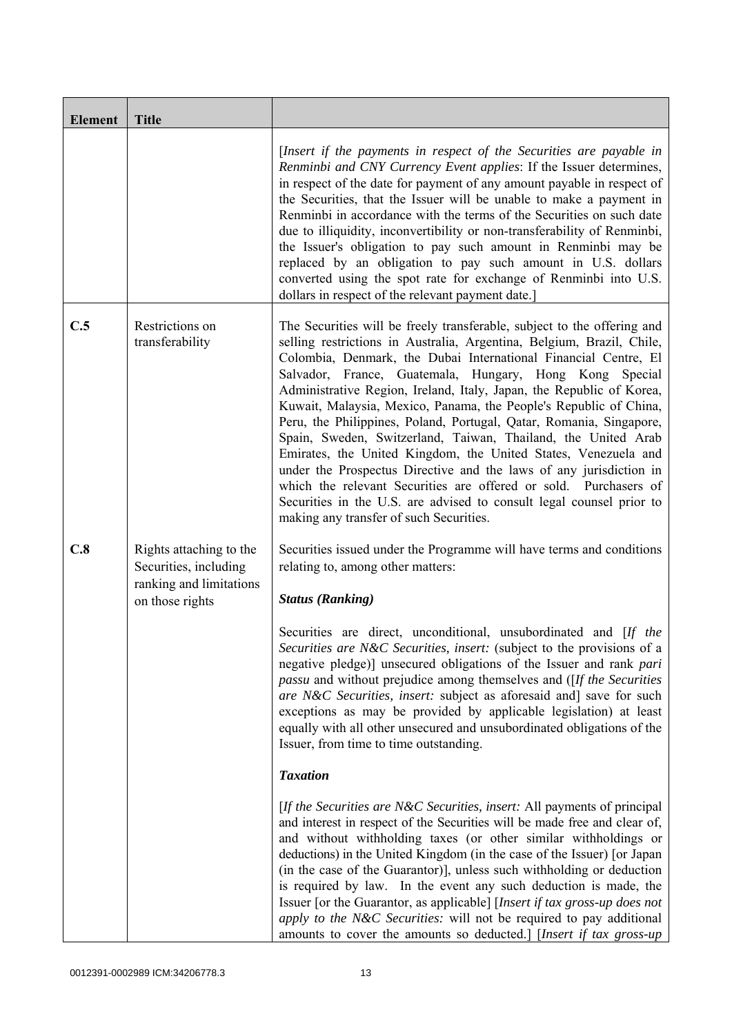| Element | Title | |
|---|---|---|
| | | [*Insert if the payments in respect of the Securities are payable in Renminbi and CNY Currency Event applies*: If the Issuer determines, in respect of the date for payment of any amount payable in respect of the Securities, that the Issuer will be unable to make a payment in Renminbi in accordance with the terms of the Securities on such date due to illiquidity, inconvertibility or non-transferability of Renminbi, the Issuer's obligation to pay such amount in Renminbi may be replaced by an obligation to pay such amount in U.S. dollars converted using the spot rate for exchange of Renminbi into U.S. dollars in respect of the relevant payment date.] |
| C.5 | Restrictions on transferability | The Securities will be freely transferable, subject to the offering and selling restrictions in Australia, Argentina, Belgium, Brazil, Chile, Colombia, Denmark, the Dubai International Financial Centre, El Salvador, France, Guatemala, Hungary, Hong Kong Special Administrative Region, Ireland, Italy, Japan, the Republic of Korea, Kuwait, Malaysia, Mexico, Panama, the People's Republic of China, Peru, the Philippines, Poland, Portugal, Qatar, Romania, Singapore, Spain, Sweden, Switzerland, Taiwan, Thailand, the United Arab Emirates, the United Kingdom, the United States, Venezuela and under the Prospectus Directive and the laws of any jurisdiction in which the relevant Securities are offered or sold. Purchasers of Securities in the U.S. are advised to consult legal counsel prior to making any transfer of such Securities. |
| C.8 | Rights attaching to the Securities, including ranking and limitations on those rights | Securities issued under the Programme will have terms and conditions relating to, among other matters:<br><br>***Status (Ranking)***<br><br>Securities are direct, unconditional, unsubordinated and [*If the Securities are N&C Securities, insert:* (subject to the provisions of a negative pledge)] unsecured obligations of the Issuer and rank *pari passu* and without prejudice among themselves and ([*If the Securities are N&C Securities, insert:* subject as aforesaid and] save for such exceptions as may be provided by applicable legislation) at least equally with all other unsecured and unsubordinated obligations of the Issuer, from time to time outstanding.<br><br>***Taxation***<br><br>[*If the Securities are N&C Securities, insert:* All payments of principal and interest in respect of the Securities will be made free and clear of, and without withholding taxes (or other similar withholdings or deductions) in the United Kingdom (in the case of the Issuer) [or Japan (in the case of the Guarantor)], unless such withholding or deduction is required by law. In the event any such deduction is made, the Issuer [or the Guarantor, as applicable] [*Insert if tax gross-up does not apply to the N&C Securities:* will not be required to pay additional amounts to cover the amounts so deducted.] [*Insert if tax gross-up* |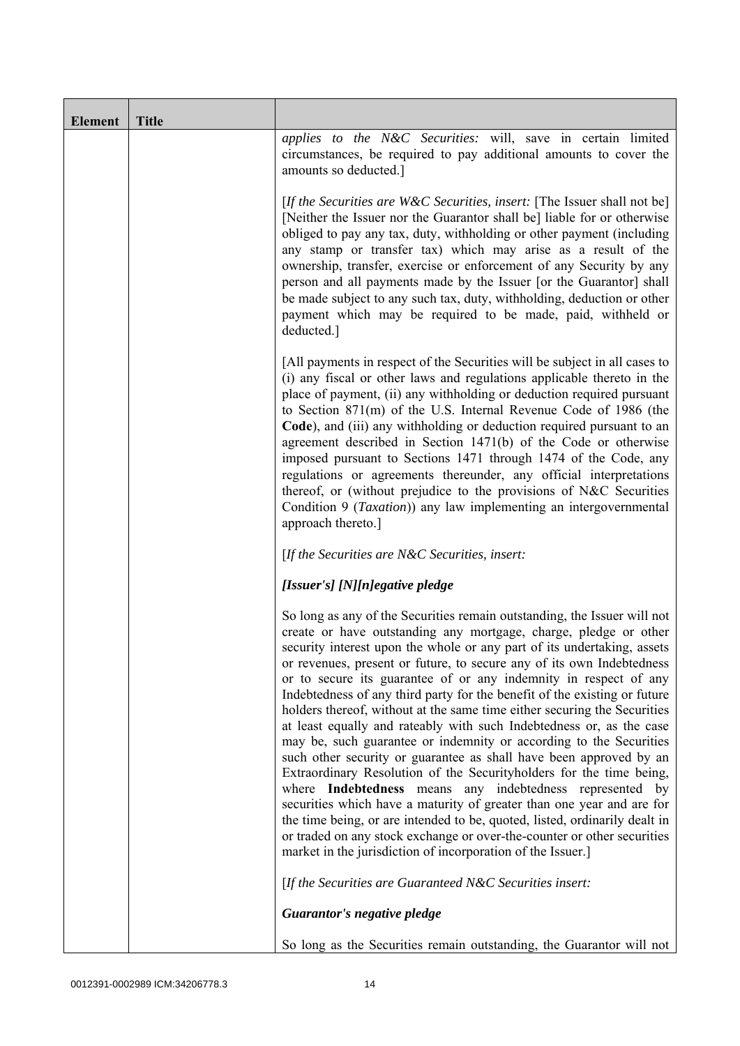| Element | Title | |
|---|---|---|
| | | *applies to the N&C Securities:* will, save in certain limited circumstances, be required to pay additional amounts to cover the amounts so deducted.]<br><br>[*If the Securities are W&C Securities, insert:* [The Issuer shall not be] [Neither the Issuer nor the Guarantor shall be] liable for or otherwise obliged to pay any tax, duty, withholding or other payment (including any stamp or transfer tax) which may arise as a result of the ownership, transfer, exercise or enforcement of any Security by any person and all payments made by the Issuer [or the Guarantor] shall be made subject to any such tax, duty, withholding, deduction or other payment which may be required to be made, paid, withheld or deducted.]<br><br>[All payments in respect of the Securities will be subject in all cases to (i) any fiscal or other laws and regulations applicable thereto in the place of payment, (ii) any withholding or deduction required pursuant to Section 871(m) of the U.S. Internal Revenue Code of 1986 (the **Code**), and (iii) any withholding or deduction required pursuant to an agreement described in Section 1471(b) of the Code or otherwise imposed pursuant to Sections 1471 through 1474 of the Code, any regulations or agreements thereunder, any official interpretations thereof, or (without prejudice to the provisions of N&C Securities Condition 9 (*Taxation*)) any law implementing an intergovernmental approach thereto.]<br><br>[*If the Securities are N&C Securities, insert:*<br><br>***[Issuer's] [N][n]egative pledge***<br><br>So long as any of the Securities remain outstanding, the Issuer will not create or have outstanding any mortgage, charge, pledge or other security interest upon the whole or any part of its undertaking, assets or revenues, present or future, to secure any of its own Indebtedness or to secure its guarantee of or any indemnity in respect of any Indebtedness of any third party for the benefit of the existing or future holders thereof, without at the same time either securing the Securities at least equally and rateably with such Indebtedness or, as the case may be, such guarantee or indemnity or according to the Securities such other security or guarantee as shall have been approved by an Extraordinary Resolution of the Securityholders for the time being, where **Indebtedness** means any indebtedness represented by securities which have a maturity of greater than one year and are for the time being, or are intended to be, quoted, listed, ordinarily dealt in or traded on any stock exchange or over-the-counter or other securities market in the jurisdiction of incorporation of the Issuer.]<br><br>[*If the Securities are Guaranteed N&C Securities insert:*<br><br>***Guarantor's negative pledge***<br><br>So long as the Securities remain outstanding, the Guarantor will not |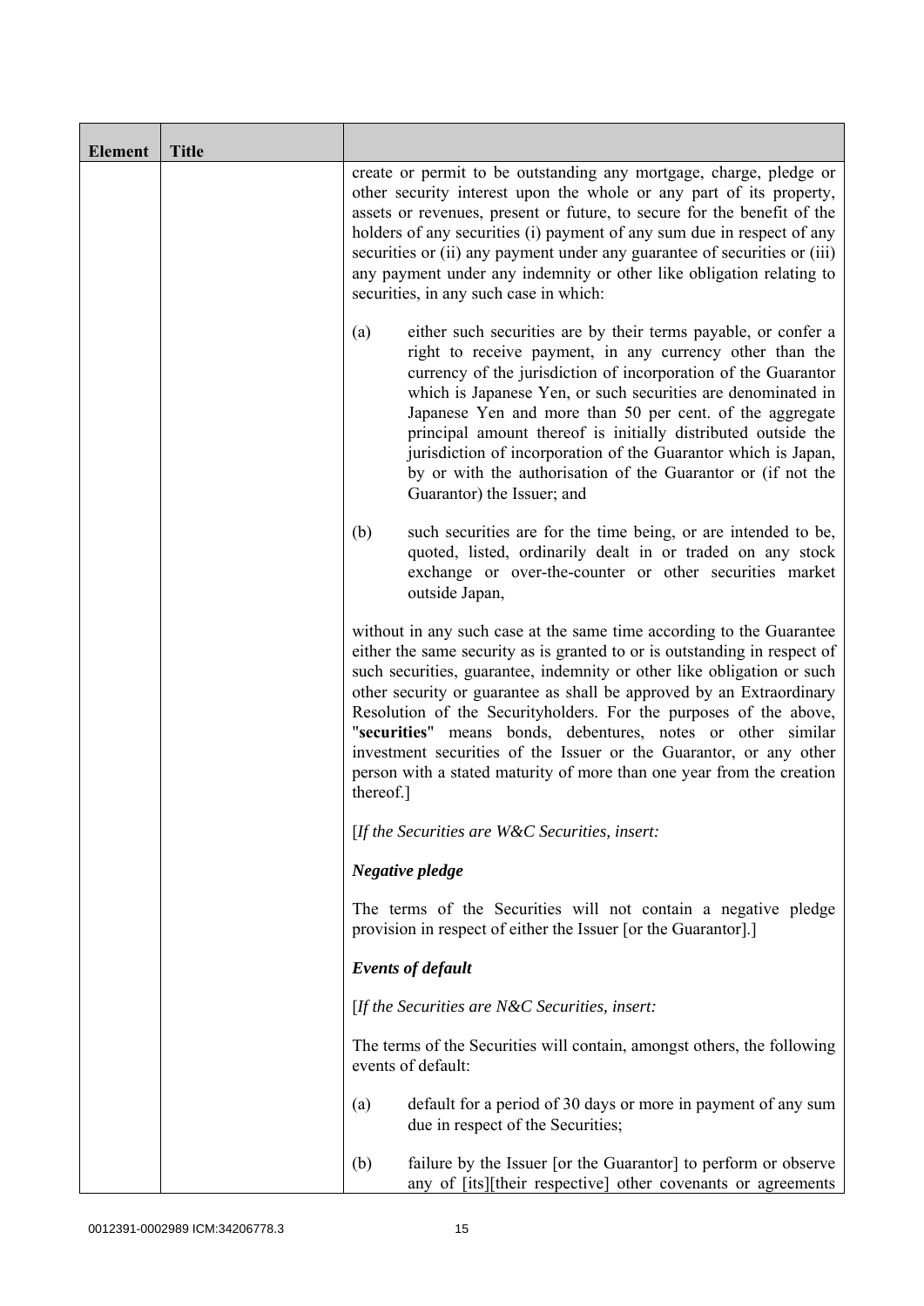| Element | Title | |
|---|---|---|
| | | create or permit to be outstanding any mortgage, charge, pledge or other security interest upon the whole or any part of its property, assets or revenues, present or future, to secure for the benefit of the holders of any securities (i) payment of any sum due in respect of any securities or (ii) any payment under any guarantee of securities or (iii) any payment under any indemnity or other like obligation relating to securities, in any such case in which:<br><br>(a) either such securities are by their terms payable, or confer a right to receive payment, in any currency other than the currency of the jurisdiction of incorporation of the Guarantor which is Japanese Yen, or such securities are denominated in Japanese Yen and more than 50 per cent. of the aggregate principal amount thereof is initially distributed outside the jurisdiction of incorporation of the Guarantor which is Japan, by or with the authorisation of the Guarantor or (if not the Guarantor) the Issuer; and<br><br>(b) such securities are for the time being, or are intended to be, quoted, listed, ordinarily dealt in or traded on any stock exchange or over-the-counter or other securities market outside Japan,<br><br>without in any such case at the same time according to the Guarantee either the same security as is granted to or is outstanding in respect of such securities, guarantee, indemnity or other like obligation or such other security or guarantee as shall be approved by an Extraordinary Resolution of the Securityholders. For the purposes of the above, "**securities**" means bonds, debentures, notes or other similar investment securities of the Issuer or the Guarantor, or any other person with a stated maturity of more than one year from the creation thereof.]<br><br>[*If the Securities are W&C Securities, insert:*<br><br>***Negative pledge***<br><br>The terms of the Securities will not contain a negative pledge provision in respect of either the Issuer [or the Guarantor].]<br><br>***Events of default***<br><br>[*If the Securities are N&C Securities, insert:*<br><br>The terms of the Securities will contain, amongst others, the following events of default:<br><br>(a) default for a period of 30 days or more in payment of any sum due in respect of the Securities;<br><br>(b) failure by the Issuer [or the Guarantor] to perform or observe any of [its][their respective] other covenants or agreements |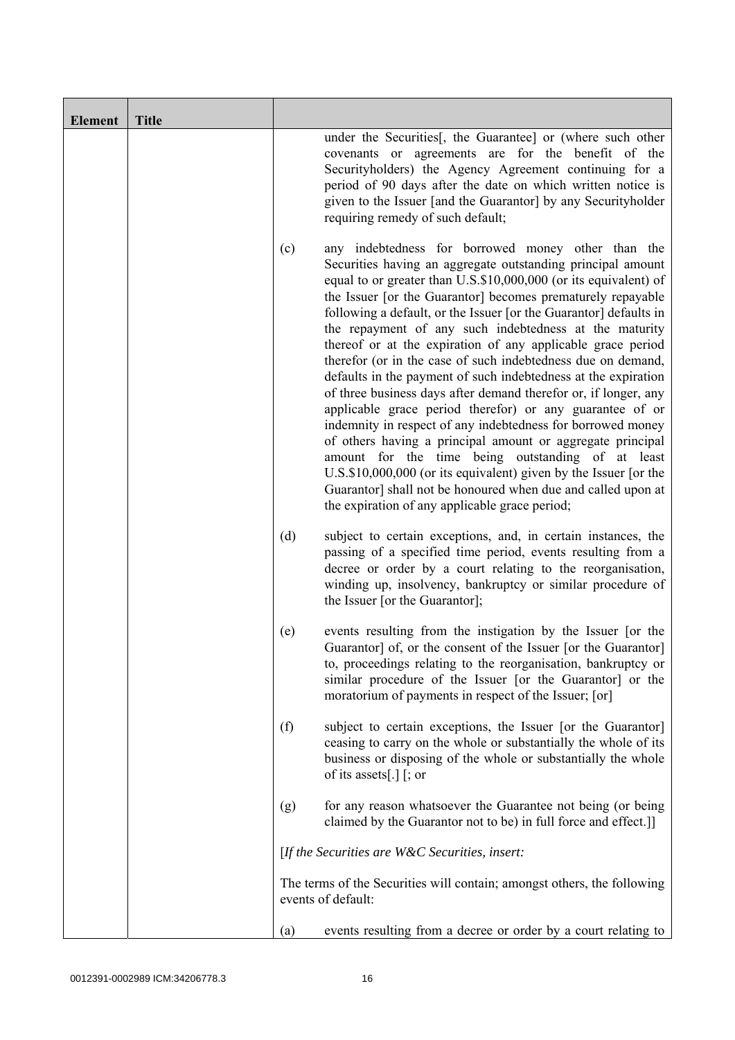| Element | Title | |
|---|---|---|
| | | under the Securities[, the Guarantee] or (where such other covenants or agreements are for the benefit of the Securityholders) the Agency Agreement continuing for a period of 90 days after the date on which written notice is given to the Issuer [and the Guarantor] by any Securityholder requiring remedy of such default;<br><br>(c) any indebtedness for borrowed money other than the Securities having an aggregate outstanding principal amount equal to or greater than U.S.$10,000,000 (or its equivalent) of the Issuer [or the Guarantor] becomes prematurely repayable following a default, or the Issuer [or the Guarantor] defaults in the repayment of any such indebtedness at the maturity thereof or at the expiration of any applicable grace period therefor (or in the case of such indebtedness due on demand, defaults in the payment of such indebtedness at the expiration of three business days after demand therefor or, if longer, any applicable grace period therefor) or any guarantee of or indemnity in respect of any indebtedness for borrowed money of others having a principal amount or aggregate principal amount for the time being outstanding of at least U.S.$10,000,000 (or its equivalent) given by the Issuer [or the Guarantor] shall not be honoured when due and called upon at the expiration of any applicable grace period;<br><br>(d) subject to certain exceptions, and, in certain instances, the passing of a specified time period, events resulting from a decree or order by a court relating to the reorganisation, winding up, insolvency, bankruptcy or similar procedure of the Issuer [or the Guarantor];<br><br>(e) events resulting from the instigation by the Issuer [or the Guarantor] of, or the consent of the Issuer [or the Guarantor] to, proceedings relating to the reorganisation, bankruptcy or similar procedure of the Issuer [or the Guarantor] or the moratorium of payments in respect of the Issuer; [or]<br><br>(f) subject to certain exceptions, the Issuer [or the Guarantor] ceasing to carry on the whole or substantially the whole of its business or disposing of the whole or substantially the whole of its assets[.] [; or<br><br>(g) for any reason whatsoever the Guarantee not being (or being claimed by the Guarantor not to be) in full force and effect.]]<br><br>[*If the Securities are W&C Securities, insert:*<br><br>The terms of the Securities will contain; amongst others, the following events of default:<br><br>(a) events resulting from a decree or order by a court relating to |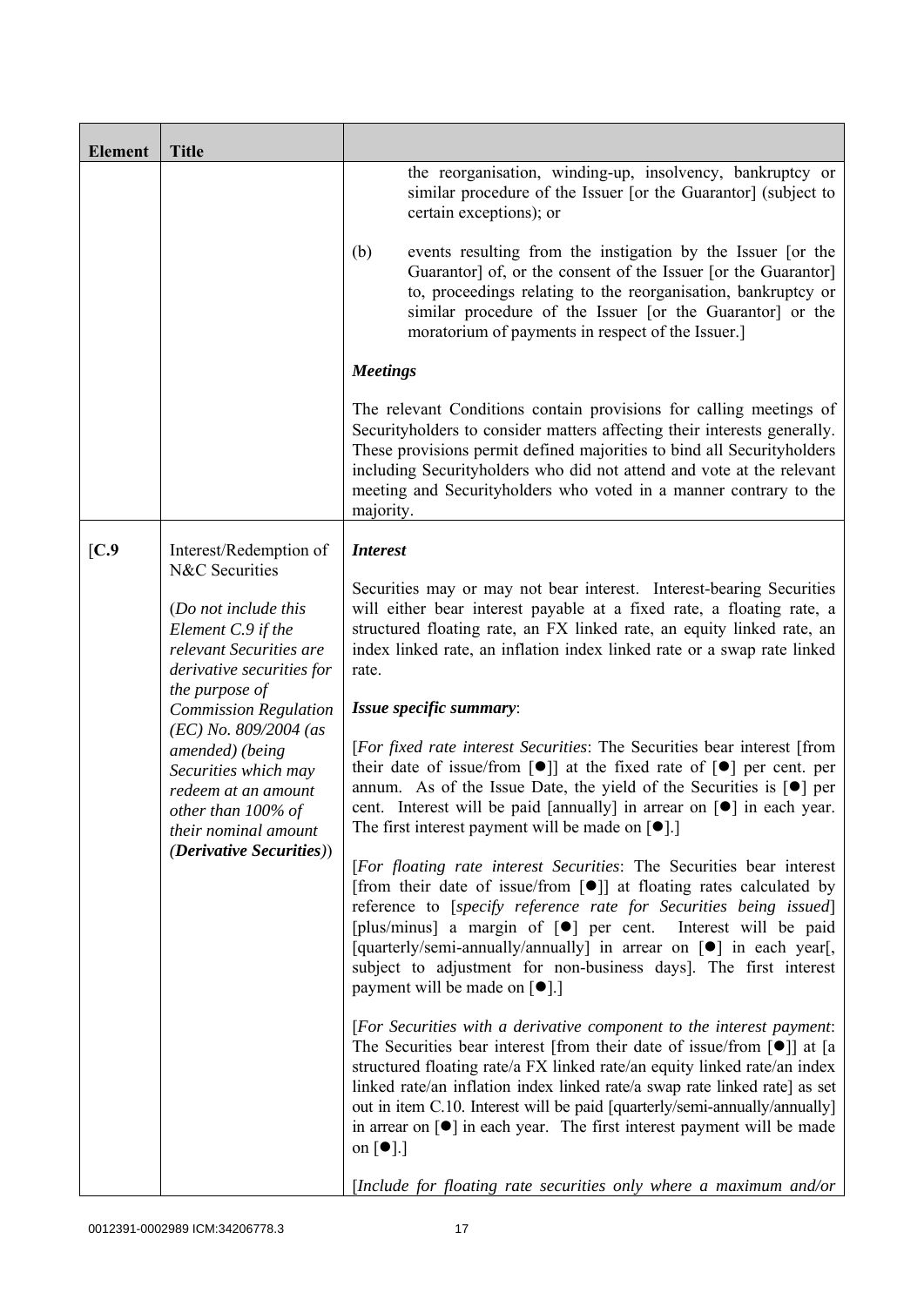| Element | Title | |
|---|---|---|
| | | the reorganisation, winding-up, insolvency, bankruptcy or similar procedure of the Issuer [or the Guarantor] (subject to certain exceptions); or<br><br>(b) events resulting from the instigation by the Issuer [or the Guarantor] of, or the consent of the Issuer [or the Guarantor] to, proceedings relating to the reorganisation, bankruptcy or similar procedure of the Issuer [or the Guarantor] or the moratorium of payments in respect of the Issuer.]<br><br>***Meetings***<br><br>The relevant Conditions contain provisions for calling meetings of Securityholders to consider matters affecting their interests generally. These provisions permit defined majorities to bind all Securityholders including Securityholders who did not attend and vote at the relevant meeting and Securityholders who voted in a manner contrary to the majority. |
| [C.9 | Interest/Redemption of N&C Securities<br><br>(*Do not include this Element C.9 if the relevant Securities are derivative securities for the purpose of Commission Regulation (EC) No. 809/2004 (as amended) (being Securities which may redeem at an amount other than 100% of their nominal amount* (***Derivative Securities***)) | ***Interest***<br><br>Securities may or may not bear interest. Interest-bearing Securities will either bear interest payable at a fixed rate, a floating rate, a structured floating rate, an FX linked rate, an equity linked rate, an index linked rate, an inflation index linked rate or a swap rate linked rate.<br><br>***Issue specific summary***:<br><br>[*For fixed rate interest Securities*: The Securities bear interest [from their date of issue/from [●]] at the fixed rate of [●] per cent. per annum. As of the Issue Date, the yield of the Securities is [●] per cent. Interest will be paid [annually] in arrear on [●] in each year. The first interest payment will be made on [●].]<br><br>[*For floating rate interest Securities*: The Securities bear interest [from their date of issue/from [●]] at floating rates calculated by reference to [*specify reference rate for Securities being issued*] [plus/minus] a margin of [●] per cent. Interest will be paid [quarterly/semi-annually/annually] in arrear on [●] in each year[, subject to adjustment for non-business days]. The first interest payment will be made on [●].]<br><br>[*For Securities with a derivative component to the interest payment*: The Securities bear interest [from their date of issue/from [●]] at [a structured floating rate/a FX linked rate/an equity linked rate/an index linked rate/an inflation index linked rate/a swap rate linked rate] as set out in item C.10. Interest will be paid [quarterly/semi-annually/annually] in arrear on [●] in each year. The first interest payment will be made on [●].]<br><br>[*Include for floating rate securities only where a maximum and/or* |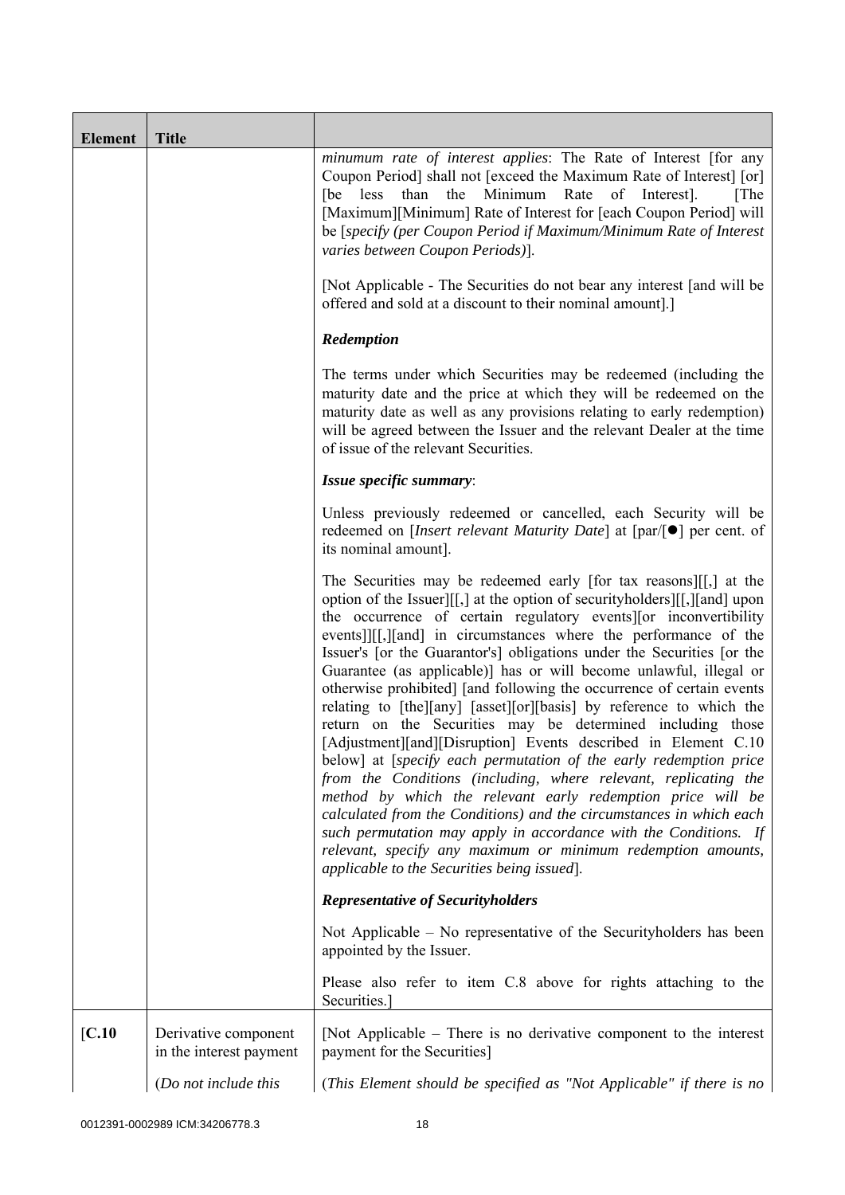| Element | Title | |
|---|---|---|
| | | *minumum rate of interest applies*: The Rate of Interest [for any Coupon Period] shall not [exceed the Maximum Rate of Interest] [or] [be less than the Minimum Rate of Interest]. [The [Maximum][Minimum] Rate of Interest for [each Coupon Period] will be [*specify (per Coupon Period if Maximum/Minimum Rate of Interest varies between Coupon Periods)*].<br><br>[Not Applicable - The Securities do not bear any interest [and will be offered and sold at a discount to their nominal amount].]<br><br>***Redemption***<br><br>The terms under which Securities may be redeemed (including the maturity date and the price at which they will be redeemed on the maturity date as well as any provisions relating to early redemption) will be agreed between the Issuer and the relevant Dealer at the time of issue of the relevant Securities.<br><br>***Issue specific summary***:<br><br>Unless previously redeemed or cancelled, each Security will be redeemed on [*Insert relevant Maturity Date*] at [par/[●] per cent. of its nominal amount].<br><br>The Securities may be redeemed early [for tax reasons][[,] at the option of the Issuer][[,] at the option of securityholders][[,][and] upon the occurrence of certain regulatory events][or inconvertibility events]][[,][and] in circumstances where the performance of the Issuer's [or the Guarantor's] obligations under the Securities [or the Guarantee (as applicable)] has or will become unlawful, illegal or otherwise prohibited] [and following the occurrence of certain events relating to [the][any] [asset][or][basis] by reference to which the return on the Securities may be determined including those [Adjustment][and][Disruption] Events described in Element C.10 below] at [*specify each permutation of the early redemption price from the Conditions (including, where relevant, replicating the method by which the relevant early redemption price will be calculated from the Conditions) and the circumstances in which each such permutation may apply in accordance with the Conditions. If relevant, specify any maximum or minimum redemption amounts, applicable to the Securities being issued*].<br><br>***Representative of Securityholders***<br><br>Not Applicable – No representative of the Securityholders has been appointed by the Issuer.<br><br>Please also refer to item C.8 above for rights attaching to the Securities.] |
| [C.10 | Derivative component in the interest payment<br><br>(*Do not include this* | [Not Applicable – There is no derivative component to the interest payment for the Securities]<br><br>(*This Element should be specified as "Not Applicable" if there is no* |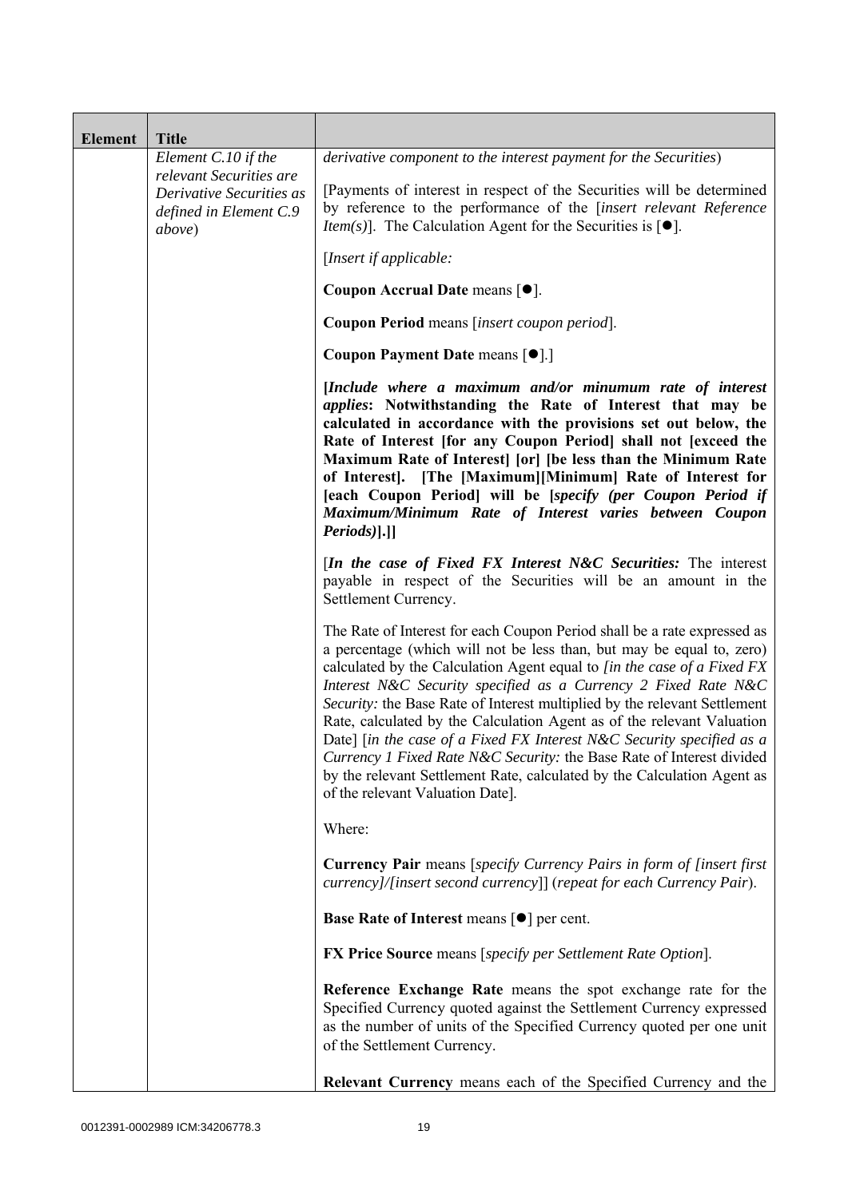| Element | Title | |
|---|---|---|
| | *Element C.10 if the relevant Securities are Derivative Securities as defined in Element C.9 above*) | *derivative component to the interest payment for the Securities*)<br><br>[Payments of interest in respect of the Securities will be determined by reference to the performance of the [*insert relevant Reference Item(s)*]. The Calculation Agent for the Securities is [●].<br><br>[*Insert if applicable:*<br><br>**Coupon Accrual Date** means [●].<br><br>**Coupon Period** means [*insert coupon period*].<br><br>**Coupon Payment Date** means [●].]<br><br>**[*Include where a maximum and/or minumum rate of interest applies*: Notwithstanding the Rate of Interest that may be calculated in accordance with the provisions set out below, the Rate of Interest [for any Coupon Period] shall not [exceed the Maximum Rate of Interest] [or] [be less than the Minimum Rate of Interest]. [The [Maximum][Minimum] Rate of Interest for [each Coupon Period] will be [*specify (per Coupon Period if Maximum/Minimum Rate of Interest varies between Coupon Periods)*].]]**<br><br>[***In the case of Fixed FX Interest N&C Securities:*** The interest payable in respect of the Securities will be an amount in the Settlement Currency.<br><br>The Rate of Interest for each Coupon Period shall be a rate expressed as a percentage (which will not be less than, but may be equal to, zero) calculated by the Calculation Agent equal to *[in the case of a Fixed FX Interest N&C Security specified as a Currency 2 Fixed Rate N&C Security:* the Base Rate of Interest multiplied by the relevant Settlement Rate, calculated by the Calculation Agent as of the relevant Valuation Date] [*in the case of a Fixed FX Interest N&C Security specified as a Currency 1 Fixed Rate N&C Security:* the Base Rate of Interest divided by the relevant Settlement Rate, calculated by the Calculation Agent as of the relevant Valuation Date].<br><br>Where:<br><br>**Currency Pair** means [*specify Currency Pairs in form of [insert first currency]/[insert second currency]*] (*repeat for each Currency Pair*).<br><br>**Base Rate of Interest** means [●] per cent.<br><br>**FX Price Source** means [*specify per Settlement Rate Option*].<br><br>**Reference Exchange Rate** means the spot exchange rate for the Specified Currency quoted against the Settlement Currency expressed as the number of units of the Specified Currency quoted per one unit of the Settlement Currency.<br><br>**Relevant Currency** means each of the Specified Currency and the |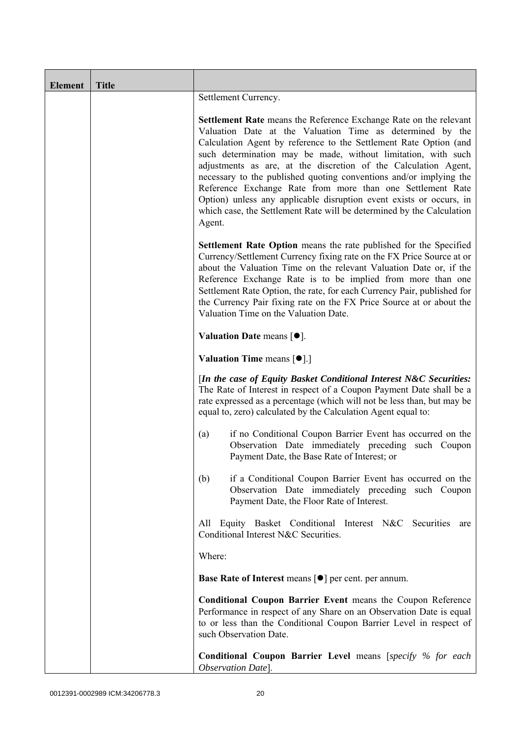| Element | Title | |
|---|---|---|
| | | Settlement Currency.<br><br>**Settlement Rate** means the Reference Exchange Rate on the relevant Valuation Date at the Valuation Time as determined by the Calculation Agent by reference to the Settlement Rate Option (and such determination may be made, without limitation, with such adjustments as are, at the discretion of the Calculation Agent, necessary to the published quoting conventions and/or implying the Reference Exchange Rate from more than one Settlement Rate Option) unless any applicable disruption event exists or occurs, in which case, the Settlement Rate will be determined by the Calculation Agent.<br><br>**Settlement Rate Option** means the rate published for the Specified Currency/Settlement Currency fixing rate on the FX Price Source at or about the Valuation Time on the relevant Valuation Date or, if the Reference Exchange Rate is to be implied from more than one Settlement Rate Option, the rate, for each Currency Pair, published for the Currency Pair fixing rate on the FX Price Source at or about the Valuation Time on the Valuation Date.<br><br>**Valuation Date** means [●].<br><br>**Valuation Time** means [●].]<br><br>[***In the case of Equity Basket Conditional Interest N&C Securities:*** The Rate of Interest in respect of a Coupon Payment Date shall be a rate expressed as a percentage (which will not be less than, but may be equal to, zero) calculated by the Calculation Agent equal to:<br><br>(a) if no Conditional Coupon Barrier Event has occurred on the Observation Date immediately preceding such Coupon Payment Date, the Base Rate of Interest; or<br><br>(b) if a Conditional Coupon Barrier Event has occurred on the Observation Date immediately preceding such Coupon Payment Date, the Floor Rate of Interest.<br><br>All Equity Basket Conditional Interest N&C Securities are Conditional Interest N&C Securities.<br><br>Where:<br><br>**Base Rate of Interest** means [●] per cent. per annum.<br><br>**Conditional Coupon Barrier Event** means the Coupon Reference Performance in respect of any Share on an Observation Date is equal to or less than the Conditional Coupon Barrier Level in respect of such Observation Date.<br><br>**Conditional Coupon Barrier Level** means [*specify % for each Observation Date*]. |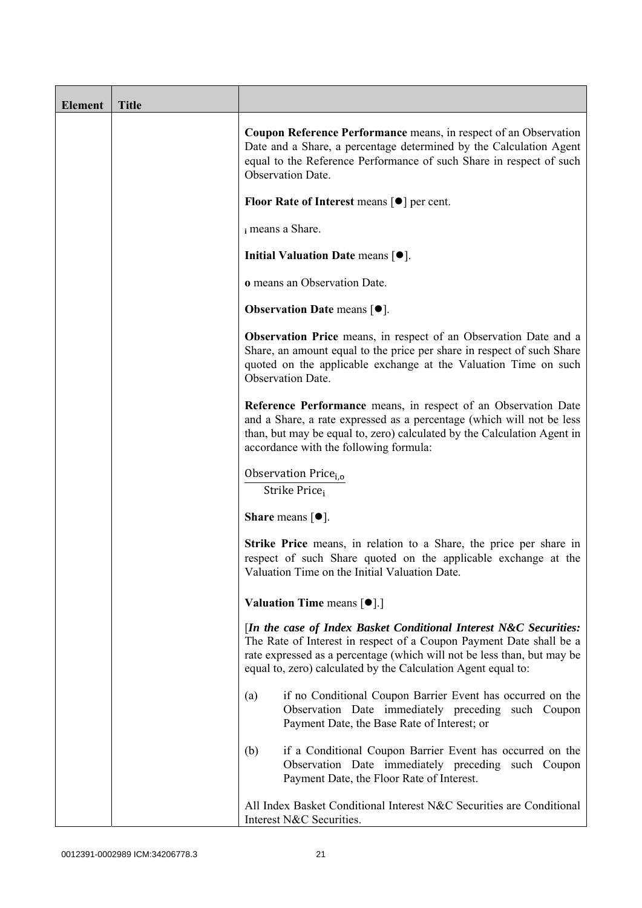| Element | Title | |
|---|---|---|
| | | **Coupon Reference Performance** means, in respect of an Observation Date and a Share, a percentage determined by the Calculation Agent equal to the Reference Performance of such Share in respect of such Observation Date.<br><br>**Floor Rate of Interest** means [●] per cent.<br><br>$_i$ means a Share.<br><br>**Initial Valuation Date** means [●].<br><br>**o** means an Observation Date.<br><br>**Observation Date** means [●].<br><br>**Observation Price** means, in respect of an Observation Date and a Share, an amount equal to the price per share in respect of such Share quoted on the applicable exchange at the Valuation Time on such Observation Date.<br><br>**Reference Performance** means, in respect of an Observation Date and a Share, a rate expressed as a percentage (which will not be less than, but may be equal to, zero) calculated by the Calculation Agent in accordance with the following formula:<br><br>$$\frac{\text{Observation Price}_{i,o}}{\text{Strike Price}_i}$$<br><br>**Share** means [●].<br><br>**Strike Price** means, in relation to a Share, the price per share in respect of such Share quoted on the applicable exchange at the Valuation Time on the Initial Valuation Date.<br><br>**Valuation Time** means [●].]<br><br>[***In the case of Index Basket Conditional Interest N&C Securities:*** The Rate of Interest in respect of a Coupon Payment Date shall be a rate expressed as a percentage (which will not be less than, but may be equal to, zero) calculated by the Calculation Agent equal to:<br><br>(a) if no Conditional Coupon Barrier Event has occurred on the Observation Date immediately preceding such Coupon Payment Date, the Base Rate of Interest; or<br><br>(b) if a Conditional Coupon Barrier Event has occurred on the Observation Date immediately preceding such Coupon Payment Date, the Floor Rate of Interest.<br><br>All Index Basket Conditional Interest N&C Securities are Conditional Interest N&C Securities. |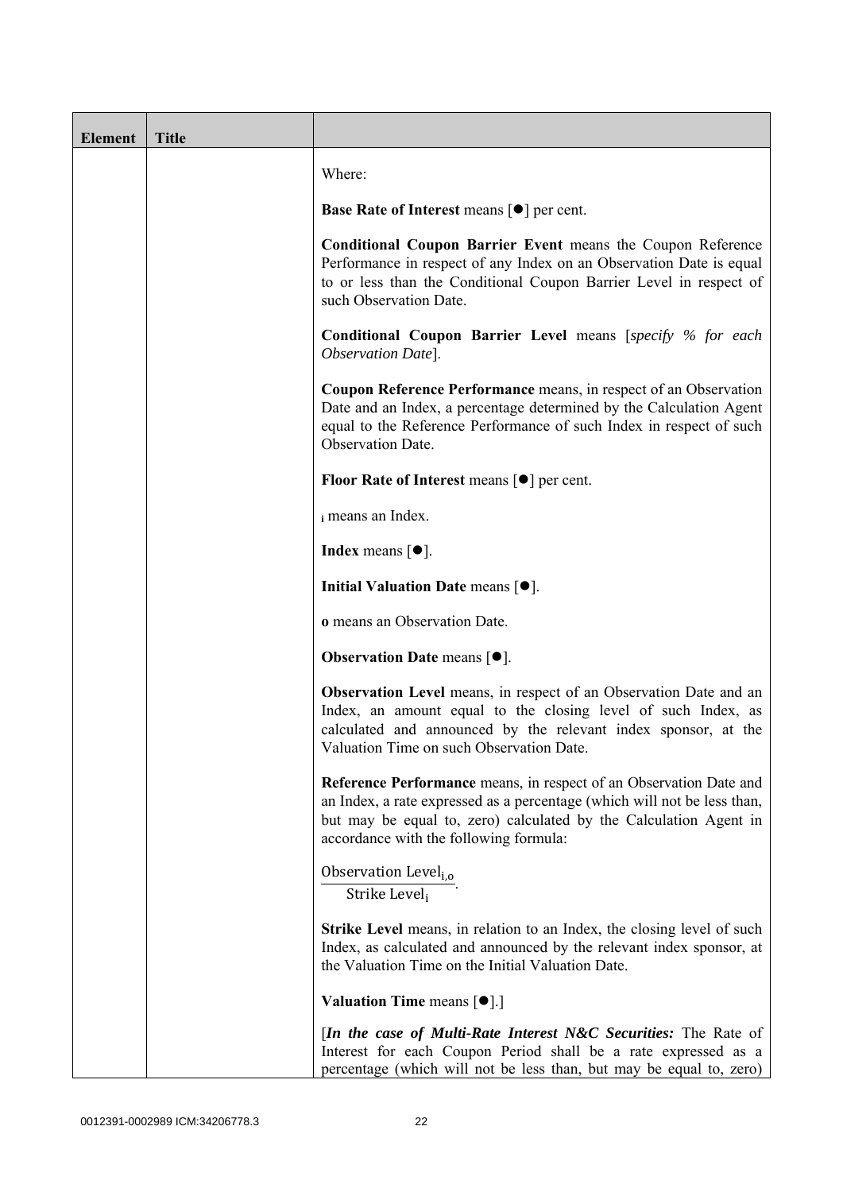| Element | Title | |
|---|---|---|
| | | Where:<br><br>**Base Rate of Interest** means [●] per cent.<br><br>**Conditional Coupon Barrier Event** means the Coupon Reference Performance in respect of any Index on an Observation Date is equal to or less than the Conditional Coupon Barrier Level in respect of such Observation Date.<br><br>**Conditional Coupon Barrier Level** means [*specify % for each Observation Date*].<br><br>**Coupon Reference Performance** means, in respect of an Observation Date and an Index, a percentage determined by the Calculation Agent equal to the Reference Performance of such Index in respect of such Observation Date.<br><br>**Floor Rate of Interest** means [●] per cent.<br><br>$_i$ means an Index.<br><br>**Index** means [●].<br><br>**Initial Valuation Date** means [●].<br><br>**o** means an Observation Date.<br><br>**Observation Date** means [●].<br><br>**Observation Level** means, in respect of an Observation Date and an Index, an amount equal to the closing level of such Index, as calculated and announced by the relevant index sponsor, at the Valuation Time on such Observation Date.<br><br>**Reference Performance** means, in respect of an Observation Date and an Index, a rate expressed as a percentage (which will not be less than, but may be equal to, zero) calculated by the Calculation Agent in accordance with the following formula:<br><br>$\frac{\text{Observation Level}_{i,o}}{\text{Strike Level}_i}$.<br><br>**Strike Level** means, in relation to an Index, the closing level of such Index, as calculated and announced by the relevant index sponsor, at the Valuation Time on the Initial Valuation Date.<br><br>**Valuation Time** means [●].]<br><br>[***In the case of Multi-Rate Interest N&C Securities:*** The Rate of Interest for each Coupon Period shall be a rate expressed as a percentage (which will not be less than, but may be equal to, zero) |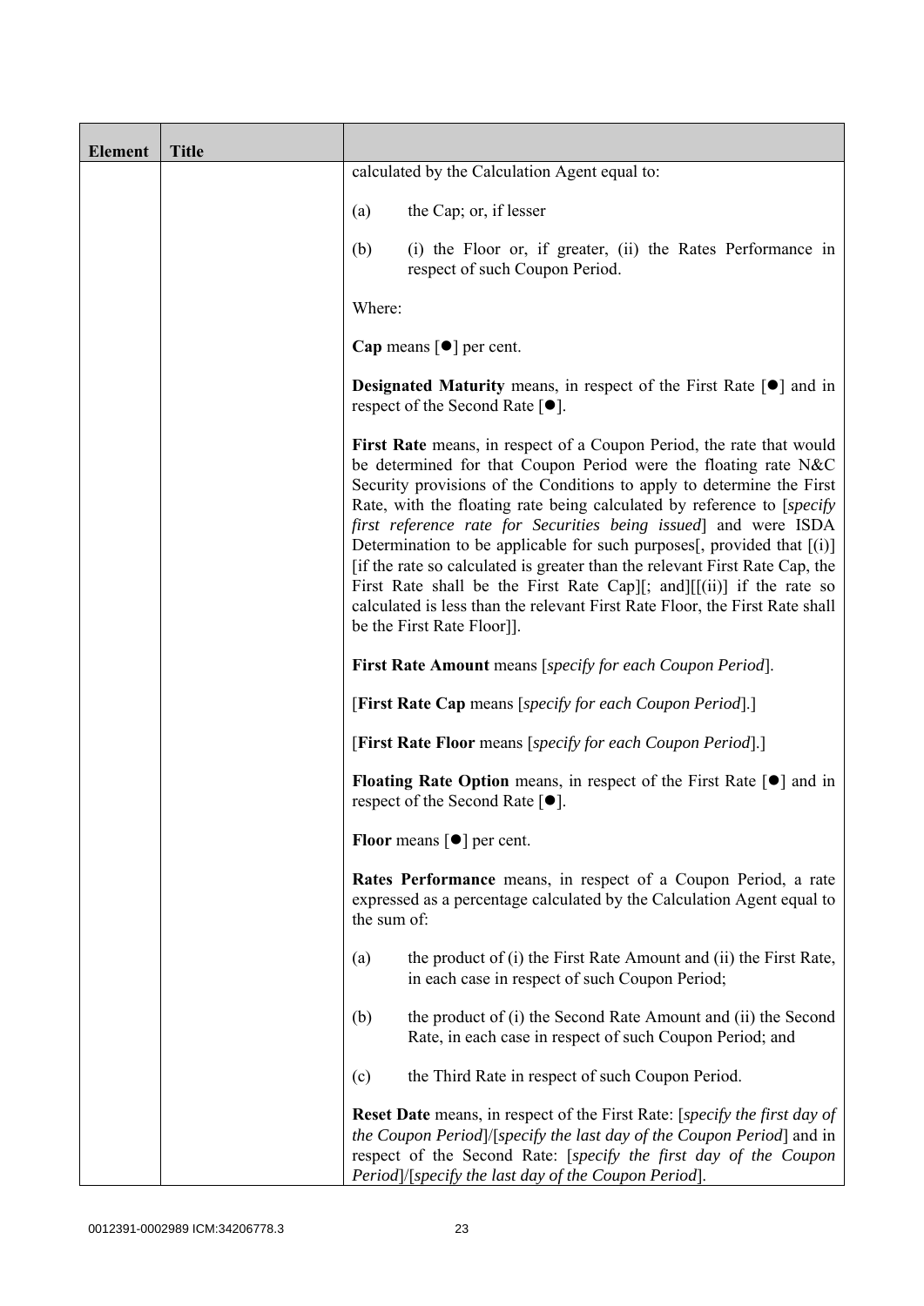| Element | Title | |
|---|---|---|
| | | calculated by the Calculation Agent equal to:<br><br>(a) the Cap; or, if lesser<br><br>(b) (i) the Floor or, if greater, (ii) the Rates Performance in respect of such Coupon Period.<br><br>Where:<br><br>**Cap** means [●] per cent.<br><br>**Designated Maturity** means, in respect of the First Rate [●] and in respect of the Second Rate [●].<br><br>**First Rate** means, in respect of a Coupon Period, the rate that would be determined for that Coupon Period were the floating rate N&C Security provisions of the Conditions to apply to determine the First Rate, with the floating rate being calculated by reference to [*specify first reference rate for Securities being issued*] and were ISDA Determination to be applicable for such purposes[, provided that [(i)] [if the rate so calculated is greater than the relevant First Rate Cap, the First Rate shall be the First Rate Cap][; and][[(ii)] if the rate so calculated is less than the relevant First Rate Floor, the First Rate shall be the First Rate Floor]].<br><br>**First Rate Amount** means [*specify for each Coupon Period*].<br><br>[**First Rate Cap** means [*specify for each Coupon Period*].]<br><br>[**First Rate Floor** means [*specify for each Coupon Period*].]<br><br>**Floating Rate Option** means, in respect of the First Rate [●] and in respect of the Second Rate [●].<br><br>**Floor** means [●] per cent.<br><br>**Rates Performance** means, in respect of a Coupon Period, a rate expressed as a percentage calculated by the Calculation Agent equal to the sum of:<br><br>(a) the product of (i) the First Rate Amount and (ii) the First Rate, in each case in respect of such Coupon Period;<br><br>(b) the product of (i) the Second Rate Amount and (ii) the Second Rate, in each case in respect of such Coupon Period; and<br><br>(c) the Third Rate in respect of such Coupon Period.<br><br>**Reset Date** means, in respect of the First Rate: [*specify the first day of the Coupon Period*]/[*specify the last day of the Coupon Period*] and in respect of the Second Rate: [*specify the first day of the Coupon Period*]/[*specify the last day of the Coupon Period*]. |

0012391-0002989 ICM:34206778.3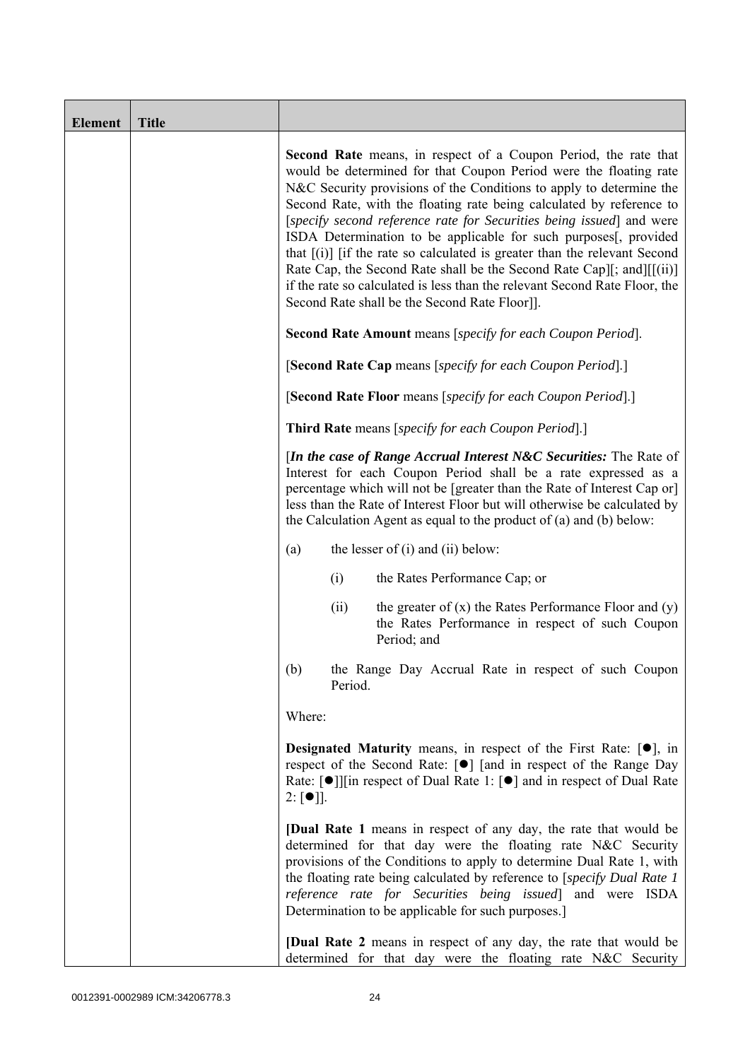| Element | Title | |
|---|---|---|
| | | **Second Rate** means, in respect of a Coupon Period, the rate that would be determined for that Coupon Period were the floating rate N&C Security provisions of the Conditions to apply to determine the Second Rate, with the floating rate being calculated by reference to [*specify second reference rate for Securities being issued*] and were ISDA Determination to be applicable for such purposes[, provided that [(i)] [if the rate so calculated is greater than the relevant Second Rate Cap, the Second Rate shall be the Second Rate Cap][; and][[(ii)] if the rate so calculated is less than the relevant Second Rate Floor, the Second Rate shall be the Second Rate Floor]].<br><br>**Second Rate Amount** means [*specify for each Coupon Period*].<br><br>[**Second Rate Cap** means [*specify for each Coupon Period*].]<br><br>[**Second Rate Floor** means [*specify for each Coupon Period*].]<br><br>**Third Rate** means [*specify for each Coupon Period*].]<br><br>[***In the case of Range Accrual Interest N&C Securities:*** The Rate of Interest for each Coupon Period shall be a rate expressed as a percentage which will not be [greater than the Rate of Interest Cap or] less than the Rate of Interest Floor but will otherwise be calculated by the Calculation Agent as equal to the product of (a) and (b) below:<br><br>(a) the lesser of (i) and (ii) below:<br><br>(i) the Rates Performance Cap; or<br><br>(ii) the greater of (x) the Rates Performance Floor and (y) the Rates Performance in respect of such Coupon Period; and<br><br>(b) the Range Day Accrual Rate in respect of such Coupon Period.<br><br>Where:<br><br>**Designated Maturity** means, in respect of the First Rate: [●], in respect of the Second Rate: [●] [and in respect of the Range Day Rate: [●]][in respect of Dual Rate 1: [●] and in respect of Dual Rate 2: [●]].<br><br>[**Dual Rate 1** means in respect of any day, the rate that would be determined for that day were the floating rate N&C Security provisions of the Conditions to apply to determine Dual Rate 1, with the floating rate being calculated by reference to [*specify Dual Rate 1 reference rate for Securities being issued*] and were ISDA Determination to be applicable for such purposes.]<br><br>[**Dual Rate 2** means in respect of any day, the rate that would be determined for that day were the floating rate N&C Security |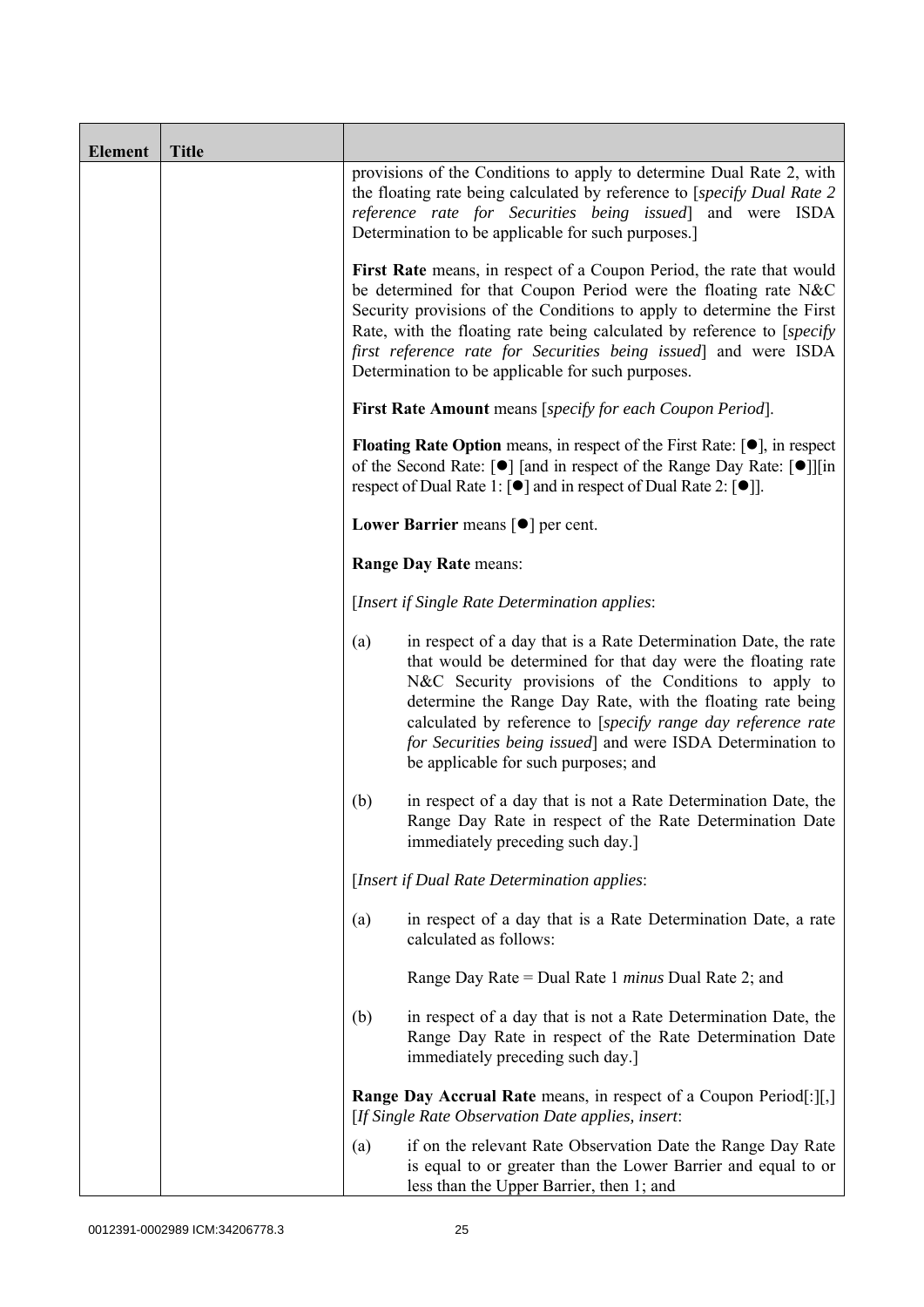| Element | Title | |
|---|---|---|
| | | provisions of the Conditions to apply to determine Dual Rate 2, with the floating rate being calculated by reference to [*specify Dual Rate 2 reference rate for Securities being issued*] and were ISDA Determination to be applicable for such purposes.]<br><br>**First Rate** means, in respect of a Coupon Period, the rate that would be determined for that Coupon Period were the floating rate N&C Security provisions of the Conditions to apply to determine the First Rate, with the floating rate being calculated by reference to [*specify first reference rate for Securities being issued*] and were ISDA Determination to be applicable for such purposes.<br><br>**First Rate Amount** means [*specify for each Coupon Period*].<br><br>**Floating Rate Option** means, in respect of the First Rate: [●], in respect of the Second Rate: [●] [and in respect of the Range Day Rate: [●]][in respect of Dual Rate 1: [●] and in respect of Dual Rate 2: [●]].<br><br>**Lower Barrier** means [●] per cent.<br><br>**Range Day Rate** means:<br><br>[*Insert if Single Rate Determination applies*:<br><br>(a) in respect of a day that is a Rate Determination Date, the rate that would be determined for that day were the floating rate N&C Security provisions of the Conditions to apply to determine the Range Day Rate, with the floating rate being calculated by reference to [*specify range day reference rate for Securities being issued*] and were ISDA Determination to be applicable for such purposes; and<br><br>(b) in respect of a day that is not a Rate Determination Date, the Range Day Rate in respect of the Rate Determination Date immediately preceding such day.]<br><br>[*Insert if Dual Rate Determination applies*:<br><br>(a) in respect of a day that is a Rate Determination Date, a rate calculated as follows:<br><br>Range Day Rate = Dual Rate 1 *minus* Dual Rate 2; and<br><br>(b) in respect of a day that is not a Rate Determination Date, the Range Day Rate in respect of the Rate Determination Date immediately preceding such day.]<br><br>**Range Day Accrual Rate** means, in respect of a Coupon Period[:][,] [*If Single Rate Observation Date applies, insert*:<br><br>(a) if on the relevant Rate Observation Date the Range Day Rate is equal to or greater than the Lower Barrier and equal to or less than the Upper Barrier, then 1; and |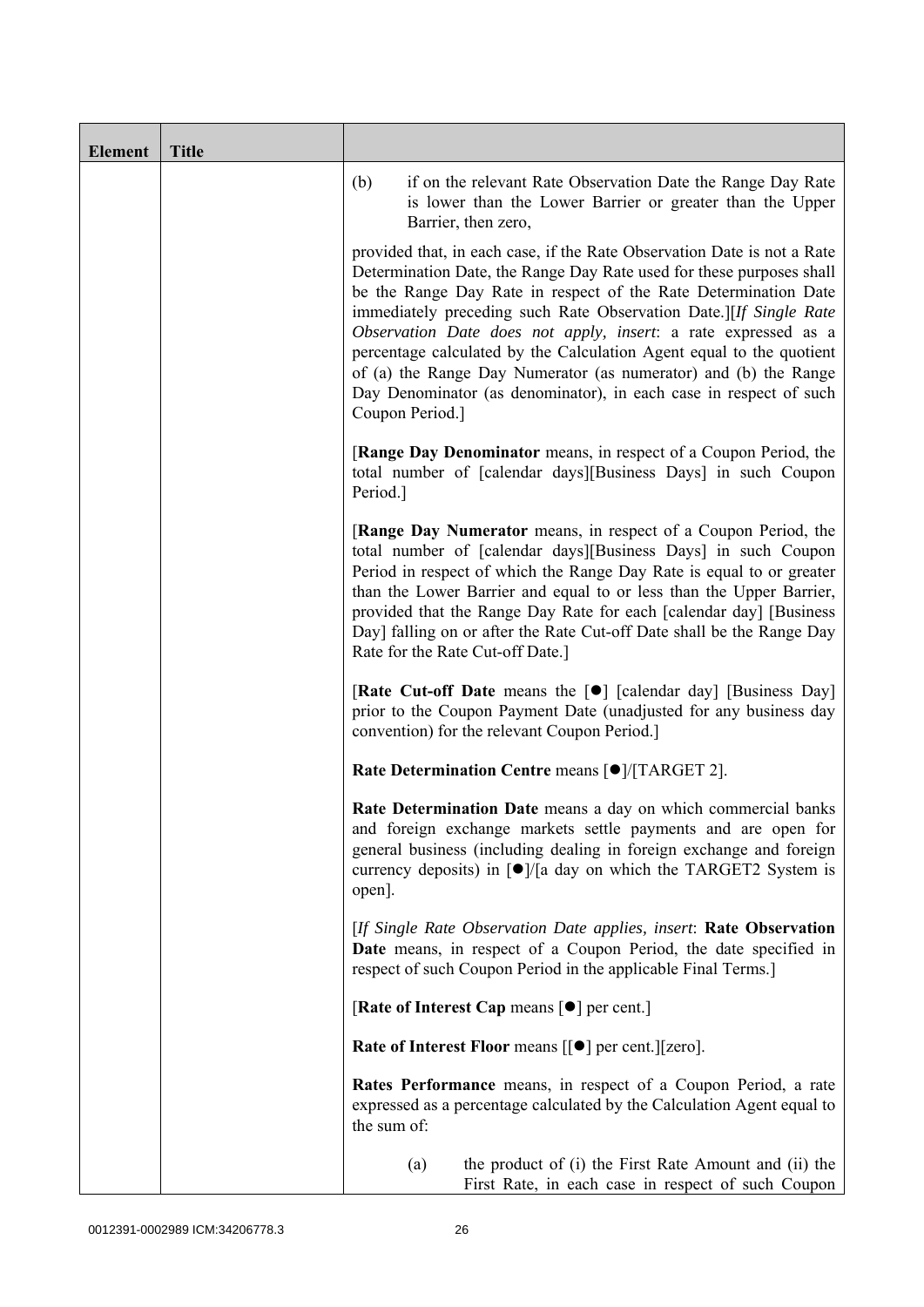| Element | Title | |
|---|---|---|
| | | (b) if on the relevant Rate Observation Date the Range Day Rate is lower than the Lower Barrier or greater than the Upper Barrier, then zero,<br><br>provided that, in each case, if the Rate Observation Date is not a Rate Determination Date, the Range Day Rate used for these purposes shall be the Range Day Rate in respect of the Rate Determination Date immediately preceding such Rate Observation Date.][*If Single Rate Observation Date does not apply, insert*: a rate expressed as a percentage calculated by the Calculation Agent equal to the quotient of (a) the Range Day Numerator (as numerator) and (b) the Range Day Denominator (as denominator), in each case in respect of such Coupon Period.]<br><br>[**Range Day Denominator** means, in respect of a Coupon Period, the total number of [calendar days][Business Days] in such Coupon Period.]<br><br>[**Range Day Numerator** means, in respect of a Coupon Period, the total number of [calendar days][Business Days] in such Coupon Period in respect of which the Range Day Rate is equal to or greater than the Lower Barrier and equal to or less than the Upper Barrier, provided that the Range Day Rate for each [calendar day] [Business Day] falling on or after the Rate Cut-off Date shall be the Range Day Rate for the Rate Cut-off Date.]<br><br>[**Rate Cut-off Date** means the [●] [calendar day] [Business Day] prior to the Coupon Payment Date (unadjusted for any business day convention) for the relevant Coupon Period.]<br><br>**Rate Determination Centre** means [●]/[TARGET 2].<br><br>**Rate Determination Date** means a day on which commercial banks and foreign exchange markets settle payments and are open for general business (including dealing in foreign exchange and foreign currency deposits) in [●]/[a day on which the TARGET2 System is open].<br><br>[*If Single Rate Observation Date applies, insert*: **Rate Observation Date** means, in respect of a Coupon Period, the date specified in respect of such Coupon Period in the applicable Final Terms.]<br><br>[**Rate of Interest Cap** means [●] per cent.]<br><br>**Rate of Interest Floor** means [[●] per cent.][zero].<br><br>**Rates Performance** means, in respect of a Coupon Period, a rate expressed as a percentage calculated by the Calculation Agent equal to the sum of:<br><br>(a) the product of (i) the First Rate Amount and (ii) the First Rate, in each case in respect of such Coupon |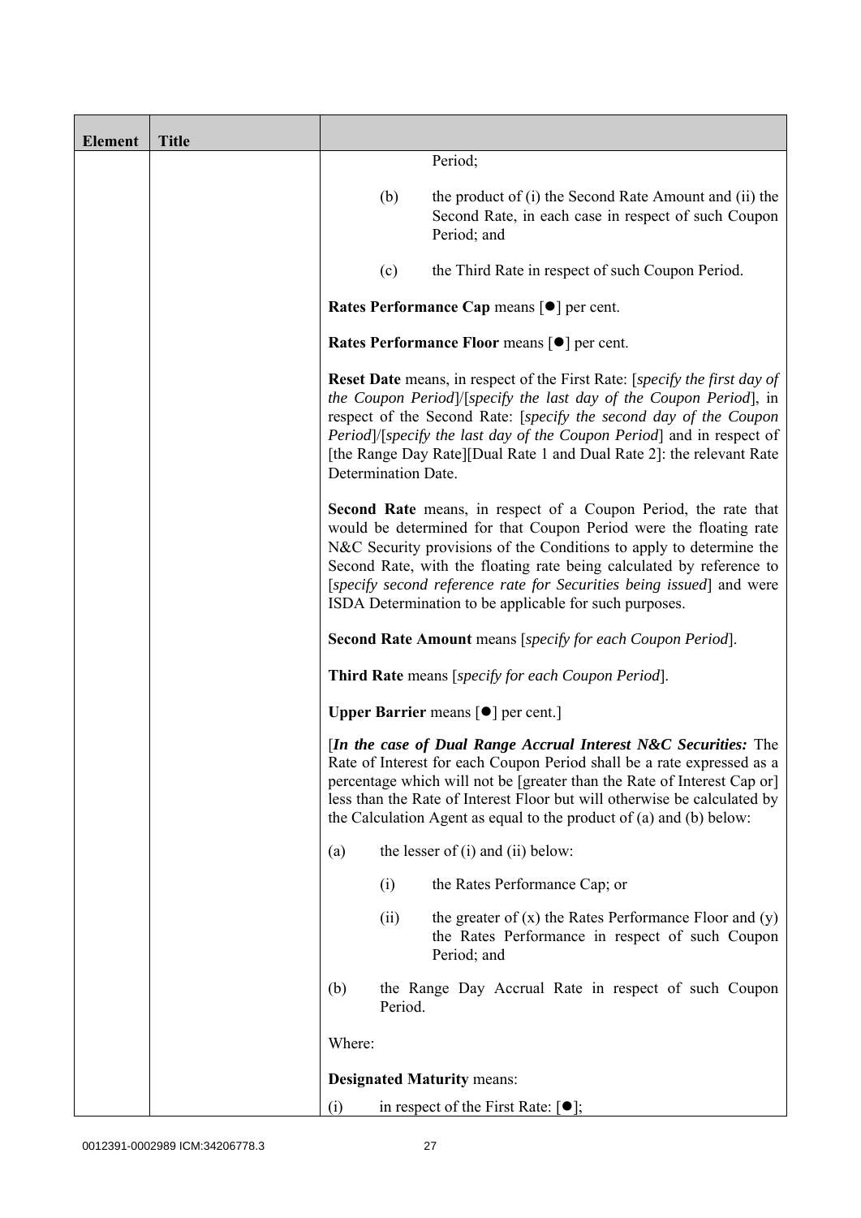| Element | Title | |
|---|---|---|
| | | Period;<br><br>(b) the product of (i) the Second Rate Amount and (ii) the Second Rate, in each case in respect of such Coupon Period; and<br><br>(c) the Third Rate in respect of such Coupon Period.<br><br>**Rates Performance Cap** means [●] per cent.<br><br>**Rates Performance Floor** means [●] per cent.<br><br>**Reset Date** means, in respect of the First Rate: [*specify the first day of the Coupon Period*]/[*specify the last day of the Coupon Period*], in respect of the Second Rate: [*specify the second day of the Coupon Period*]/[*specify the last day of the Coupon Period*] and in respect of [the Range Day Rate][Dual Rate 1 and Dual Rate 2]: the relevant Rate Determination Date.<br><br>**Second Rate** means, in respect of a Coupon Period, the rate that would be determined for that Coupon Period were the floating rate N&C Security provisions of the Conditions to apply to determine the Second Rate, with the floating rate being calculated by reference to [*specify second reference rate for Securities being issued*] and were ISDA Determination to be applicable for such purposes.<br><br>**Second Rate Amount** means [*specify for each Coupon Period*].<br><br>**Third Rate** means [*specify for each Coupon Period*].<br><br>**Upper Barrier** means [●] per cent.]<br><br>[***In the case of Dual Range Accrual Interest N&C Securities:*** The Rate of Interest for each Coupon Period shall be a rate expressed as a percentage which will not be [greater than the Rate of Interest Cap or] less than the Rate of Interest Floor but will otherwise be calculated by the Calculation Agent as equal to the product of (a) and (b) below:<br><br>(a) the lesser of (i) and (ii) below:<br><br>(i) the Rates Performance Cap; or<br><br>(ii) the greater of (x) the Rates Performance Floor and (y) the Rates Performance in respect of such Coupon Period; and<br><br>(b) the Range Day Accrual Rate in respect of such Coupon Period.<br><br>Where:<br><br>**Designated Maturity** means:<br><br>(i) in respect of the First Rate: [●]; |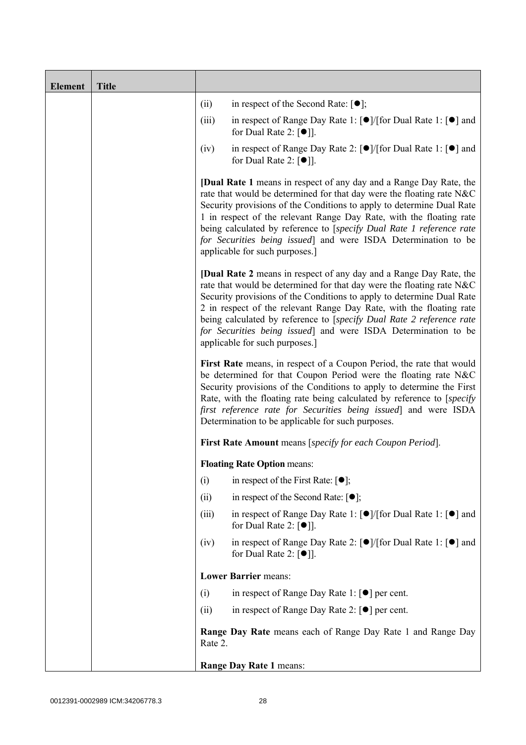| Element | Title | |
|---|---|---|
| | | (ii) in respect of the Second Rate: [●];<br><br>(iii) in respect of Range Day Rate 1: [●]/[for Dual Rate 1: [●] and for Dual Rate 2: [●]].<br><br>(iv) in respect of Range Day Rate 2: [●]/[for Dual Rate 1: [●] and for Dual Rate 2: [●]].<br><br>[**Dual Rate 1** means in respect of any day and a Range Day Rate, the rate that would be determined for that day were the floating rate N&C Security provisions of the Conditions to apply to determine Dual Rate 1 in respect of the relevant Range Day Rate, with the floating rate being calculated by reference to [*specify Dual Rate 1 reference rate for Securities being issued*] and were ISDA Determination to be applicable for such purposes.]<br><br>[**Dual Rate 2** means in respect of any day and a Range Day Rate, the rate that would be determined for that day were the floating rate N&C Security provisions of the Conditions to apply to determine Dual Rate 2 in respect of the relevant Range Day Rate, with the floating rate being calculated by reference to [*specify Dual Rate 2 reference rate for Securities being issued*] and were ISDA Determination to be applicable for such purposes.]<br><br>**First Rate** means, in respect of a Coupon Period, the rate that would be determined for that Coupon Period were the floating rate N&C Security provisions of the Conditions to apply to determine the First Rate, with the floating rate being calculated by reference to [*specify first reference rate for Securities being issued*] and were ISDA Determination to be applicable for such purposes.<br><br>**First Rate Amount** means [*specify for each Coupon Period*].<br><br>**Floating Rate Option** means:<br><br>(i) in respect of the First Rate: [●];<br><br>(ii) in respect of the Second Rate: [●];<br><br>(iii) in respect of Range Day Rate 1: [●]/[for Dual Rate 1: [●] and for Dual Rate 2: [●]].<br><br>(iv) in respect of Range Day Rate 2: [●]/[for Dual Rate 1: [●] and for Dual Rate 2: [●]].<br><br>**Lower Barrier** means:<br><br>(i) in respect of Range Day Rate 1: [●] per cent.<br><br>(ii) in respect of Range Day Rate 2: [●] per cent.<br><br>**Range Day Rate** means each of Range Day Rate 1 and Range Day Rate 2.<br><br>**Range Day Rate 1** means: |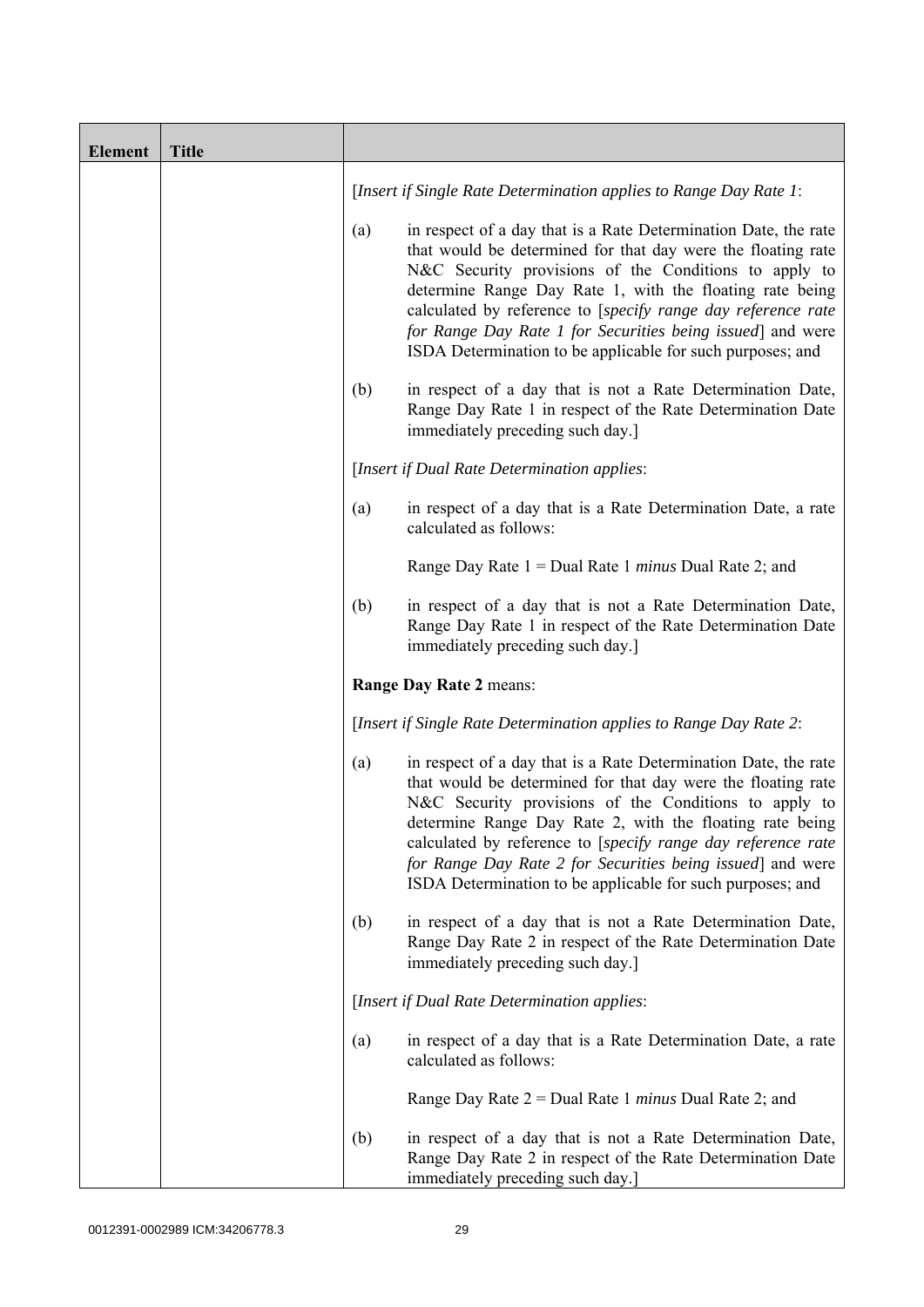| Element | Title | |
|---|---|---|
| | | [*Insert if Single Rate Determination applies to Range Day Rate 1*:<br><br>(a) in respect of a day that is a Rate Determination Date, the rate that would be determined for that day were the floating rate N&C Security provisions of the Conditions to apply to determine Range Day Rate 1, with the floating rate being calculated by reference to [*specify range day reference rate for Range Day Rate 1 for Securities being issued*] and were ISDA Determination to be applicable for such purposes; and<br><br>(b) in respect of a day that is not a Rate Determination Date, Range Day Rate 1 in respect of the Rate Determination Date immediately preceding such day.]<br><br>[*Insert if Dual Rate Determination applies*:<br><br>(a) in respect of a day that is a Rate Determination Date, a rate calculated as follows:<br><br>Range Day Rate 1 = Dual Rate 1 *minus* Dual Rate 2; and<br><br>(b) in respect of a day that is not a Rate Determination Date, Range Day Rate 1 in respect of the Rate Determination Date immediately preceding such day.]<br><br>**Range Day Rate 2** means:<br><br>[*Insert if Single Rate Determination applies to Range Day Rate 2*:<br><br>(a) in respect of a day that is a Rate Determination Date, the rate that would be determined for that day were the floating rate N&C Security provisions of the Conditions to apply to determine Range Day Rate 2, with the floating rate being calculated by reference to [*specify range day reference rate for Range Day Rate 2 for Securities being issued*] and were ISDA Determination to be applicable for such purposes; and<br><br>(b) in respect of a day that is not a Rate Determination Date, Range Day Rate 2 in respect of the Rate Determination Date immediately preceding such day.]<br><br>[*Insert if Dual Rate Determination applies*:<br><br>(a) in respect of a day that is a Rate Determination Date, a rate calculated as follows:<br><br>Range Day Rate 2 = Dual Rate 1 *minus* Dual Rate 2; and<br><br>(b) in respect of a day that is not a Rate Determination Date, Range Day Rate 2 in respect of the Rate Determination Date immediately preceding such day.] |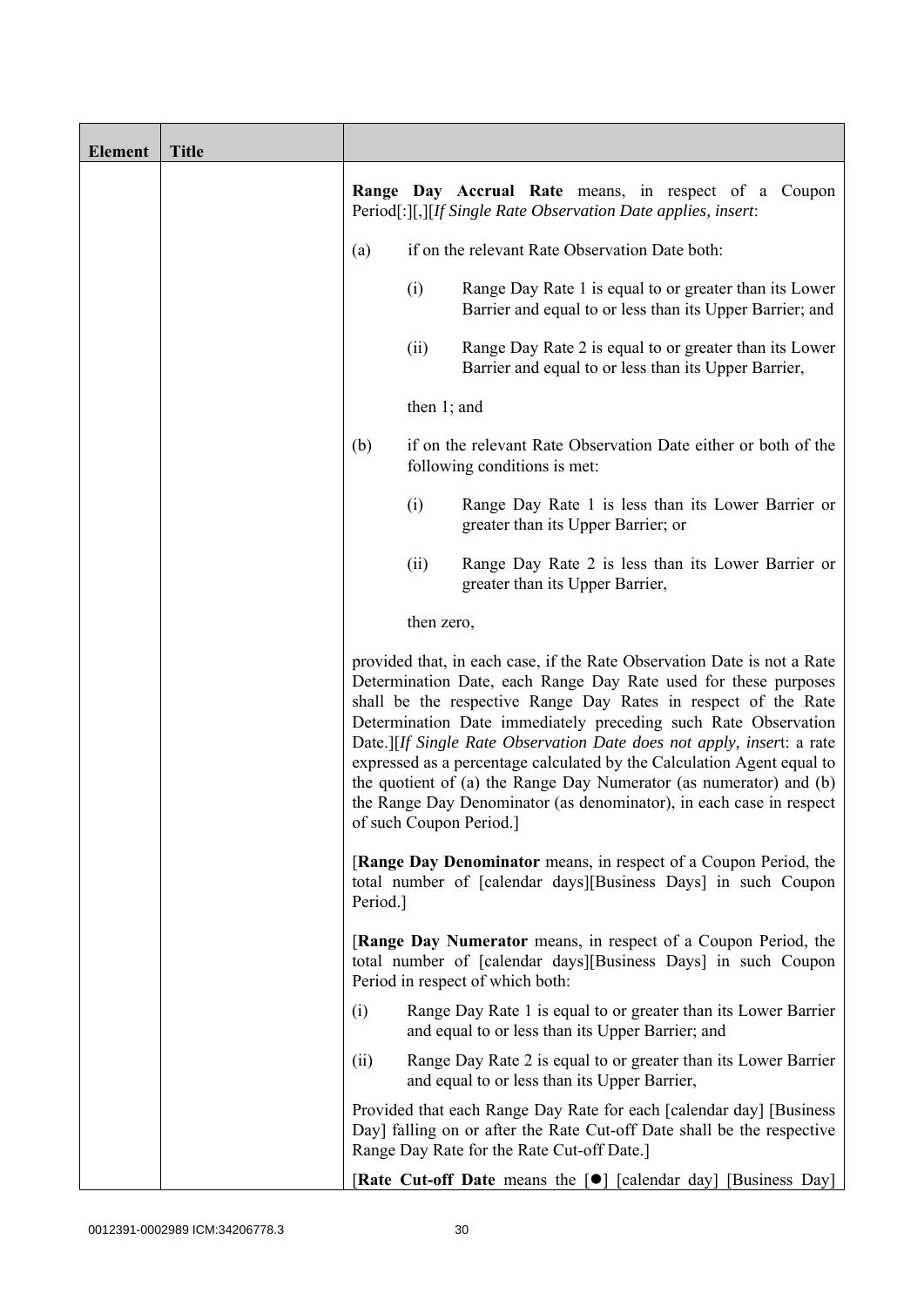| Element | Title | |
|---|---|---|
| | | **Range Day Accrual Rate** means, in respect of a Coupon Period[:][,][*If Single Rate Observation Date applies, insert*:<br><br>(a) if on the relevant Rate Observation Date both:<br><br>(i) Range Day Rate 1 is equal to or greater than its Lower Barrier and equal to or less than its Upper Barrier; and<br><br>(ii) Range Day Rate 2 is equal to or greater than its Lower Barrier and equal to or less than its Upper Barrier,<br><br>then 1; and<br><br>(b) if on the relevant Rate Observation Date either or both of the following conditions is met:<br><br>(i) Range Day Rate 1 is less than its Lower Barrier or greater than its Upper Barrier; or<br><br>(ii) Range Day Rate 2 is less than its Lower Barrier or greater than its Upper Barrier,<br><br>then zero,<br><br>provided that, in each case, if the Rate Observation Date is not a Rate Determination Date, each Range Day Rate used for these purposes shall be the respective Range Day Rates in respect of the Rate Determination Date immediately preceding such Rate Observation Date.][*If Single Rate Observation Date does not apply, insert*: a rate expressed as a percentage calculated by the Calculation Agent equal to the quotient of (a) the Range Day Numerator (as numerator) and (b) the Range Day Denominator (as denominator), in each case in respect of such Coupon Period.]<br><br>[**Range Day Denominator** means, in respect of a Coupon Period, the total number of [calendar days][Business Days] in such Coupon Period.]<br><br>[**Range Day Numerator** means, in respect of a Coupon Period, the total number of [calendar days][Business Days] in such Coupon Period in respect of which both:<br><br>(i) Range Day Rate 1 is equal to or greater than its Lower Barrier and equal to or less than its Upper Barrier; and<br><br>(ii) Range Day Rate 2 is equal to or greater than its Lower Barrier and equal to or less than its Upper Barrier,<br><br>Provided that each Range Day Rate for each [calendar day] [Business Day] falling on or after the Rate Cut-off Date shall be the respective Range Day Rate for the Rate Cut-off Date.]<br><br>[**Rate Cut-off Date** means the [●] [calendar day] [Business Day] |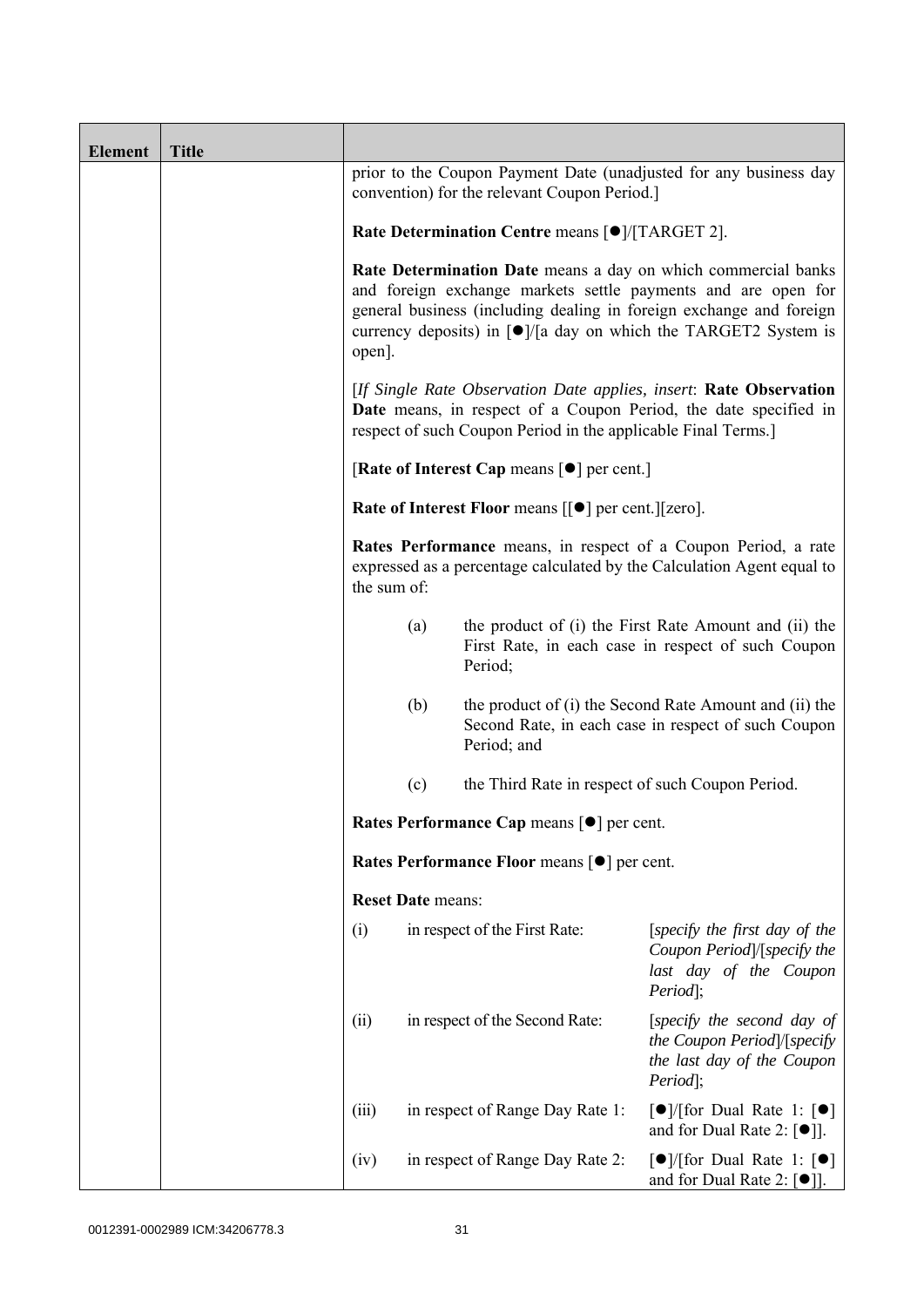| Element | Title | |
|---|---|---|
| | | prior to the Coupon Payment Date (unadjusted for any business day convention) for the relevant Coupon Period.]<br><br>**Rate Determination Centre** means [●]/[TARGET 2].<br><br>**Rate Determination Date** means a day on which commercial banks and foreign exchange markets settle payments and are open for general business (including dealing in foreign exchange and foreign currency deposits) in [●]/[a day on which the TARGET2 System is open].<br><br>[*If Single Rate Observation Date applies, insert*: **Rate Observation Date** means, in respect of a Coupon Period, the date specified in respect of such Coupon Period in the applicable Final Terms.]<br><br>[**Rate of Interest Cap** means [●] per cent.]<br><br>**Rate of Interest Floor** means [[●] per cent.][zero].<br><br>**Rates Performance** means, in respect of a Coupon Period, a rate expressed as a percentage calculated by the Calculation Agent equal to the sum of:<br><br>(a) the product of (i) the First Rate Amount and (ii) the First Rate, in each case in respect of such Coupon Period;<br><br>(b) the product of (i) the Second Rate Amount and (ii) the Second Rate, in each case in respect of such Coupon Period; and<br><br>(c) the Third Rate in respect of such Coupon Period.<br><br>**Rates Performance Cap** means [●] per cent.<br><br>**Rates Performance Floor** means [●] per cent.<br><br>**Reset Date** means:<br><br>(i) in respect of the First Rate: [*specify the first day of the Coupon Period*]/[*specify the last day of the Coupon Period*];<br><br>(ii) in respect of the Second Rate: [*specify the second day of the Coupon Period*]/[*specify the last day of the Coupon Period*];<br><br>(iii) in respect of Range Day Rate 1: [●]/[for Dual Rate 1: [●] and for Dual Rate 2: [●]].<br><br>(iv) in respect of Range Day Rate 2: [●]/[for Dual Rate 1: [●] and for Dual Rate 2: [●]]. |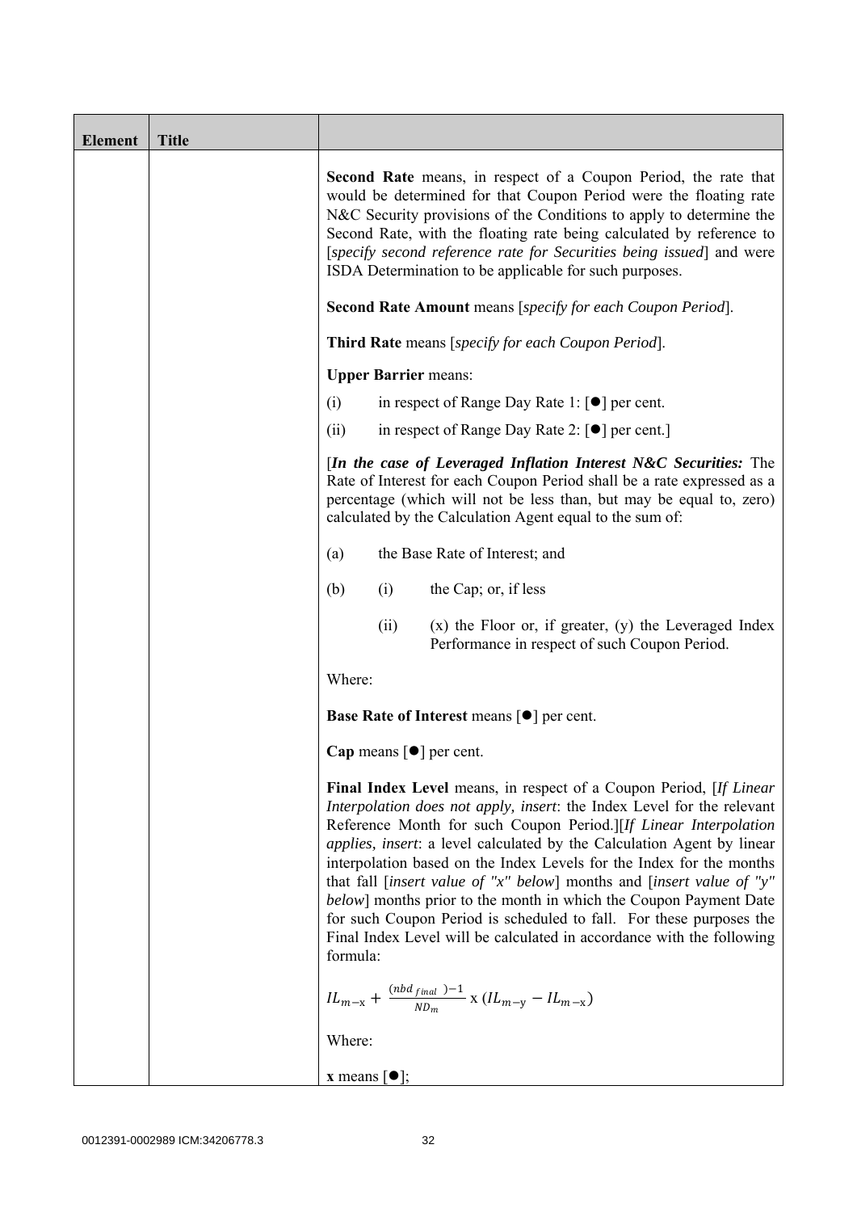| Element | Title |  |
|---|---|---|
| | | **Second Rate** means, in respect of a Coupon Period, the rate that would be determined for that Coupon Period were the floating rate N&C Security provisions of the Conditions to apply to determine the Second Rate, with the floating rate being calculated by reference to [*specify second reference rate for Securities being issued*] and were ISDA Determination to be applicable for such purposes.<br><br>**Second Rate Amount** means [*specify for each Coupon Period*].<br><br>**Third Rate** means [*specify for each Coupon Period*].<br><br>**Upper Barrier** means:<br><br>(i) in respect of Range Day Rate 1: [●] per cent.<br><br>(ii) in respect of Range Day Rate 2: [●] per cent.]<br><br>[***In the case of Leveraged Inflation Interest N&C Securities:*** The Rate of Interest for each Coupon Period shall be a rate expressed as a percentage (which will not be less than, but may be equal to, zero) calculated by the Calculation Agent equal to the sum of:<br><br>(a) the Base Rate of Interest; and<br><br>(b) (i) the Cap; or, if less<br><br>(ii) (x) the Floor or, if greater, (y) the Leveraged Index Performance in respect of such Coupon Period.<br><br>Where:<br><br>**Base Rate of Interest** means [●] per cent.<br><br>**Cap** means [●] per cent.<br><br>**Final Index Level** means, in respect of a Coupon Period, [*If Linear Interpolation does not apply, insert*: the Index Level for the relevant Reference Month for such Coupon Period.][*If Linear Interpolation applies, insert*: a level calculated by the Calculation Agent by linear interpolation based on the Index Levels for the Index for the months that fall [*insert value of "x" below*] months and [*insert value of "y" below*] months prior to the month in which the Coupon Payment Date for such Coupon Period is scheduled to fall. For these purposes the Final Index Level will be calculated in accordance with the following formula:<br><br>$IL_{m-x} + \frac{(nbd_{final})-1}{ND_m} \text{ x } (IL_{m-y} - IL_{m-x})$<br><br>Where:<br><br>**x** means [●]; |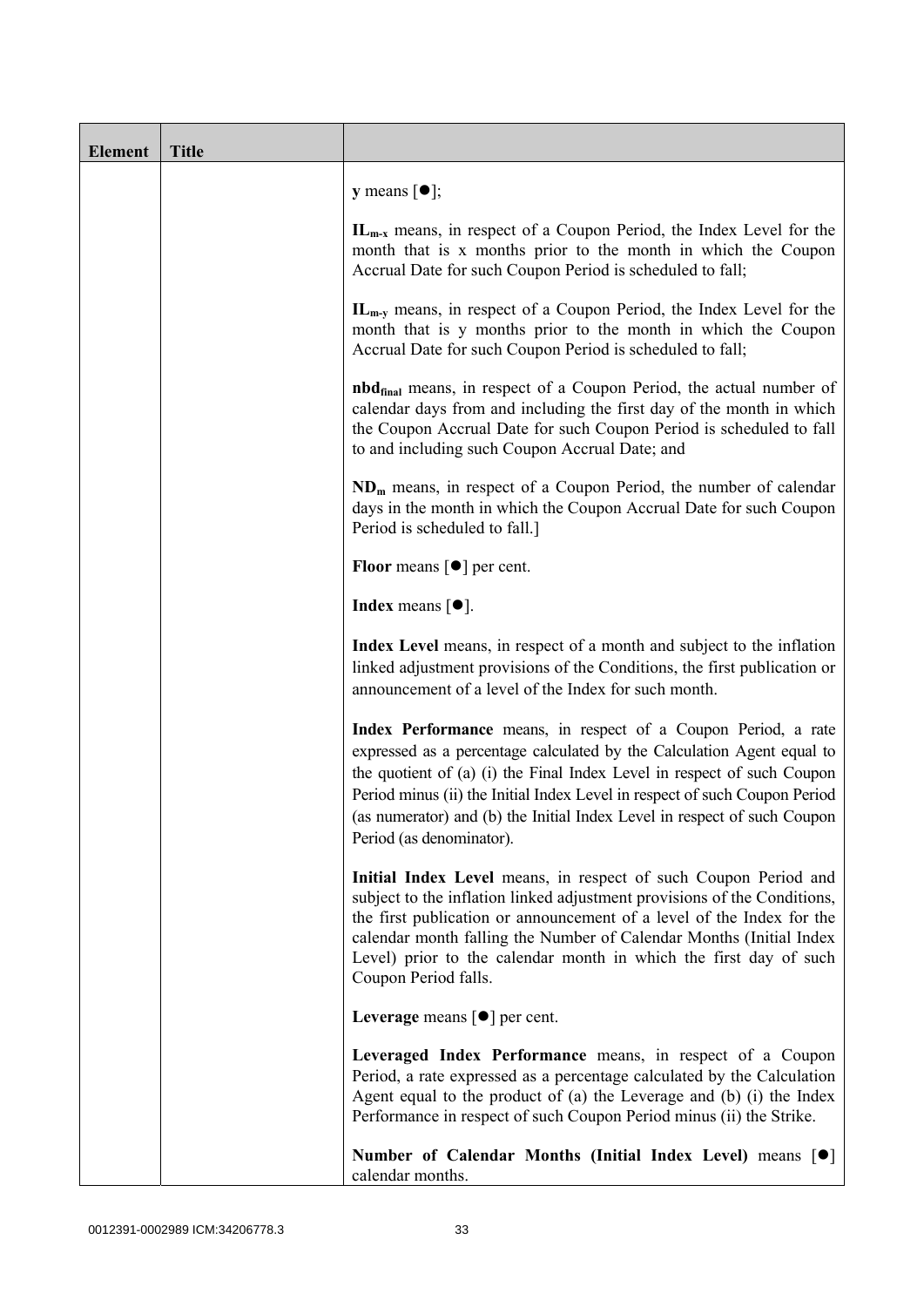| Element | Title | |
|---|---|---|
| | | **y** means [●]; <br><br> $\mathbf{IL_{m-x}}$ means, in respect of a Coupon Period, the Index Level for the month that is x months prior to the month in which the Coupon Accrual Date for such Coupon Period is scheduled to fall; <br><br> $\mathbf{IL_{m-y}}$ means, in respect of a Coupon Period, the Index Level for the month that is y months prior to the month in which the Coupon Accrual Date for such Coupon Period is scheduled to fall; <br><br> $\mathbf{nbd_{final}}$ means, in respect of a Coupon Period, the actual number of calendar days from and including the first day of the month in which the Coupon Accrual Date for such Coupon Period is scheduled to fall to and including such Coupon Accrual Date; and <br><br> $\mathbf{ND_m}$ means, in respect of a Coupon Period, the number of calendar days in the month in which the Coupon Accrual Date for such Coupon Period is scheduled to fall.] <br><br> **Floor** means [●] per cent. <br><br> **Index** means [●]. <br><br> **Index Level** means, in respect of a month and subject to the inflation linked adjustment provisions of the Conditions, the first publication or announcement of a level of the Index for such month. <br><br> **Index Performance** means, in respect of a Coupon Period, a rate expressed as a percentage calculated by the Calculation Agent equal to the quotient of (a) (i) the Final Index Level in respect of such Coupon Period minus (ii) the Initial Index Level in respect of such Coupon Period (as numerator) and (b) the Initial Index Level in respect of such Coupon Period (as denominator). <br><br> **Initial Index Level** means, in respect of such Coupon Period and subject to the inflation linked adjustment provisions of the Conditions, the first publication or announcement of a level of the Index for the calendar month falling the Number of Calendar Months (Initial Index Level) prior to the calendar month in which the first day of such Coupon Period falls. <br><br> **Leverage** means [●] per cent. <br><br> **Leveraged Index Performance** means, in respect of a Coupon Period, a rate expressed as a percentage calculated by the Calculation Agent equal to the product of (a) the Leverage and (b) (i) the Index Performance in respect of such Coupon Period minus (ii) the Strike. <br><br> **Number of Calendar Months (Initial Index Level)** means [●] calendar months. |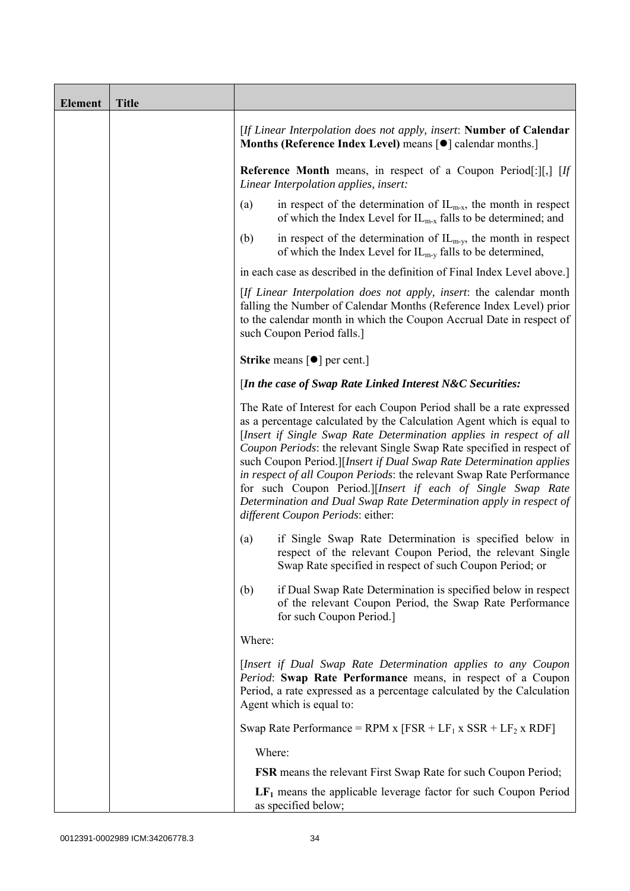| Element | Title | |
|---|---|---|
| | | [*If Linear Interpolation does not apply, insert*: **Number of Calendar Months (Reference Index Level)** means [●] calendar months.]<br><br>**Reference Month** means, in respect of a Coupon Period[:][,] [*If Linear Interpolation applies, insert:*<br><br>(a) in respect of the determination of $IL_{m-x}$, the month in respect of which the Index Level for $IL_{m-x}$ falls to be determined; and<br><br>(b) in respect of the determination of $IL_{m-y}$, the month in respect of which the Index Level for $IL_{m-y}$ falls to be determined,<br><br>in each case as described in the definition of Final Index Level above.]<br><br>[*If Linear Interpolation does not apply, insert*: the calendar month falling the Number of Calendar Months (Reference Index Level) prior to the calendar month in which the Coupon Accrual Date in respect of such Coupon Period falls.]<br><br>**Strike** means [●] per cent.]<br><br>[***In the case of Swap Rate Linked Interest N&C Securities:***<br><br>The Rate of Interest for each Coupon Period shall be a rate expressed as a percentage calculated by the Calculation Agent which is equal to [*Insert if Single Swap Rate Determination applies in respect of all Coupon Periods*: the relevant Single Swap Rate specified in respect of such Coupon Period.][*Insert if Dual Swap Rate Determination applies in respect of all Coupon Periods*: the relevant Swap Rate Performance for such Coupon Period.][*Insert if each of Single Swap Rate Determination and Dual Swap Rate Determination apply in respect of different Coupon Periods*: either:<br><br>(a) if Single Swap Rate Determination is specified below in respect of the relevant Coupon Period, the relevant Single Swap Rate specified in respect of such Coupon Period; or<br><br>(b) if Dual Swap Rate Determination is specified below in respect of the relevant Coupon Period, the Swap Rate Performance for such Coupon Period.]<br><br>Where:<br><br>[*Insert if Dual Swap Rate Determination applies to any Coupon Period*: **Swap Rate Performance** means, in respect of a Coupon Period, a rate expressed as a percentage calculated by the Calculation Agent which is equal to:<br><br>Swap Rate Performance = RPM x [FSR + $LF_1$ x SSR + $LF_2$ x RDF]<br><br>Where:<br><br>**FSR** means the relevant First Swap Rate for such Coupon Period;<br><br>**$LF_1$** means the applicable leverage factor for such Coupon Period as specified below; |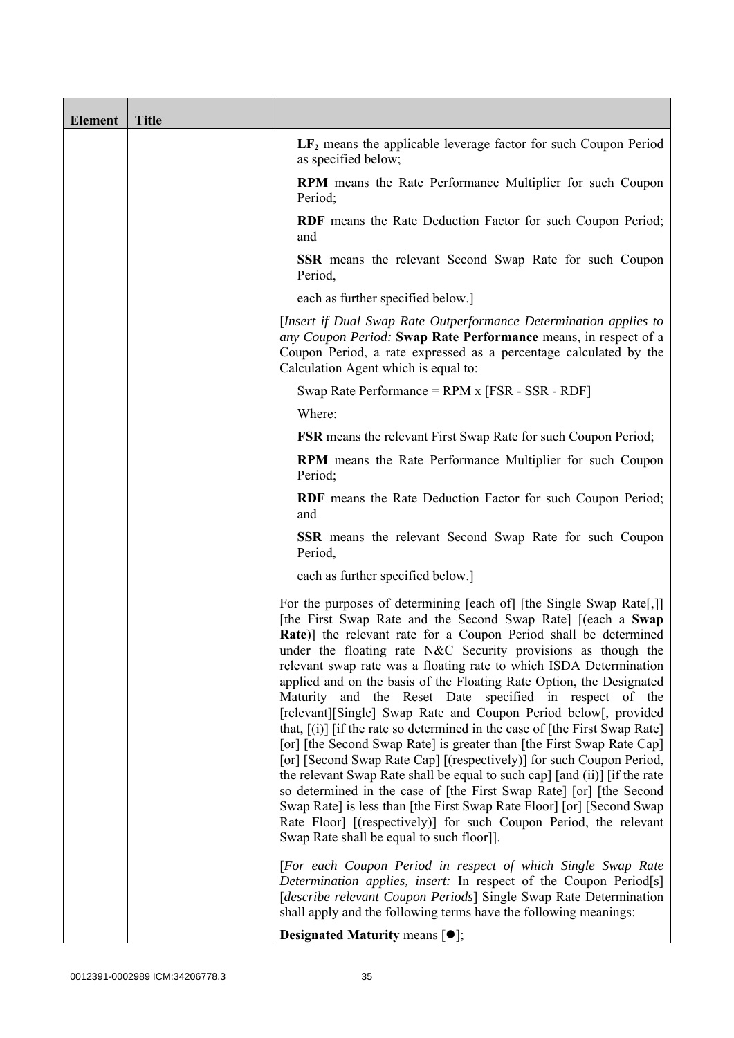| Element | Title | |
|---|---|---|
| | | **$LF_2$** means the applicable leverage factor for such Coupon Period as specified below;<br><br>**RPM** means the Rate Performance Multiplier for such Coupon Period;<br><br>**RDF** means the Rate Deduction Factor for such Coupon Period; and<br><br>**SSR** means the relevant Second Swap Rate for such Coupon Period,<br><br>each as further specified below.]<br><br>[*Insert if Dual Swap Rate Outperformance Determination applies to any Coupon Period:* **Swap Rate Performance** means, in respect of a Coupon Period, a rate expressed as a percentage calculated by the Calculation Agent which is equal to:<br><br>Swap Rate Performance = RPM x [FSR - SSR - RDF]<br><br>Where:<br><br>**FSR** means the relevant First Swap Rate for such Coupon Period;<br><br>**RPM** means the Rate Performance Multiplier for such Coupon Period;<br><br>**RDF** means the Rate Deduction Factor for such Coupon Period; and<br><br>**SSR** means the relevant Second Swap Rate for such Coupon Period,<br><br>each as further specified below.]<br><br>For the purposes of determining [each of] [the Single Swap Rate[,]] [the First Swap Rate and the Second Swap Rate] [(each a **Swap Rate**)] the relevant rate for a Coupon Period shall be determined under the floating rate N&C Security provisions as though the relevant swap rate was a floating rate to which ISDA Determination applied and on the basis of the Floating Rate Option, the Designated Maturity and the Reset Date specified in respect of the [relevant][Single] Swap Rate and Coupon Period below[, provided that, [(i)] [if the rate so determined in the case of [the First Swap Rate] [or] [the Second Swap Rate] is greater than [the First Swap Rate Cap] [or] [Second Swap Rate Cap] [(respectively)] for such Coupon Period, the relevant Swap Rate shall be equal to such cap] [and (ii)] [if the rate so determined in the case of [the First Swap Rate] [or] [the Second Swap Rate] is less than [the First Swap Rate Floor] [or] [Second Swap Rate Floor] [(respectively)] for such Coupon Period, the relevant Swap Rate shall be equal to such floor]].<br><br>[*For each Coupon Period in respect of which Single Swap Rate Determination applies, insert:* In respect of the Coupon Period[s] [*describe relevant Coupon Periods*] Single Swap Rate Determination shall apply and the following terms have the following meanings:<br><br>**Designated Maturity** means [●]; |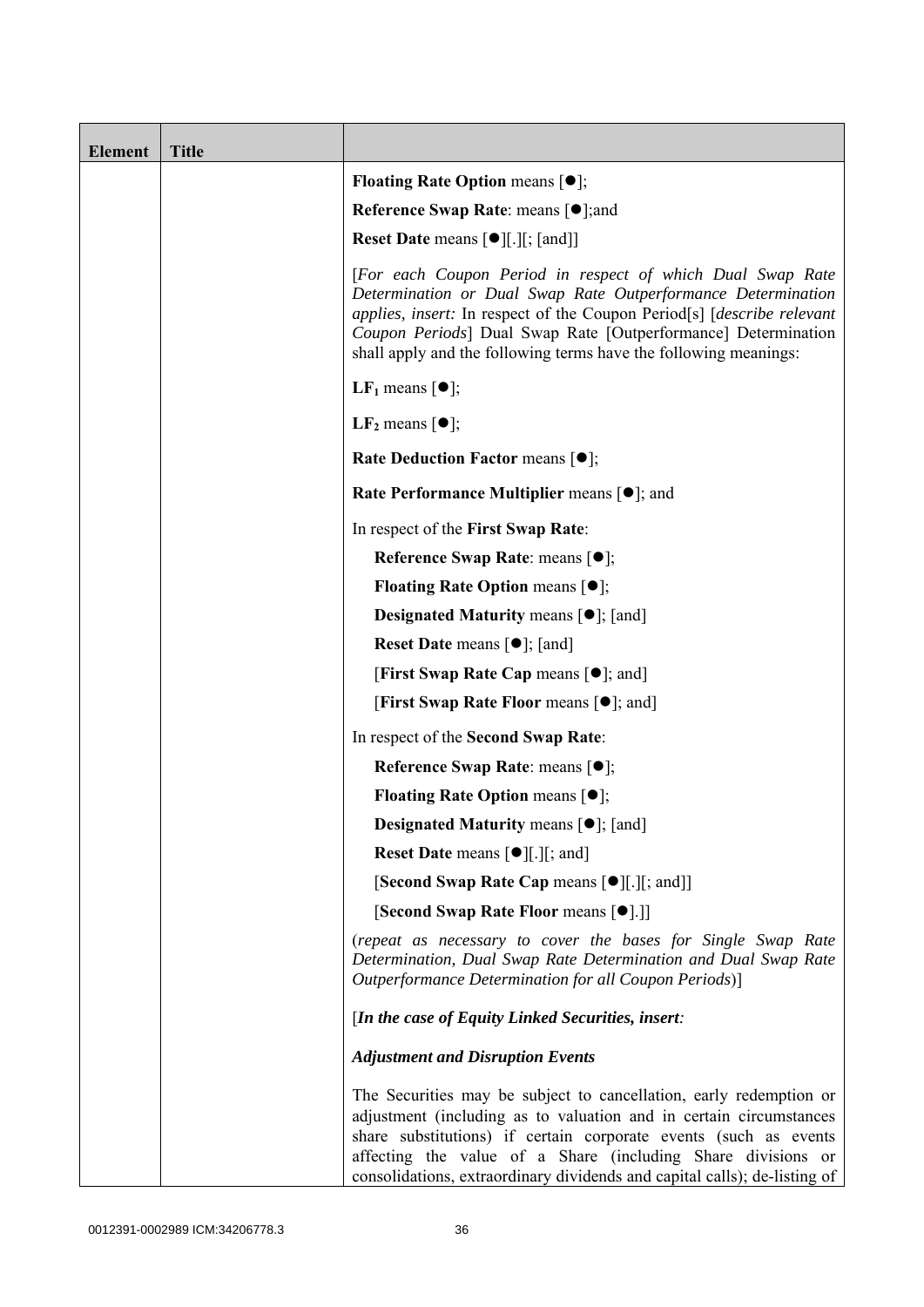| Element | Title | |
|---|---|---|
| | | **Floating Rate Option** means [●];<br><br>**Reference Swap Rate**: means [●];and<br><br>**Reset Date** means [●][.][; [and]]<br><br>[*For each Coupon Period in respect of which Dual Swap Rate Determination or Dual Swap Rate Outperformance Determination applies, insert:* In respect of the Coupon Period[s] [*describe relevant Coupon Periods*] Dual Swap Rate [Outperformance] Determination shall apply and the following terms have the following meanings:<br><br>**$LF_1$** means [●];<br><br>**$LF_2$** means [●];<br><br>**Rate Deduction Factor** means [●];<br><br>**Rate Performance Multiplier** means [●]; and<br><br>In respect of the **First Swap Rate**:<br><br>**Reference Swap Rate**: means [●];<br><br>**Floating Rate Option** means [●];<br><br>**Designated Maturity** means [●]; [and]<br><br>**Reset Date** means [●]; [and]<br><br>[**First Swap Rate Cap** means [●]; and]<br><br>[**First Swap Rate Floor** means [●]; and]<br><br>In respect of the **Second Swap Rate**:<br><br>**Reference Swap Rate**: means [●];<br><br>**Floating Rate Option** means [●];<br><br>**Designated Maturity** means [●]; [and]<br><br>**Reset Date** means [●][.][; and]<br><br>[**Second Swap Rate Cap** means [●][.][; and]]<br><br>[**Second Swap Rate Floor** means [●].]]<br><br>(*repeat as necessary to cover the bases for Single Swap Rate Determination, Dual Swap Rate Determination and Dual Swap Rate Outperformance Determination for all Coupon Periods*)]<br><br>[***In the case of Equity Linked Securities, insert:***<br><br>***Adjustment and Disruption Events***<br><br>The Securities may be subject to cancellation, early redemption or adjustment (including as to valuation and in certain circumstances share substitutions) if certain corporate events (such as events affecting the value of a Share (including Share divisions or consolidations, extraordinary dividends and capital calls); de-listing of |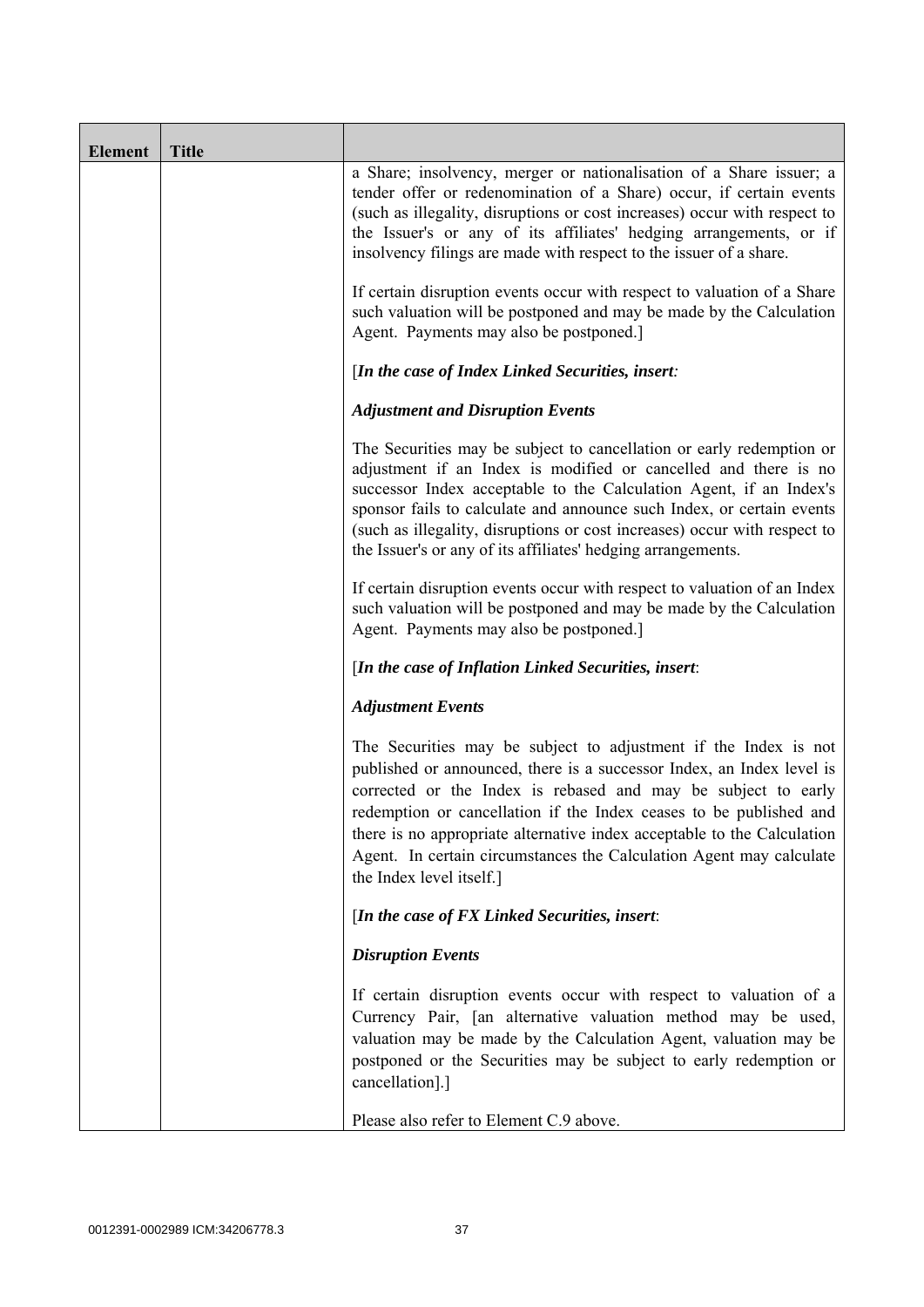| Element | Title | |
|---|---|---|
| | | a Share; insolvency, merger or nationalisation of a Share issuer; a tender offer or redenomination of a Share) occur, if certain events (such as illegality, disruptions or cost increases) occur with respect to the Issuer's or any of its affiliates' hedging arrangements, or if insolvency filings are made with respect to the issuer of a share.<br><br>If certain disruption events occur with respect to valuation of a Share such valuation will be postponed and may be made by the Calculation Agent. Payments may also be postponed.]<br><br>[***In the case of Index Linked Securities, insert:***<br><br>***Adjustment and Disruption Events***<br><br>The Securities may be subject to cancellation or early redemption or adjustment if an Index is modified or cancelled and there is no successor Index acceptable to the Calculation Agent, if an Index's sponsor fails to calculate and announce such Index, or certain events (such as illegality, disruptions or cost increases) occur with respect to the Issuer's or any of its affiliates' hedging arrangements.<br><br>If certain disruption events occur with respect to valuation of an Index such valuation will be postponed and may be made by the Calculation Agent. Payments may also be postponed.]<br><br>[***In the case of Inflation Linked Securities, insert***:<br><br>***Adjustment Events***<br><br>The Securities may be subject to adjustment if the Index is not published or announced, there is a successor Index, an Index level is corrected or the Index is rebased and may be subject to early redemption or cancellation if the Index ceases to be published and there is no appropriate alternative index acceptable to the Calculation Agent. In certain circumstances the Calculation Agent may calculate the Index level itself.]<br><br>[***In the case of FX Linked Securities, insert***:<br><br>***Disruption Events***<br><br>If certain disruption events occur with respect to valuation of a Currency Pair, [an alternative valuation method may be used, valuation may be made by the Calculation Agent, valuation may be postponed or the Securities may be subject to early redemption or cancellation].]<br><br>Please also refer to Element C.9 above. |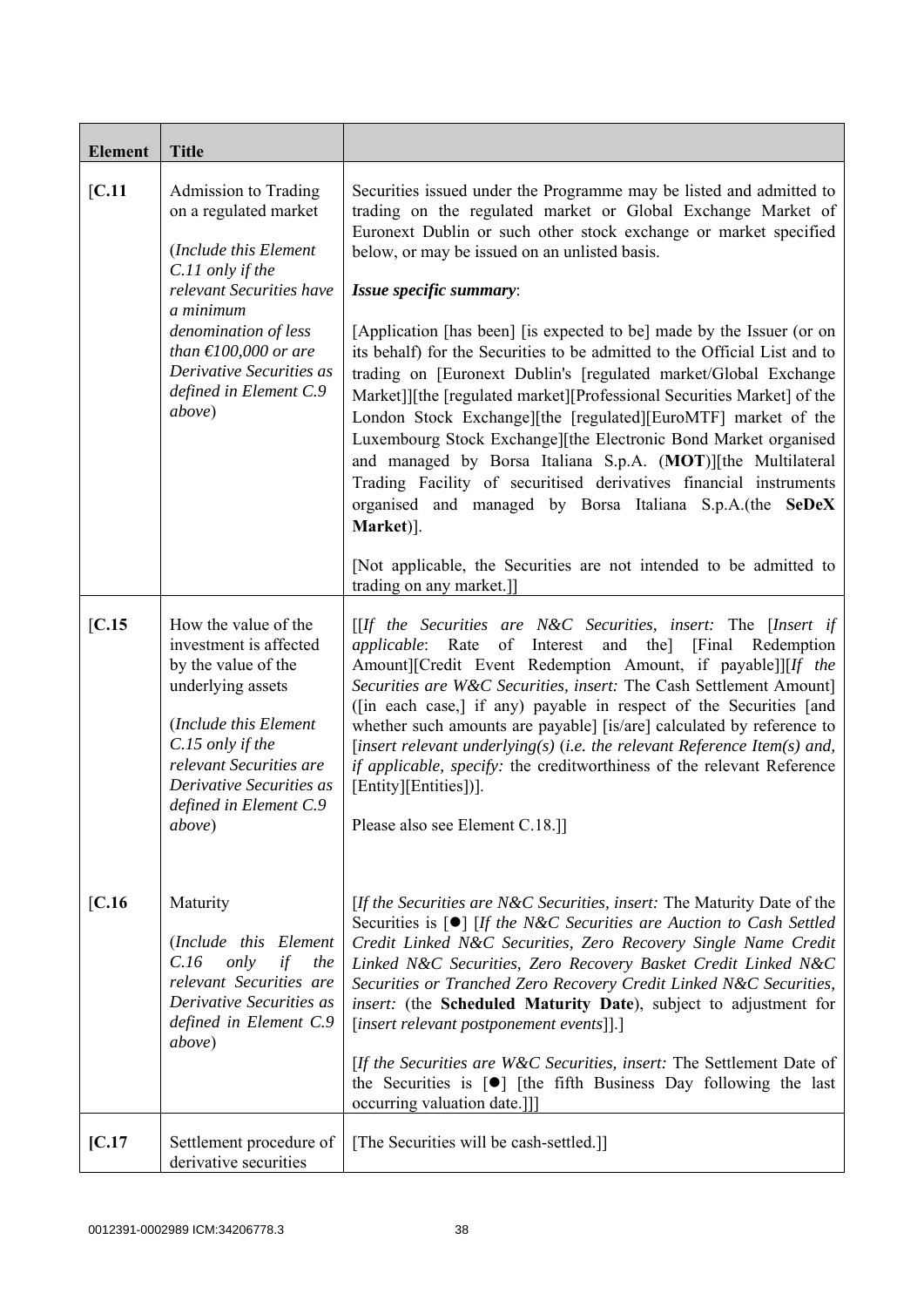| Element | Title | |
|---|---|---|
| [C.11 | Admission to Trading on a regulated market<br><br>(*Include this Element C.11 only if the relevant Securities have a minimum denomination of less than €100,000 or are Derivative Securities as defined in Element C.9 above*) | Securities issued under the Programme may be listed and admitted to trading on the regulated market or Global Exchange Market of Euronext Dublin or such other stock exchange or market specified below, or may be issued on an unlisted basis.<br><br>***Issue specific summary***:<br><br>[Application [has been] [is expected to be] made by the Issuer (or on its behalf) for the Securities to be admitted to the Official List and to trading on [Euronext Dublin's [regulated market/Global Exchange Market]][the [regulated market][Professional Securities Market] of the London Stock Exchange][the [regulated][EuroMTF] market of the Luxembourg Stock Exchange][the Electronic Bond Market organised and managed by Borsa Italiana S.p.A. (**MOT**)][the Multilateral Trading Facility of securitised derivatives financial instruments organised and managed by Borsa Italiana S.p.A.(the **SeDeX Market**)].<br><br>[Not applicable, the Securities are not intended to be admitted to trading on any market.]] |
| [C.15 | How the value of the investment is affected by the value of the underlying assets<br><br>(*Include this Element C.15 only if the relevant Securities are Derivative Securities as defined in Element C.9 above*) | [[*If the Securities are N&C Securities, insert:* The [*Insert if applicable*: Rate of Interest and the] [Final Redemption Amount][Credit Event Redemption Amount, if payable]][*If the Securities are W&C Securities, insert:* The Cash Settlement Amount] ([in each case,] if any) payable in respect of the Securities [and whether such amounts are payable] [is/are] calculated by reference to [*insert relevant underlying(s)* (*i.e. the relevant Reference Item(s) and, if applicable, specify:* the creditworthiness of the relevant Reference [Entity][Entities])].<br><br>Please also see Element C.18.]] |
| [C.16 | Maturity<br><br>(*Include this Element C.16 only if the relevant Securities are Derivative Securities as defined in Element C.9 above*) | [*If the Securities are N&C Securities, insert:* The Maturity Date of the Securities is [●] [*If the N&C Securities are Auction to Cash Settled Credit Linked N&C Securities, Zero Recovery Single Name Credit Linked N&C Securities, Zero Recovery Basket Credit Linked N&C Securities or Tranched Zero Recovery Credit Linked N&C Securities, insert:* (the **Scheduled Maturity Date**), subject to adjustment for [*insert relevant postponement events*]].]<br><br>[*If the Securities are W&C Securities, insert:* The Settlement Date of the Securities is [●] [the fifth Business Day following the last occurring valuation date.]]] |
| **[C.17** | Settlement procedure of derivative securities | [The Securities will be cash-settled.]] |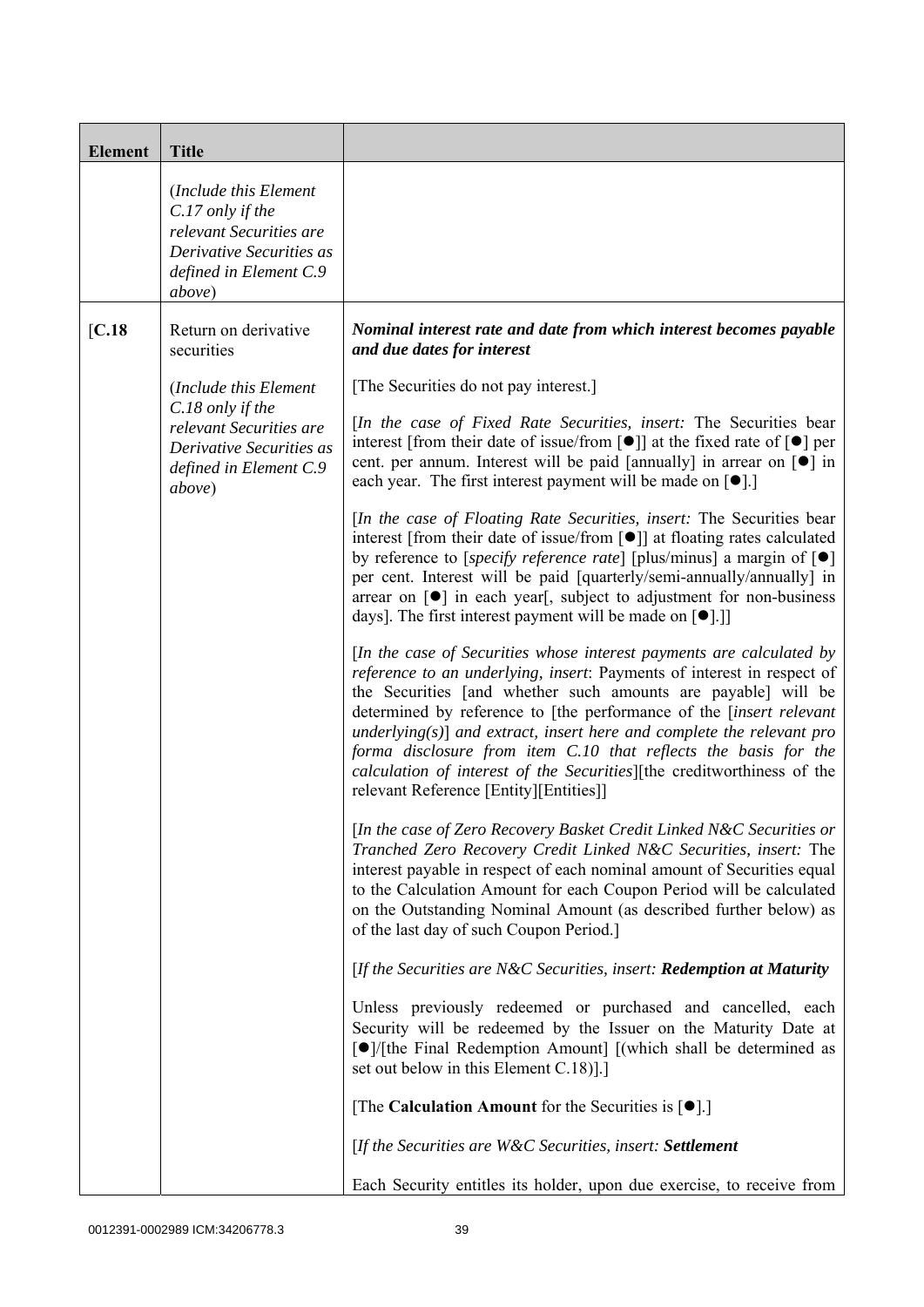| Element | Title | |
|---|---|---|
| | (*Include this Element C.17 only if the relevant Securities are Derivative Securities as defined in Element C.9 above*) | |
| [C.18 | Return on derivative securities<br><br>(*Include this Element C.18 only if the relevant Securities are Derivative Securities as defined in Element C.9 above*) | ***Nominal interest rate and date from which interest becomes payable and due dates for interest***<br><br>[The Securities do not pay interest.]<br><br>[*In the case of Fixed Rate Securities, insert:* The Securities bear interest [from their date of issue/from [●]] at the fixed rate of [●] per cent. per annum. Interest will be paid [annually] in arrear on [●] in each year. The first interest payment will be made on [●].]<br><br>[*In the case of Floating Rate Securities, insert:* The Securities bear interest [from their date of issue/from [●]] at floating rates calculated by reference to [*specify reference rate*] [plus/minus] a margin of [●] per cent. Interest will be paid [quarterly/semi-annually/annually] in arrear on [●] in each year[, subject to adjustment for non-business days]. The first interest payment will be made on [●].]]<br><br>[*In the case of Securities whose interest payments are calculated by reference to an underlying, insert*: Payments of interest in respect of the Securities [and whether such amounts are payable] will be determined by reference to [the performance of the [*insert relevant underlying(s)*] *and extract, insert here and complete the relevant pro forma disclosure from item C.10 that reflects the basis for the calculation of interest of the Securities*][the creditworthiness of the relevant Reference [Entity][Entities]]<br><br>[*In the case of Zero Recovery Basket Credit Linked N&C Securities or Tranched Zero Recovery Credit Linked N&C Securities, insert:* The interest payable in respect of each nominal amount of Securities equal to the Calculation Amount for each Coupon Period will be calculated on the Outstanding Nominal Amount (as described further below) as of the last day of such Coupon Period.]<br><br>[*If the Securities are N&C Securities, insert:* ***Redemption at Maturity***<br><br>Unless previously redeemed or purchased and cancelled, each Security will be redeemed by the Issuer on the Maturity Date at [●]/[the Final Redemption Amount] [(which shall be determined as set out below in this Element C.18)].]<br><br>[The **Calculation Amount** for the Securities is [●].]<br><br>[*If the Securities are W&C Securities, insert:* ***Settlement***<br><br>Each Security entitles its holder, upon due exercise, to receive from |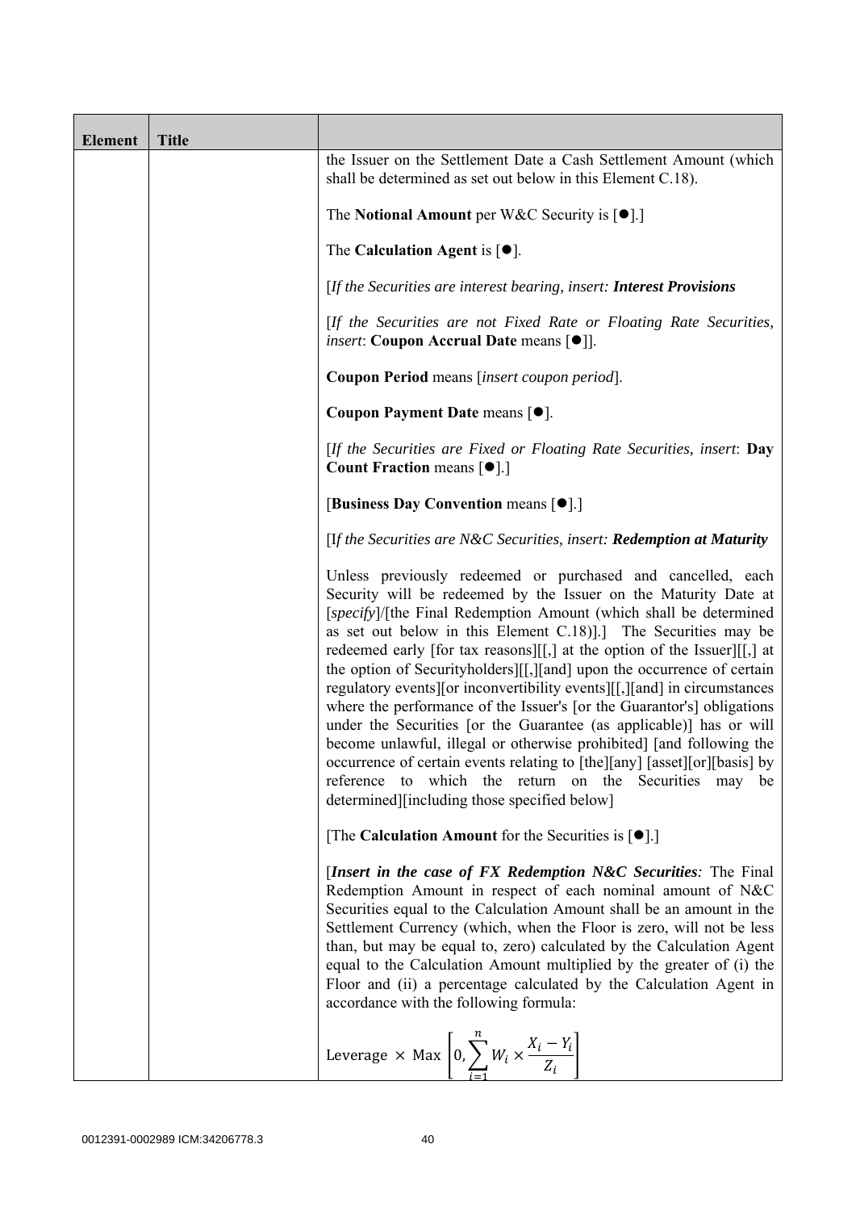| Element | Title | |
|---|---|---|
| | | the Issuer on the Settlement Date a Cash Settlement Amount (which shall be determined as set out below in this Element C.18).<br><br>The **Notional Amount** per W&C Security is [●].]<br><br>The **Calculation Agent** is [●].<br><br>[*If the Securities are interest bearing, insert: **Interest Provisions***<br><br>[*If the Securities are not Fixed Rate or Floating Rate Securities, insert*: **Coupon Accrual Date** means [●]].<br><br>**Coupon Period** means [*insert coupon period*].<br><br>**Coupon Payment Date** means [●].<br><br>[*If the Securities are Fixed or Floating Rate Securities, insert*: **Day Count Fraction** means [●].]<br><br>[**Business Day Convention** means [●].]<br><br>[I*f the Securities are N&C Securities, insert: **Redemption at Maturity***<br><br>Unless previously redeemed or purchased and cancelled, each Security will be redeemed by the Issuer on the Maturity Date at [*specify*]/[the Final Redemption Amount (which shall be determined as set out below in this Element C.18)].] The Securities may be redeemed early [for tax reasons][[,] at the option of the Issuer][[,] at the option of Securityholders][[,][and] upon the occurrence of certain regulatory events][or inconvertibility events][[,][and] in circumstances where the performance of the Issuer's [or the Guarantor's] obligations under the Securities [or the Guarantee (as applicable)] has or will become unlawful, illegal or otherwise prohibited] [and following the occurrence of certain events relating to [the][any] [asset][or][basis] by reference to which the return on the Securities may be determined][including those specified below]<br><br>[The **Calculation Amount** for the Securities is [●].]<br><br>[***Insert in the case of FX Redemption N&C Securities****:* The Final Redemption Amount in respect of each nominal amount of N&C Securities equal to the Calculation Amount shall be an amount in the Settlement Currency (which, when the Floor is zero, will not be less than, but may be equal to, zero) calculated by the Calculation Agent equal to the Calculation Amount multiplied by the greater of (i) the Floor and (ii) a percentage calculated by the Calculation Agent in accordance with the following formula:<br><br>$\text{Leverage} \times \text{Max}\left[0, \sum_{i=1}^{n} W_i \times \frac{X_i - Y_i}{Z_i}\right]$ |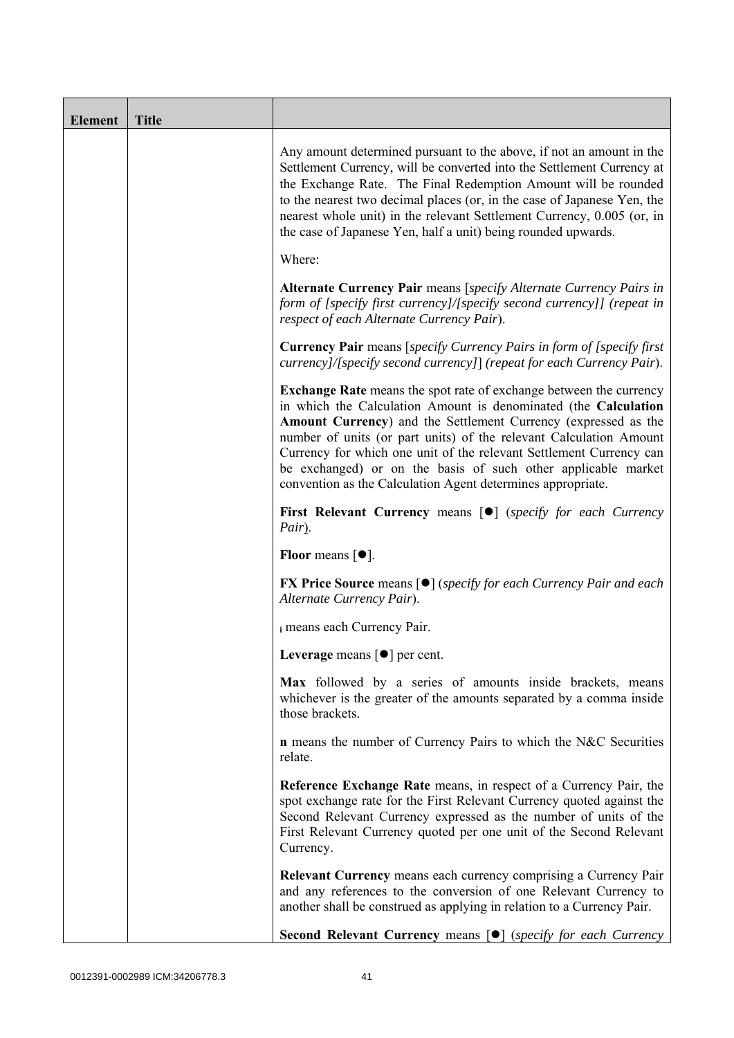| Element | Title | |
|---|---|---|
| | | Any amount determined pursuant to the above, if not an amount in the Settlement Currency, will be converted into the Settlement Currency at the Exchange Rate. The Final Redemption Amount will be rounded to the nearest two decimal places (or, in the case of Japanese Yen, the nearest whole unit) in the relevant Settlement Currency, 0.005 (or, in the case of Japanese Yen, half a unit) being rounded upwards.<br><br>Where:<br><br>**Alternate Currency Pair** means [*specify Alternate Currency Pairs in form of [specify first currency]/[specify second currency]] (repeat in respect of each Alternate Currency Pair*).<br><br>**Currency Pair** means [*specify Currency Pairs in form of [specify first currency]/[specify second currency]*] (*repeat for each Currency Pair*).<br><br>**Exchange Rate** means the spot rate of exchange between the currency in which the Calculation Amount is denominated (the **Calculation Amount Currency**) and the Settlement Currency (expressed as the number of units (or part units) of the relevant Calculation Amount Currency for which one unit of the relevant Settlement Currency can be exchanged) or on the basis of such other applicable market convention as the Calculation Agent determines appropriate.<br><br>**First Relevant Currency** means [●] (*specify for each Currency Pair*).<br><br>**Floor** means [●].<br><br>**FX Price Source** means [●] (*specify for each Currency Pair and each Alternate Currency Pair*).<br><br>$_{i}$ means each Currency Pair.<br><br>**Leverage** means [●] per cent.<br><br>**Max** followed by a series of amounts inside brackets, means whichever is the greater of the amounts separated by a comma inside those brackets.<br><br>**n** means the number of Currency Pairs to which the N&C Securities relate.<br><br>**Reference Exchange Rate** means, in respect of a Currency Pair, the spot exchange rate for the First Relevant Currency quoted against the Second Relevant Currency expressed as the number of units of the First Relevant Currency quoted per one unit of the Second Relevant Currency.<br><br>**Relevant Currency** means each currency comprising a Currency Pair and any references to the conversion of one Relevant Currency to another shall be construed as applying in relation to a Currency Pair.<br><br>**Second Relevant Currency** means [●] (*specify for each Currency* |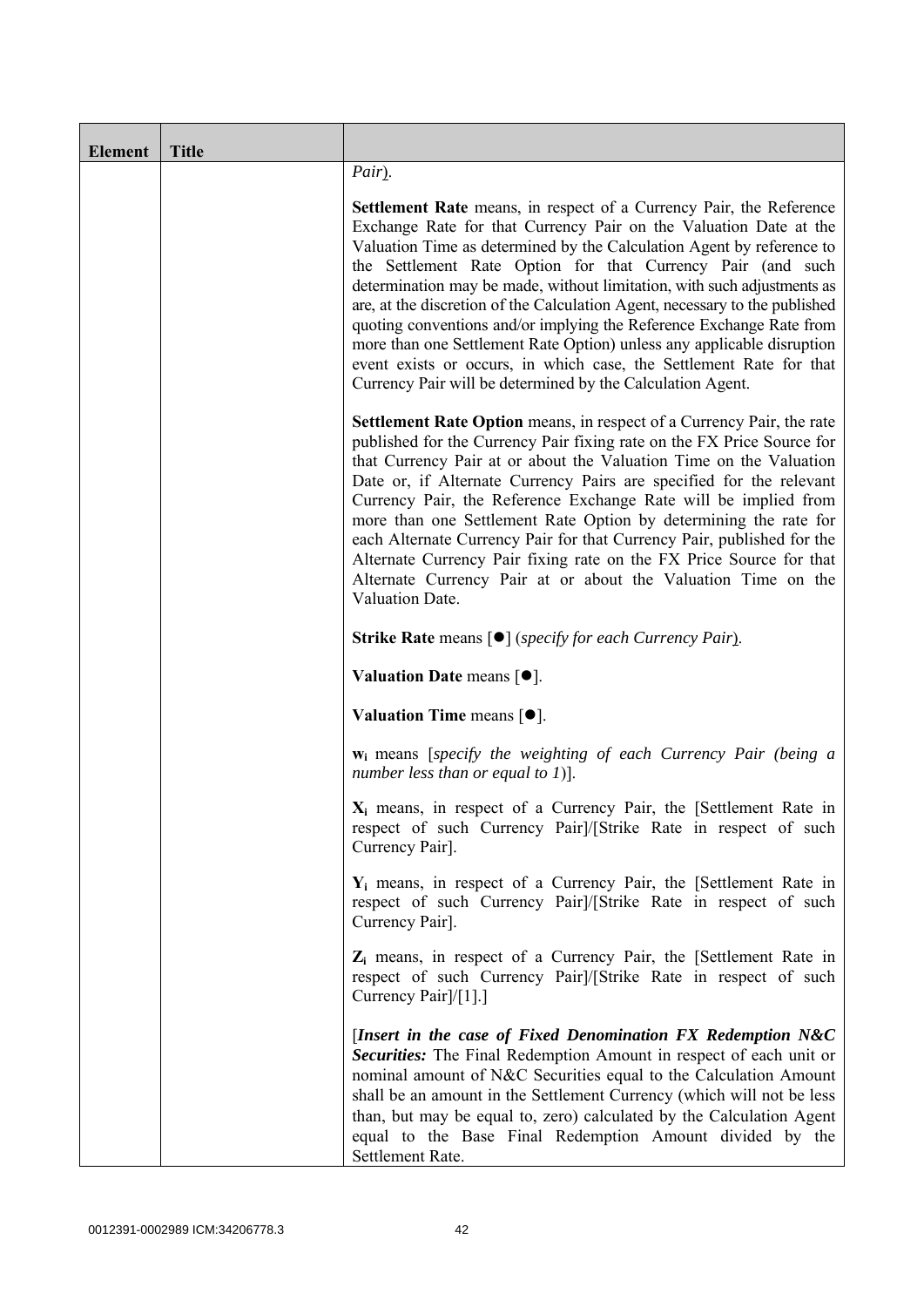| Element | Title | |
|---|---|---|
| | | *Pair*).<br><br>**Settlement Rate** means, in respect of a Currency Pair, the Reference Exchange Rate for that Currency Pair on the Valuation Date at the Valuation Time as determined by the Calculation Agent by reference to the Settlement Rate Option for that Currency Pair (and such determination may be made, without limitation, with such adjustments as are, at the discretion of the Calculation Agent, necessary to the published quoting conventions and/or implying the Reference Exchange Rate from more than one Settlement Rate Option) unless any applicable disruption event exists or occurs, in which case, the Settlement Rate for that Currency Pair will be determined by the Calculation Agent.<br><br>**Settlement Rate Option** means, in respect of a Currency Pair, the rate published for the Currency Pair fixing rate on the FX Price Source for that Currency Pair at or about the Valuation Time on the Valuation Date or, if Alternate Currency Pairs are specified for the relevant Currency Pair, the Reference Exchange Rate will be implied from more than one Settlement Rate Option by determining the rate for each Alternate Currency Pair for that Currency Pair, published for the Alternate Currency Pair fixing rate on the FX Price Source for that Alternate Currency Pair at or about the Valuation Time on the Valuation Date.<br><br>**Strike Rate** means [●] (*specify for each Currency Pair*).<br><br>**Valuation Date** means [●].<br><br>**Valuation Time** means [●].<br><br>$\mathbf{w_i}$ means [*specify the weighting of each Currency Pair (being a number less than or equal to 1)*].<br><br>$\mathbf{X_i}$ means, in respect of a Currency Pair, the [Settlement Rate in respect of such Currency Pair]/[Strike Rate in respect of such Currency Pair].<br><br>$\mathbf{Y_i}$ means, in respect of a Currency Pair, the [Settlement Rate in respect of such Currency Pair]/[Strike Rate in respect of such Currency Pair].<br><br>$\mathbf{Z_i}$ means, in respect of a Currency Pair, the [Settlement Rate in respect of such Currency Pair]/[Strike Rate in respect of such Currency Pair]/[1].]<br><br>[***Insert in the case of Fixed Denomination FX Redemption N&C Securities:*** The Final Redemption Amount in respect of each unit or nominal amount of N&C Securities equal to the Calculation Amount shall be an amount in the Settlement Currency (which will not be less than, but may be equal to, zero) calculated by the Calculation Agent equal to the Base Final Redemption Amount divided by the Settlement Rate. |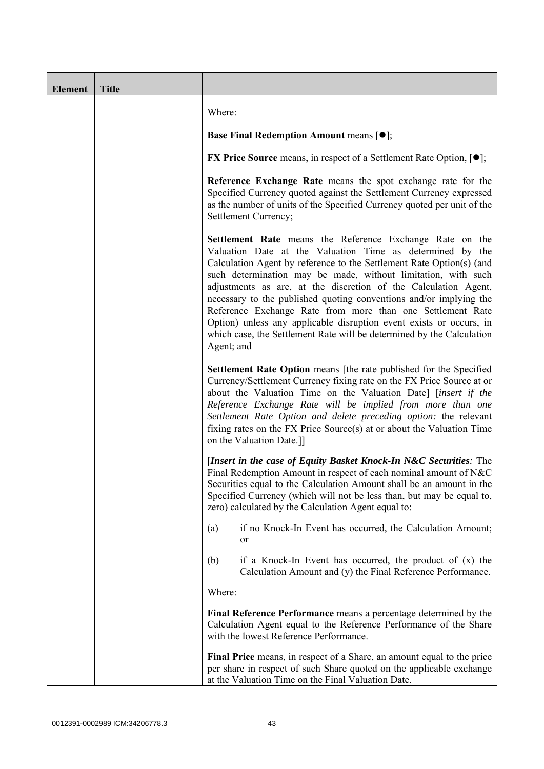| Element | Title | |
|---|---|---|
| | | Where:<br><br>**Base Final Redemption Amount** means [●];<br><br>**FX Price Source** means, in respect of a Settlement Rate Option, [●];<br><br>**Reference Exchange Rate** means the spot exchange rate for the Specified Currency quoted against the Settlement Currency expressed as the number of units of the Specified Currency quoted per unit of the Settlement Currency;<br><br>**Settlement Rate** means the Reference Exchange Rate on the Valuation Date at the Valuation Time as determined by the Calculation Agent by reference to the Settlement Rate Option(s) (and such determination may be made, without limitation, with such adjustments as are, at the discretion of the Calculation Agent, necessary to the published quoting conventions and/or implying the Reference Exchange Rate from more than one Settlement Rate Option) unless any applicable disruption event exists or occurs, in which case, the Settlement Rate will be determined by the Calculation Agent; and<br><br>**Settlement Rate Option** means [the rate published for the Specified Currency/Settlement Currency fixing rate on the FX Price Source at or about the Valuation Time on the Valuation Date] [*insert if the Reference Exchange Rate will be implied from more than one Settlement Rate Option and delete preceding option:* the relevant fixing rates on the FX Price Source(s) at or about the Valuation Time on the Valuation Date.]]<br><br>[***Insert in the case of Equity Basket Knock-In N&C Securities****:* The Final Redemption Amount in respect of each nominal amount of N&C Securities equal to the Calculation Amount shall be an amount in the Specified Currency (which will not be less than, but may be equal to, zero) calculated by the Calculation Agent equal to:<br><br>(a) if no Knock-In Event has occurred, the Calculation Amount; or<br><br>(b) if a Knock-In Event has occurred, the product of (x) the Calculation Amount and (y) the Final Reference Performance.<br><br>Where:<br><br>**Final Reference Performance** means a percentage determined by the Calculation Agent equal to the Reference Performance of the Share with the lowest Reference Performance.<br><br>**Final Price** means, in respect of a Share, an amount equal to the price per share in respect of such Share quoted on the applicable exchange at the Valuation Time on the Final Valuation Date. |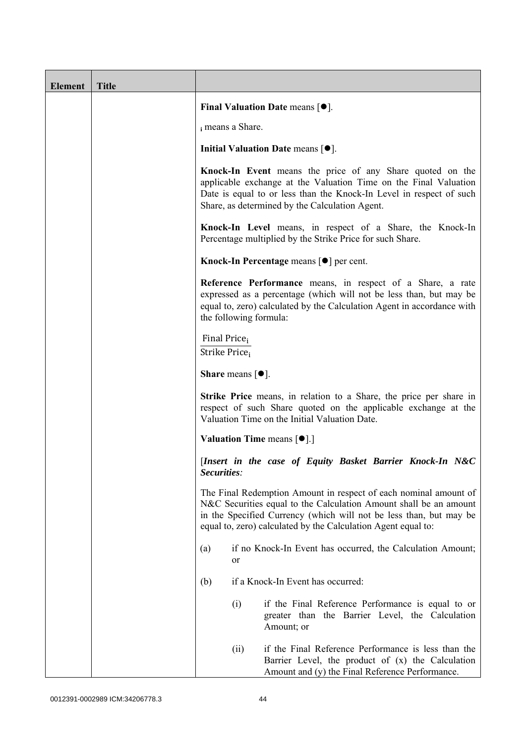| Element | Title | |
|---|---|---|
| | | **Final Valuation Date** means [●]. |
| | | $_i$ means a Share. |
| | | **Initial Valuation Date** means [●]. |
| | | **Knock-In Event** means the price of any Share quoted on the applicable exchange at the Valuation Time on the Final Valuation Date is equal to or less than the Knock-In Level in respect of such Share, as determined by the Calculation Agent. |
| | | **Knock-In Level** means, in respect of a Share, the Knock-In Percentage multiplied by the Strike Price for such Share. |
| | | **Knock-In Percentage** means [●] per cent. |
| | | **Reference Performance** means, in respect of a Share, a rate expressed as a percentage (which will not be less than, but may be equal to, zero) calculated by the Calculation Agent in accordance with the following formula: |
| | | $\frac{\text{Final Price}_i}{\text{Strike Price}_i}$ |
| | | **Share** means [●]. |
| | | **Strike Price** means, in relation to a Share, the price per share in respect of such Share quoted on the applicable exchange at the Valuation Time on the Initial Valuation Date. |
| | | **Valuation Time** means [●].] |
| | | [***Insert in the case of Equity Basket Barrier Knock-In N&C Securities:*** |
| | | The Final Redemption Amount in respect of each nominal amount of N&C Securities equal to the Calculation Amount shall be an amount in the Specified Currency (which will not be less than, but may be equal to, zero) calculated by the Calculation Agent equal to: |
| | | (a) if no Knock-In Event has occurred, the Calculation Amount; or |
| | | (b) if a Knock-In Event has occurred: |
| | | (i) if the Final Reference Performance is equal to or greater than the Barrier Level, the Calculation Amount; or |
| | | (ii) if the Final Reference Performance is less than the Barrier Level, the product of (x) the Calculation Amount and (y) the Final Reference Performance. |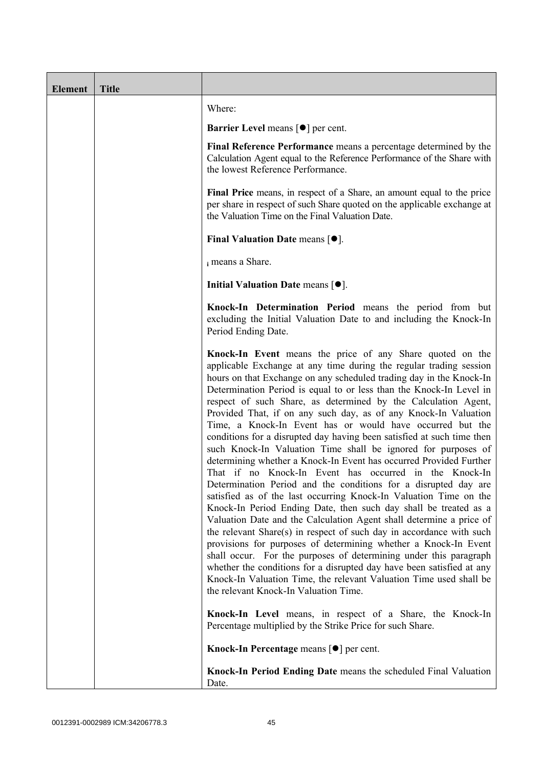| Element | Title | |
| --- | --- | --- |
| | | Where:<br><br>**Barrier Level** means [●] per cent.<br><br>**Final Reference Performance** means a percentage determined by the Calculation Agent equal to the Reference Performance of the Share with the lowest Reference Performance.<br><br>**Final Price** means, in respect of a Share, an amount equal to the price per share in respect of such Share quoted on the applicable exchange at the Valuation Time on the Final Valuation Date.<br><br>**Final Valuation Date** means [●].<br><br>$_i$ means a Share.<br><br>**Initial Valuation Date** means [●].<br><br>**Knock-In Determination Period** means the period from but excluding the Initial Valuation Date to and including the Knock-In Period Ending Date.<br><br>**Knock-In Event** means the price of any Share quoted on the applicable Exchange at any time during the regular trading session hours on that Exchange on any scheduled trading day in the Knock-In Determination Period is equal to or less than the Knock-In Level in respect of such Share, as determined by the Calculation Agent, Provided That, if on any such day, as of any Knock-In Valuation Time, a Knock-In Event has or would have occurred but the conditions for a disrupted day having been satisfied at such time then such Knock-In Valuation Time shall be ignored for purposes of determining whether a Knock-In Event has occurred Provided Further That if no Knock-In Event has occurred in the Knock-In Determination Period and the conditions for a disrupted day are satisfied as of the last occurring Knock-In Valuation Time on the Knock-In Period Ending Date, then such day shall be treated as a Valuation Date and the Calculation Agent shall determine a price of the relevant Share(s) in respect of such day in accordance with such provisions for purposes of determining whether a Knock-In Event shall occur. For the purposes of determining under this paragraph whether the conditions for a disrupted day have been satisfied at any Knock-In Valuation Time, the relevant Valuation Time used shall be the relevant Knock-In Valuation Time.<br><br>**Knock-In Level** means, in respect of a Share, the Knock-In Percentage multiplied by the Strike Price for such Share.<br><br>**Knock-In Percentage** means [●] per cent.<br><br>**Knock-In Period Ending Date** means the scheduled Final Valuation Date. |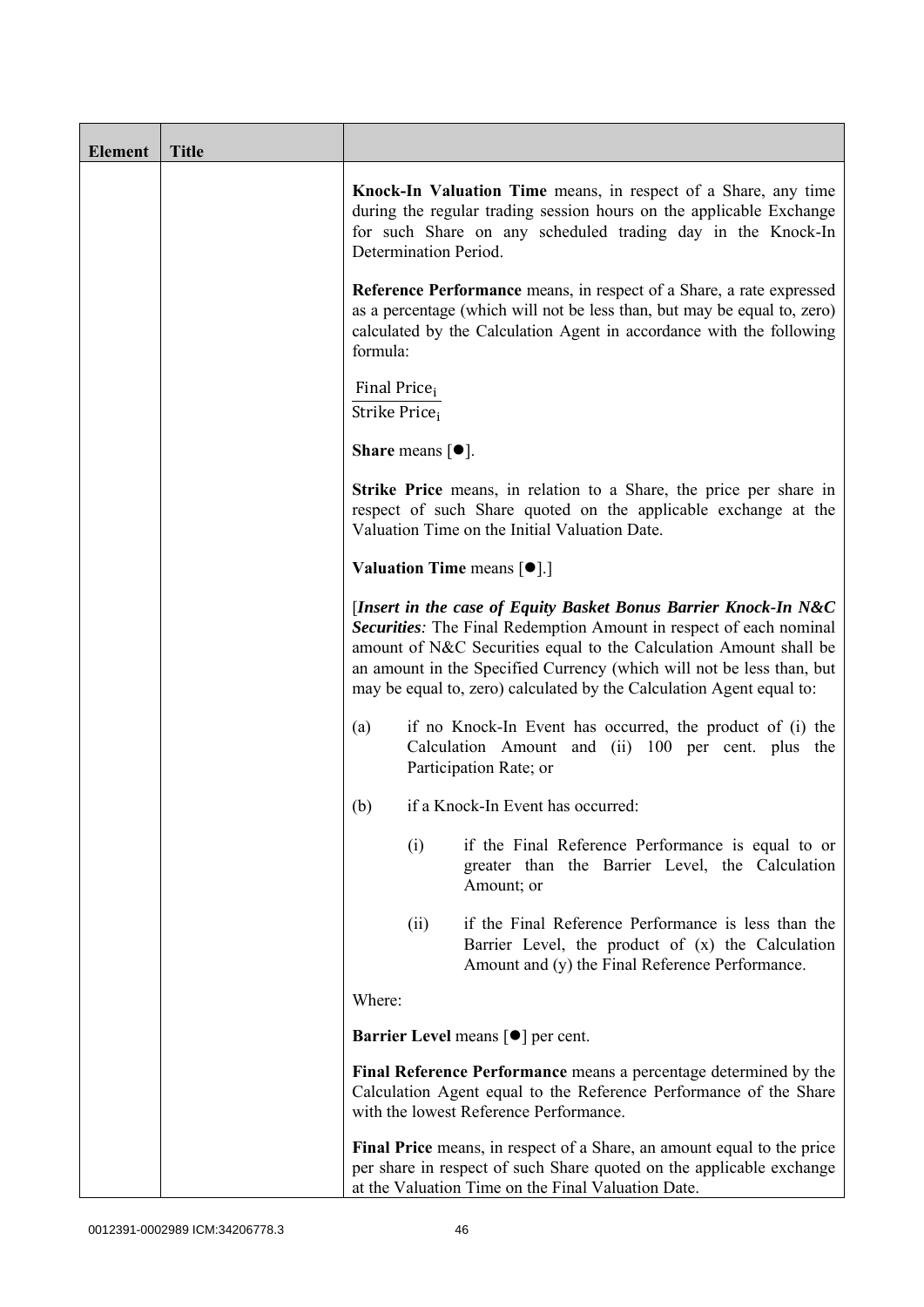| Element | Title | |
|---|---|---|
| | | **Knock-In Valuation Time** means, in respect of a Share, any time during the regular trading session hours on the applicable Exchange for such Share on any scheduled trading day in the Knock-In Determination Period.<br><br>**Reference Performance** means, in respect of a Share, a rate expressed as a percentage (which will not be less than, but may be equal to, zero) calculated by the Calculation Agent in accordance with the following formula:<br><br>$\frac{\text{Final Price}_i}{\text{Strike Price}_i}$<br><br>**Share** means [●].<br><br>**Strike Price** means, in relation to a Share, the price per share in respect of such Share quoted on the applicable exchange at the Valuation Time on the Initial Valuation Date.<br><br>**Valuation Time** means [●].]<br><br>[***Insert in the case of Equity Basket Bonus Barrier Knock-In N&C Securities****:* The Final Redemption Amount in respect of each nominal amount of N&C Securities equal to the Calculation Amount shall be an amount in the Specified Currency (which will not be less than, but may be equal to, zero) calculated by the Calculation Agent equal to:<br><br>(a) if no Knock-In Event has occurred, the product of (i) the Calculation Amount and (ii) 100 per cent. plus the Participation Rate; or<br><br>(b) if a Knock-In Event has occurred:<br><br>(i) if the Final Reference Performance is equal to or greater than the Barrier Level, the Calculation Amount; or<br><br>(ii) if the Final Reference Performance is less than the Barrier Level, the product of (x) the Calculation Amount and (y) the Final Reference Performance.<br><br>Where:<br><br>**Barrier Level** means [●] per cent.<br><br>**Final Reference Performance** means a percentage determined by the Calculation Agent equal to the Reference Performance of the Share with the lowest Reference Performance.<br><br>**Final Price** means, in respect of a Share, an amount equal to the price per share in respect of such Share quoted on the applicable exchange at the Valuation Time on the Final Valuation Date. |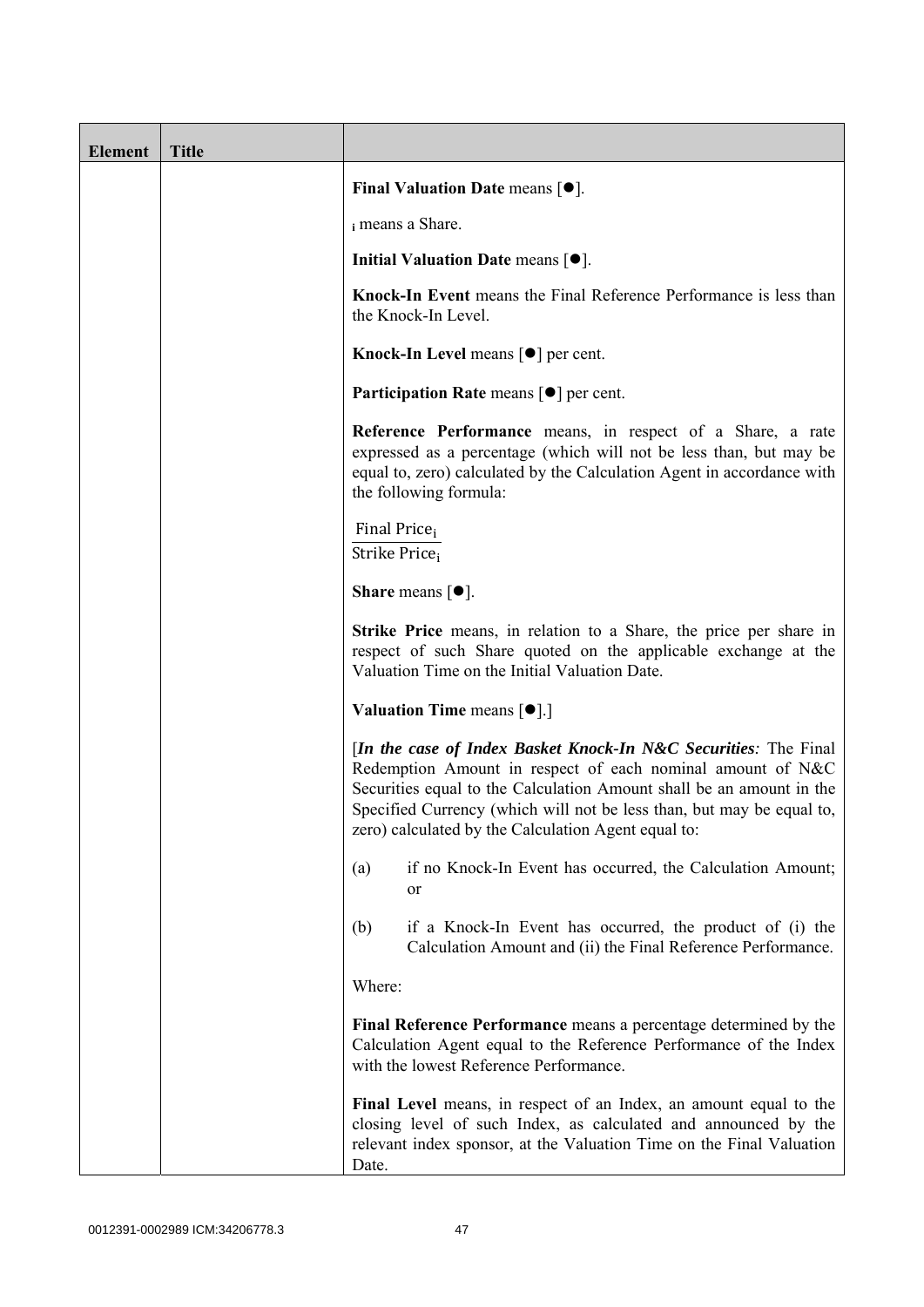| Element | Title | |
|---|---|---|
| | | **Final Valuation Date** means [●].<br><br>$_i$ means a Share.<br><br>**Initial Valuation Date** means [●].<br><br>**Knock-In Event** means the Final Reference Performance is less than the Knock-In Level.<br><br>**Knock-In Level** means [●] per cent.<br><br>**Participation Rate** means [●] per cent.<br><br>**Reference Performance** means, in respect of a Share, a rate expressed as a percentage (which will not be less than, but may be equal to, zero) calculated by the Calculation Agent in accordance with the following formula:<br><br>$\frac{\text{Final Price}_i}{\text{Strike Price}_i}$<br><br>**Share** means [●].<br><br>**Strike Price** means, in relation to a Share, the price per share in respect of such Share quoted on the applicable exchange at the Valuation Time on the Initial Valuation Date.<br><br>**Valuation Time** means [●].]<br><br>[***In the case of Index Basket Knock-In N&C Securities****:* The Final Redemption Amount in respect of each nominal amount of N&C Securities equal to the Calculation Amount shall be an amount in the Specified Currency (which will not be less than, but may be equal to, zero) calculated by the Calculation Agent equal to:<br><br>(a) if no Knock-In Event has occurred, the Calculation Amount; or<br><br>(b) if a Knock-In Event has occurred, the product of (i) the Calculation Amount and (ii) the Final Reference Performance.<br><br>Where:<br><br>**Final Reference Performance** means a percentage determined by the Calculation Agent equal to the Reference Performance of the Index with the lowest Reference Performance.<br><br>**Final Level** means, in respect of an Index, an amount equal to the closing level of such Index, as calculated and announced by the relevant index sponsor, at the Valuation Time on the Final Valuation Date. |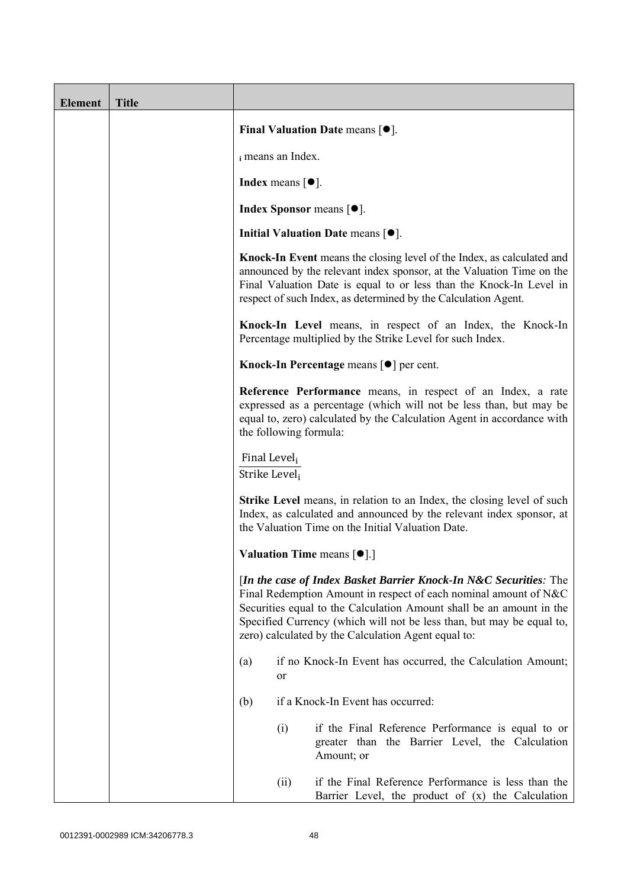| Element | Title | |
|---|---|---|
| | | **Final Valuation Date** means [●].<br><br>$_i$ means an Index.<br><br>**Index** means [●].<br><br>**Index Sponsor** means [●].<br><br>**Initial Valuation Date** means [●].<br><br>**Knock-In Event** means the closing level of the Index, as calculated and announced by the relevant index sponsor, at the Valuation Time on the Final Valuation Date is equal to or less than the Knock-In Level in respect of such Index, as determined by the Calculation Agent.<br><br>**Knock-In Level** means, in respect of an Index, the Knock-In Percentage multiplied by the Strike Level for such Index.<br><br>**Knock-In Percentage** means [●] per cent.<br><br>**Reference Performance** means, in respect of an Index, a rate expressed as a percentage (which will not be less than, but may be equal to, zero) calculated by the Calculation Agent in accordance with the following formula:<br><br>$\frac{\text{Final Level}_i}{\text{Strike Level}_i}$<br><br>**Strike Level** means, in relation to an Index, the closing level of such Index, as calculated and announced by the relevant index sponsor, at the Valuation Time on the Initial Valuation Date.<br><br>**Valuation Time** means [●].]<br><br>[***In the case of Index Basket Barrier Knock-In N&C Securities****:* The Final Redemption Amount in respect of each nominal amount of N&C Securities equal to the Calculation Amount shall be an amount in the Specified Currency (which will not be less than, but may be equal to, zero) calculated by the Calculation Agent equal to:<br><br>(a) if no Knock-In Event has occurred, the Calculation Amount; or<br><br>(b) if a Knock-In Event has occurred:<br><br>(i) if the Final Reference Performance is equal to or greater than the Barrier Level, the Calculation Amount; or<br><br>(ii) if the Final Reference Performance is less than the Barrier Level, the product of (x) the Calculation |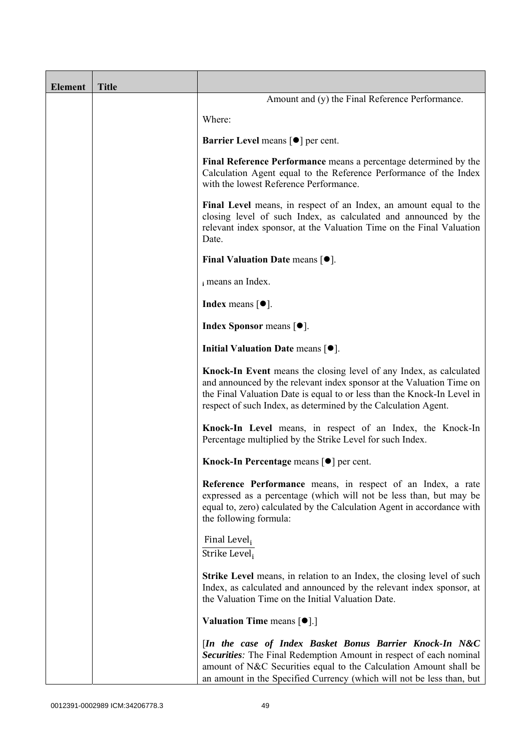| Element | Title | |
|---|---|---|
| | | Amount and (y) the Final Reference Performance.<br><br>Where:<br><br>**Barrier Level** means [●] per cent.<br><br>**Final Reference Performance** means a percentage determined by the Calculation Agent equal to the Reference Performance of the Index with the lowest Reference Performance.<br><br>**Final Level** means, in respect of an Index, an amount equal to the closing level of such Index, as calculated and announced by the relevant index sponsor, at the Valuation Time on the Final Valuation Date.<br><br>**Final Valuation Date** means [●].<br><br>$_i$ means an Index.<br><br>**Index** means [●].<br><br>**Index Sponsor** means [●].<br><br>**Initial Valuation Date** means [●].<br><br>**Knock-In Event** means the closing level of any Index, as calculated and announced by the relevant index sponsor at the Valuation Time on the Final Valuation Date is equal to or less than the Knock-In Level in respect of such Index, as determined by the Calculation Agent.<br><br>**Knock-In Level** means, in respect of an Index, the Knock-In Percentage multiplied by the Strike Level for such Index.<br><br>**Knock-In Percentage** means [●] per cent.<br><br>**Reference Performance** means, in respect of an Index, a rate expressed as a percentage (which will not be less than, but may be equal to, zero) calculated by the Calculation Agent in accordance with the following formula:<br><br>$\frac{\text{Final Level}_i}{\text{Strike Level}_i}$<br><br>**Strike Level** means, in relation to an Index, the closing level of such Index, as calculated and announced by the relevant index sponsor, at the Valuation Time on the Initial Valuation Date.<br><br>**Valuation Time** means [●].]<br><br>[***In the case of Index Basket Bonus Barrier Knock-In N&C Securities****:* The Final Redemption Amount in respect of each nominal amount of N&C Securities equal to the Calculation Amount shall be an amount in the Specified Currency (which will not be less than, but |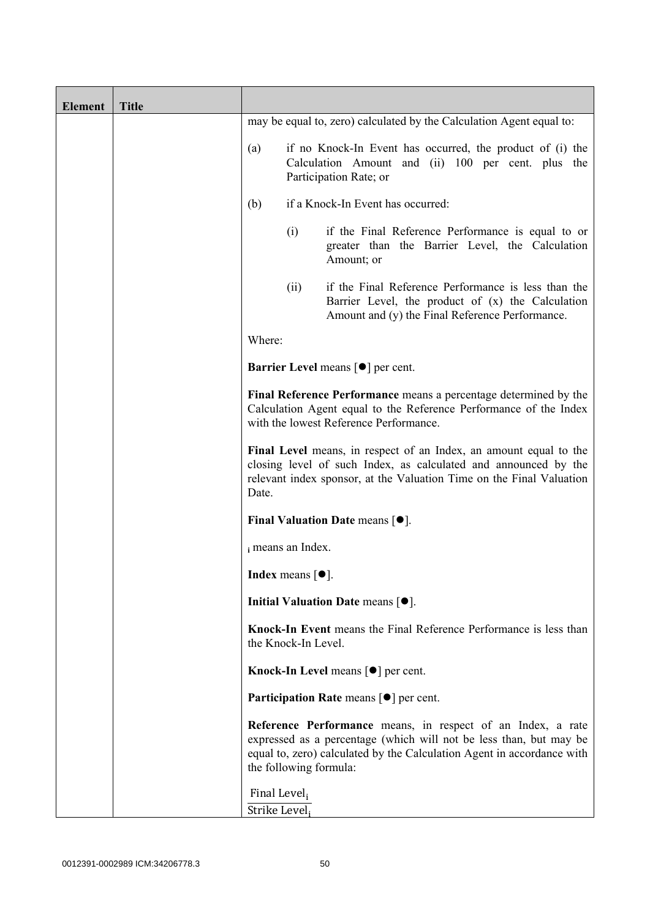| Element | Title | |
|---|---|---|
| | | may be equal to, zero) calculated by the Calculation Agent equal to:<br><br>(a) if no Knock-In Event has occurred, the product of (i) the Calculation Amount and (ii) 100 per cent. plus the Participation Rate; or<br><br>(b) if a Knock-In Event has occurred:<br><br>(i) if the Final Reference Performance is equal to or greater than the Barrier Level, the Calculation Amount; or<br><br>(ii) if the Final Reference Performance is less than the Barrier Level, the product of (x) the Calculation Amount and (y) the Final Reference Performance.<br><br>Where:<br><br>**Barrier Level** means [●] per cent.<br><br>**Final Reference Performance** means a percentage determined by the Calculation Agent equal to the Reference Performance of the Index with the lowest Reference Performance.<br><br>**Final Level** means, in respect of an Index, an amount equal to the closing level of such Index, as calculated and announced by the relevant index sponsor, at the Valuation Time on the Final Valuation Date.<br><br>**Final Valuation Date** means [●].<br><br>$_i$ means an Index.<br><br>**Index** means [●].<br><br>**Initial Valuation Date** means [●].<br><br>**Knock-In Event** means the Final Reference Performance is less than the Knock-In Level.<br><br>**Knock-In Level** means [●] per cent.<br><br>**Participation Rate** means [●] per cent.<br><br>**Reference Performance** means, in respect of an Index, a rate expressed as a percentage (which will not be less than, but may be equal to, zero) calculated by the Calculation Agent in accordance with the following formula:<br><br>$\frac{\text{Final Level}_i}{\text{Strike Level}_i}$ |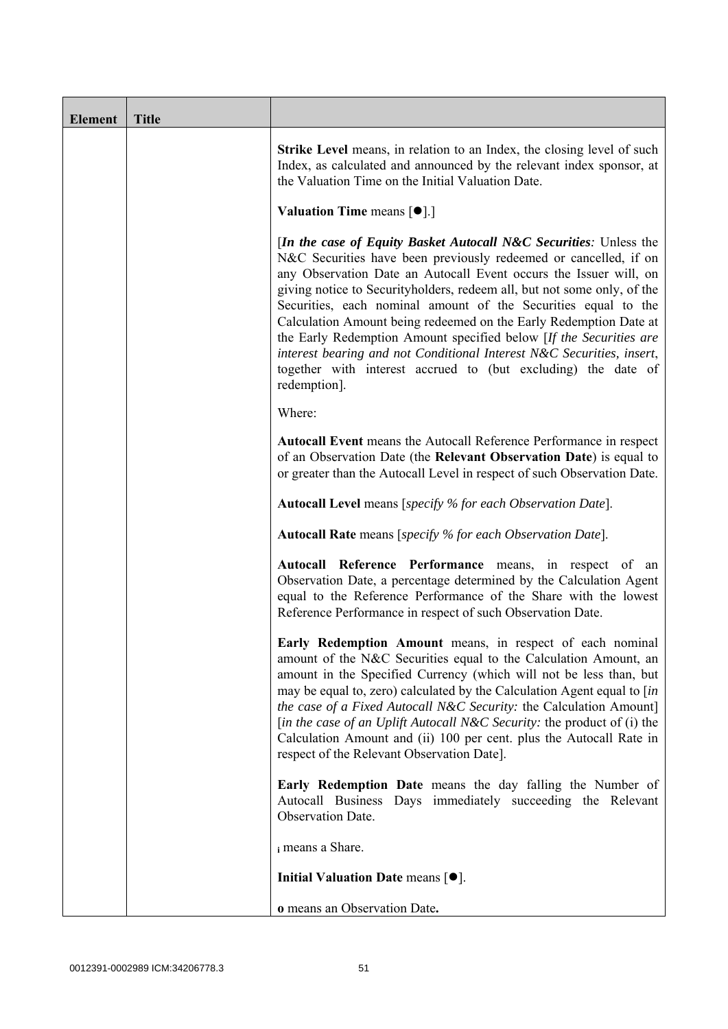| Element | Title | |
|---|---|---|
| | | **Strike Level** means, in relation to an Index, the closing level of such Index, as calculated and announced by the relevant index sponsor, at the Valuation Time on the Initial Valuation Date.<br><br>**Valuation Time** means [●].]<br><br>[***In the case of Equity Basket Autocall N&C Securities****:* Unless the N&C Securities have been previously redeemed or cancelled, if on any Observation Date an Autocall Event occurs the Issuer will, on giving notice to Securityholders, redeem all, but not some only, of the Securities, each nominal amount of the Securities equal to the Calculation Amount being redeemed on the Early Redemption Date at the Early Redemption Amount specified below [*If the Securities are interest bearing and not Conditional Interest N&C Securities, insert*, together with interest accrued to (but excluding) the date of redemption].<br><br>Where:<br><br>**Autocall Event** means the Autocall Reference Performance in respect of an Observation Date (the **Relevant Observation Date**) is equal to or greater than the Autocall Level in respect of such Observation Date.<br><br>**Autocall Level** means [*specify % for each Observation Date*].<br><br>**Autocall Rate** means [*specify % for each Observation Date*].<br><br>**Autocall Reference Performance** means, in respect of an Observation Date, a percentage determined by the Calculation Agent equal to the Reference Performance of the Share with the lowest Reference Performance in respect of such Observation Date.<br><br>**Early Redemption Amount** means, in respect of each nominal amount of the N&C Securities equal to the Calculation Amount, an amount in the Specified Currency (which will not be less than, but may be equal to, zero) calculated by the Calculation Agent equal to [*in the case of a Fixed Autocall N&C Security:* the Calculation Amount] [*in the case of an Uplift Autocall N&C Security:* the product of (i) the Calculation Amount and (ii) 100 per cent. plus the Autocall Rate in respect of the Relevant Observation Date].<br><br>**Early Redemption Date** means the day falling the Number of Autocall Business Days immediately succeeding the Relevant Observation Date.<br><br>$_i$ means a Share.<br><br>**Initial Valuation Date** means [●].<br><br>**o** means an Observation Date**.** |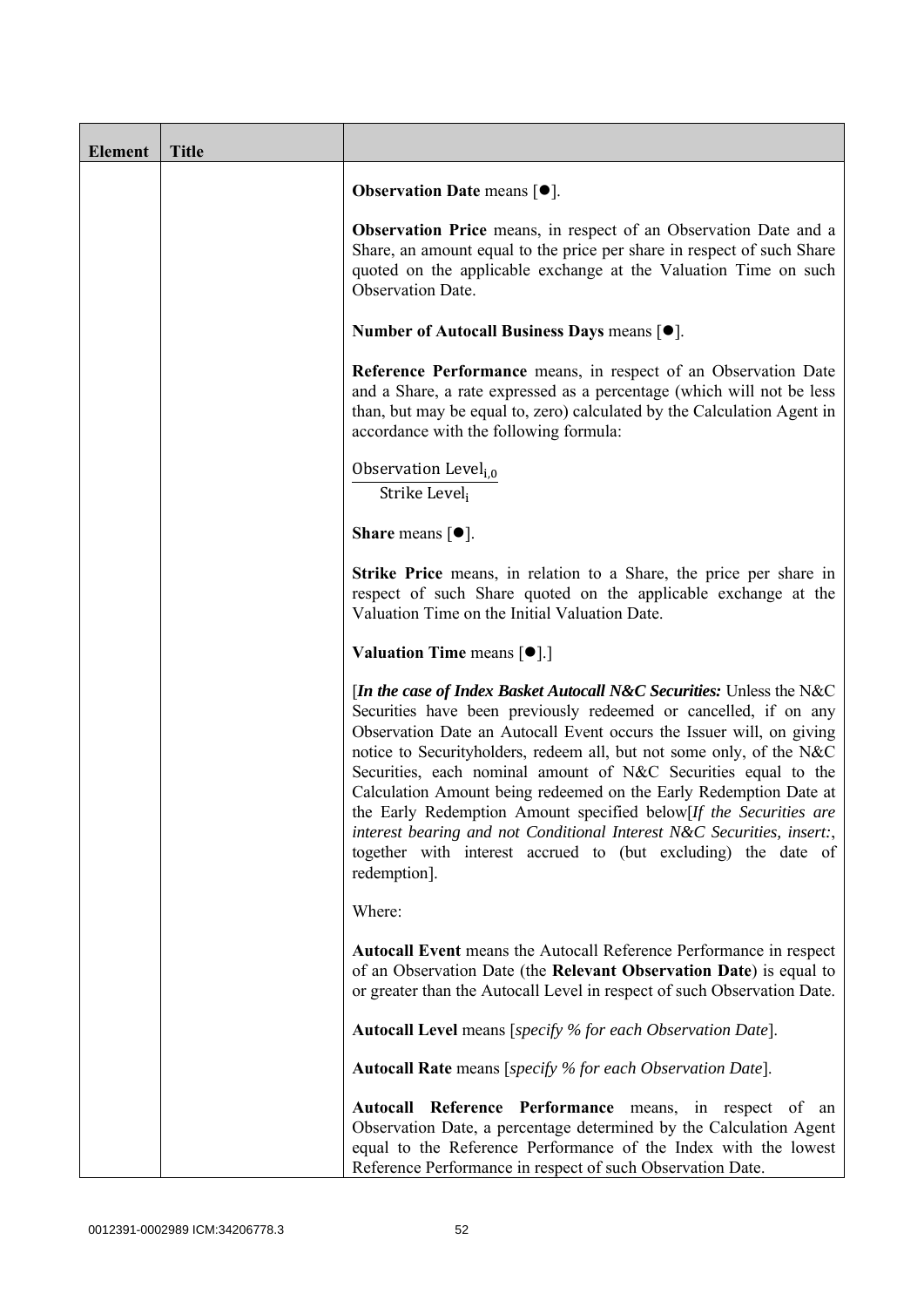| Element | Title | |
|---|---|---|
| | | **Observation Date** means [●].<br><br>**Observation Price** means, in respect of an Observation Date and a Share, an amount equal to the price per share in respect of such Share quoted on the applicable exchange at the Valuation Time on such Observation Date.<br><br>**Number of Autocall Business Days** means [●].<br><br>**Reference Performance** means, in respect of an Observation Date and a Share, a rate expressed as a percentage (which will not be less than, but may be equal to, zero) calculated by the Calculation Agent in accordance with the following formula:<br><br>$\frac{\text{Observation Level}_{i,0}}{\text{Strike Level}_i}$<br><br>**Share** means [●].<br><br>**Strike Price** means, in relation to a Share, the price per share in respect of such Share quoted on the applicable exchange at the Valuation Time on the Initial Valuation Date.<br><br>**Valuation Time** means [●].]<br><br>[***In the case of Index Basket Autocall N&C Securities:*** Unless the N&C Securities have been previously redeemed or cancelled, if on any Observation Date an Autocall Event occurs the Issuer will, on giving notice to Securityholders, redeem all, but not some only, of the N&C Securities, each nominal amount of N&C Securities equal to the Calculation Amount being redeemed on the Early Redemption Date at the Early Redemption Amount specified below[*If the Securities are interest bearing and not Conditional Interest N&C Securities, insert:*, together with interest accrued to (but excluding) the date of redemption].<br><br>Where:<br><br>**Autocall Event** means the Autocall Reference Performance in respect of an Observation Date (the **Relevant Observation Date**) is equal to or greater than the Autocall Level in respect of such Observation Date.<br><br>**Autocall Level** means [*specify % for each Observation Date*].<br><br>**Autocall Rate** means [*specify % for each Observation Date*].<br><br>**Autocall Reference Performance** means, in respect of an Observation Date, a percentage determined by the Calculation Agent equal to the Reference Performance of the Index with the lowest Reference Performance in respect of such Observation Date. |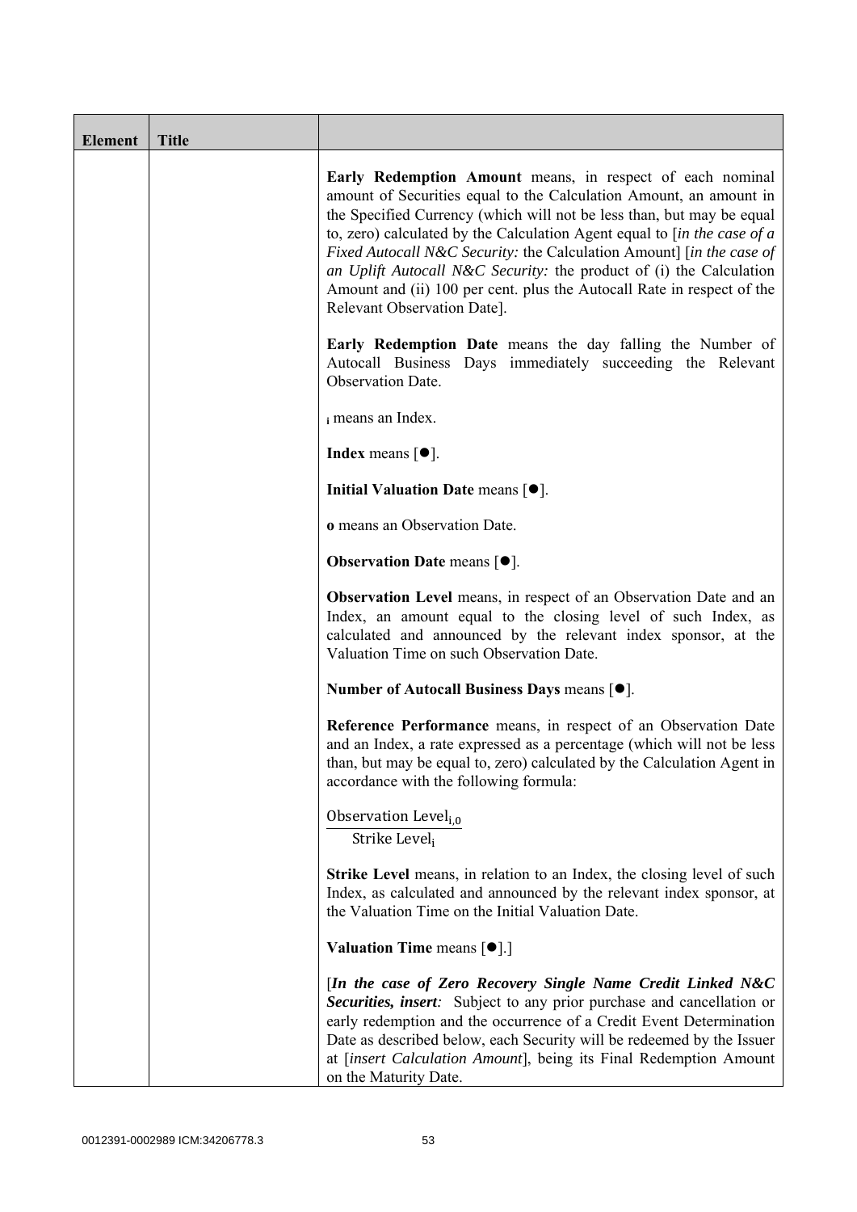| Element | Title |  |
|---|---|---|
| | | **Early Redemption Amount** means, in respect of each nominal amount of Securities equal to the Calculation Amount, an amount in the Specified Currency (which will not be less than, but may be equal to, zero) calculated by the Calculation Agent equal to [*in the case of a Fixed Autocall N&C Security:* the Calculation Amount] [*in the case of an Uplift Autocall N&C Security:* the product of (i) the Calculation Amount and (ii) 100 per cent. plus the Autocall Rate in respect of the Relevant Observation Date].<br><br>**Early Redemption Date** means the day falling the Number of Autocall Business Days immediately succeeding the Relevant Observation Date.<br><br>$_i$ means an Index.<br><br>**Index** means [●].<br><br>**Initial Valuation Date** means [●].<br><br>**o** means an Observation Date.<br><br>**Observation Date** means [●].<br><br>**Observation Level** means, in respect of an Observation Date and an Index, an amount equal to the closing level of such Index, as calculated and announced by the relevant index sponsor, at the Valuation Time on such Observation Date.<br><br>**Number of Autocall Business Days** means [●].<br><br>**Reference Performance** means, in respect of an Observation Date and an Index, a rate expressed as a percentage (which will not be less than, but may be equal to, zero) calculated by the Calculation Agent in accordance with the following formula:<br><br>$\frac{\text{Observation Level}_{i,0}}{\text{Strike Level}_i}$<br><br>**Strike Level** means, in relation to an Index, the closing level of such Index, as calculated and announced by the relevant index sponsor, at the Valuation Time on the Initial Valuation Date.<br><br>**Valuation Time** means [●].]<br><br>[***In the case of Zero Recovery Single Name Credit Linked N&C Securities, insert:*** Subject to any prior purchase and cancellation or early redemption and the occurrence of a Credit Event Determination Date as described below, each Security will be redeemed by the Issuer at [*insert Calculation Amount*], being its Final Redemption Amount on the Maturity Date. |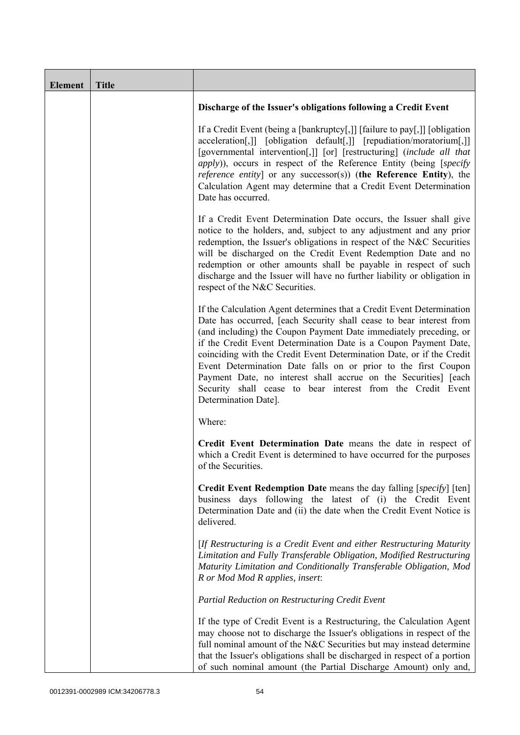| Element | Title | |
|---|---|---|
| | | **Discharge of the Issuer's obligations following a Credit Event**<br><br>If a Credit Event (being a [bankruptcy[,]] [failure to pay[,]] [obligation acceleration[,]] [obligation default[,]] [repudiation/moratorium[,]] [governmental intervention[,]] [or] [restructuring] (*include all that apply*)), occurs in respect of the Reference Entity (being [*specify reference entity*] or any successor(s)) (**the Reference Entity**), the Calculation Agent may determine that a Credit Event Determination Date has occurred.<br><br>If a Credit Event Determination Date occurs, the Issuer shall give notice to the holders, and, subject to any adjustment and any prior redemption, the Issuer's obligations in respect of the N&C Securities will be discharged on the Credit Event Redemption Date and no redemption or other amounts shall be payable in respect of such discharge and the Issuer will have no further liability or obligation in respect of the N&C Securities.<br><br>If the Calculation Agent determines that a Credit Event Determination Date has occurred, [each Security shall cease to bear interest from (and including) the Coupon Payment Date immediately preceding, or if the Credit Event Determination Date is a Coupon Payment Date, coinciding with the Credit Event Determination Date, or if the Credit Event Determination Date falls on or prior to the first Coupon Payment Date, no interest shall accrue on the Securities] [each Security shall cease to bear interest from the Credit Event Determination Date].<br><br>Where:<br><br>**Credit Event Determination Date** means the date in respect of which a Credit Event is determined to have occurred for the purposes of the Securities.<br><br>**Credit Event Redemption Date** means the day falling [*specify*] [ten] business days following the latest of (i) the Credit Event Determination Date and (ii) the date when the Credit Event Notice is delivered.<br><br>[*If Restructuring is a Credit Event and either Restructuring Maturity Limitation and Fully Transferable Obligation, Modified Restructuring Maturity Limitation and Conditionally Transferable Obligation, Mod R or Mod Mod R applies, insert*:<br><br>*Partial Reduction on Restructuring Credit Event*<br><br>If the type of Credit Event is a Restructuring, the Calculation Agent may choose not to discharge the Issuer's obligations in respect of the full nominal amount of the N&C Securities but may instead determine that the Issuer's obligations shall be discharged in respect of a portion of such nominal amount (the Partial Discharge Amount) only and, |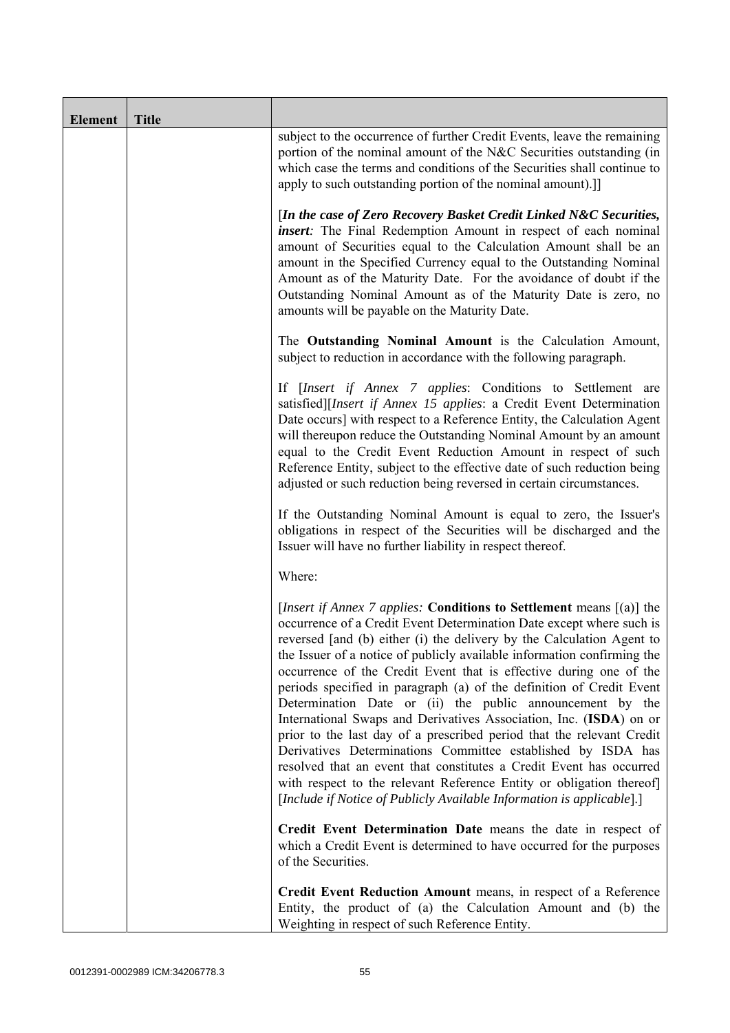| Element | Title | |
|---|---|---|
| | | subject to the occurrence of further Credit Events, leave the remaining portion of the nominal amount of the N&C Securities outstanding (in which case the terms and conditions of the Securities shall continue to apply to such outstanding portion of the nominal amount).]]<br><br>[***In the case of Zero Recovery Basket Credit Linked N&C Securities, insert****:* The Final Redemption Amount in respect of each nominal amount of Securities equal to the Calculation Amount shall be an amount in the Specified Currency equal to the Outstanding Nominal Amount as of the Maturity Date. For the avoidance of doubt if the Outstanding Nominal Amount as of the Maturity Date is zero, no amounts will be payable on the Maturity Date.<br><br>The **Outstanding Nominal Amount** is the Calculation Amount, subject to reduction in accordance with the following paragraph.<br><br>If [*Insert if Annex 7 applies*: Conditions to Settlement are satisfied][*Insert if Annex 15 applies*: a Credit Event Determination Date occurs] with respect to a Reference Entity, the Calculation Agent will thereupon reduce the Outstanding Nominal Amount by an amount equal to the Credit Event Reduction Amount in respect of such Reference Entity, subject to the effective date of such reduction being adjusted or such reduction being reversed in certain circumstances.<br><br>If the Outstanding Nominal Amount is equal to zero, the Issuer's obligations in respect of the Securities will be discharged and the Issuer will have no further liability in respect thereof.<br><br>Where:<br><br>[*Insert if Annex 7 applies:* **Conditions to Settlement** means [(a)] the occurrence of a Credit Event Determination Date except where such is reversed [and (b) either (i) the delivery by the Calculation Agent to the Issuer of a notice of publicly available information confirming the occurrence of the Credit Event that is effective during one of the periods specified in paragraph (a) of the definition of Credit Event Determination Date or (ii) the public announcement by the International Swaps and Derivatives Association, Inc. (**ISDA**) on or prior to the last day of a prescribed period that the relevant Credit Derivatives Determinations Committee established by ISDA has resolved that an event that constitutes a Credit Event has occurred with respect to the relevant Reference Entity or obligation thereof] [*Include if Notice of Publicly Available Information is applicable*].]<br><br>**Credit Event Determination Date** means the date in respect of which a Credit Event is determined to have occurred for the purposes of the Securities.<br><br>**Credit Event Reduction Amount** means, in respect of a Reference Entity, the product of (a) the Calculation Amount and (b) the Weighting in respect of such Reference Entity. |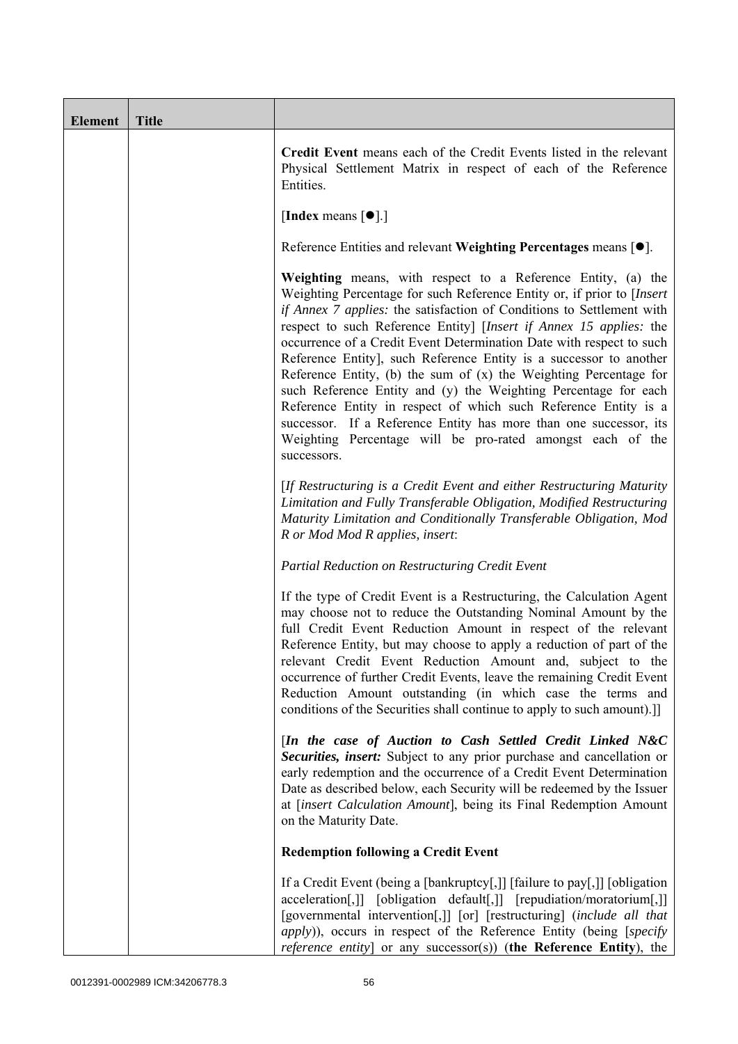| Element | Title | |
|---|---|---|
| | | **Credit Event** means each of the Credit Events listed in the relevant Physical Settlement Matrix in respect of each of the Reference Entities.<br><br>[**Index** means [●].]<br><br>Reference Entities and relevant **Weighting Percentages** means [●].<br><br>**Weighting** means, with respect to a Reference Entity, (a) the Weighting Percentage for such Reference Entity or, if prior to [*Insert if Annex 7 applies:* the satisfaction of Conditions to Settlement with respect to such Reference Entity] [*Insert if Annex 15 applies:* the occurrence of a Credit Event Determination Date with respect to such Reference Entity], such Reference Entity is a successor to another Reference Entity, (b) the sum of (x) the Weighting Percentage for such Reference Entity and (y) the Weighting Percentage for each Reference Entity in respect of which such Reference Entity is a successor. If a Reference Entity has more than one successor, its Weighting Percentage will be pro-rated amongst each of the successors.<br><br>[*If Restructuring is a Credit Event and either Restructuring Maturity Limitation and Fully Transferable Obligation, Modified Restructuring Maturity Limitation and Conditionally Transferable Obligation, Mod R or Mod Mod R applies, insert*:<br><br>*Partial Reduction on Restructuring Credit Event*<br><br>If the type of Credit Event is a Restructuring, the Calculation Agent may choose not to reduce the Outstanding Nominal Amount by the full Credit Event Reduction Amount in respect of the relevant Reference Entity, but may choose to apply a reduction of part of the relevant Credit Event Reduction Amount and, subject to the occurrence of further Credit Events, leave the remaining Credit Event Reduction Amount outstanding (in which case the terms and conditions of the Securities shall continue to apply to such amount).]]<br><br>[***In the case of Auction to Cash Settled Credit Linked N&C Securities, insert:*** Subject to any prior purchase and cancellation or early redemption and the occurrence of a Credit Event Determination Date as described below, each Security will be redeemed by the Issuer at [*insert Calculation Amount*], being its Final Redemption Amount on the Maturity Date.<br><br>**Redemption following a Credit Event**<br><br>If a Credit Event (being a [bankruptcy[,]] [failure to pay[,]] [obligation acceleration[,]] [obligation default[,]] [repudiation/moratorium[,]] [governmental intervention[,]] [or] [restructuring] (*include all that apply*)), occurs in respect of the Reference Entity (being [*specify reference entity*] or any successor(s)) (**the Reference Entity**), the |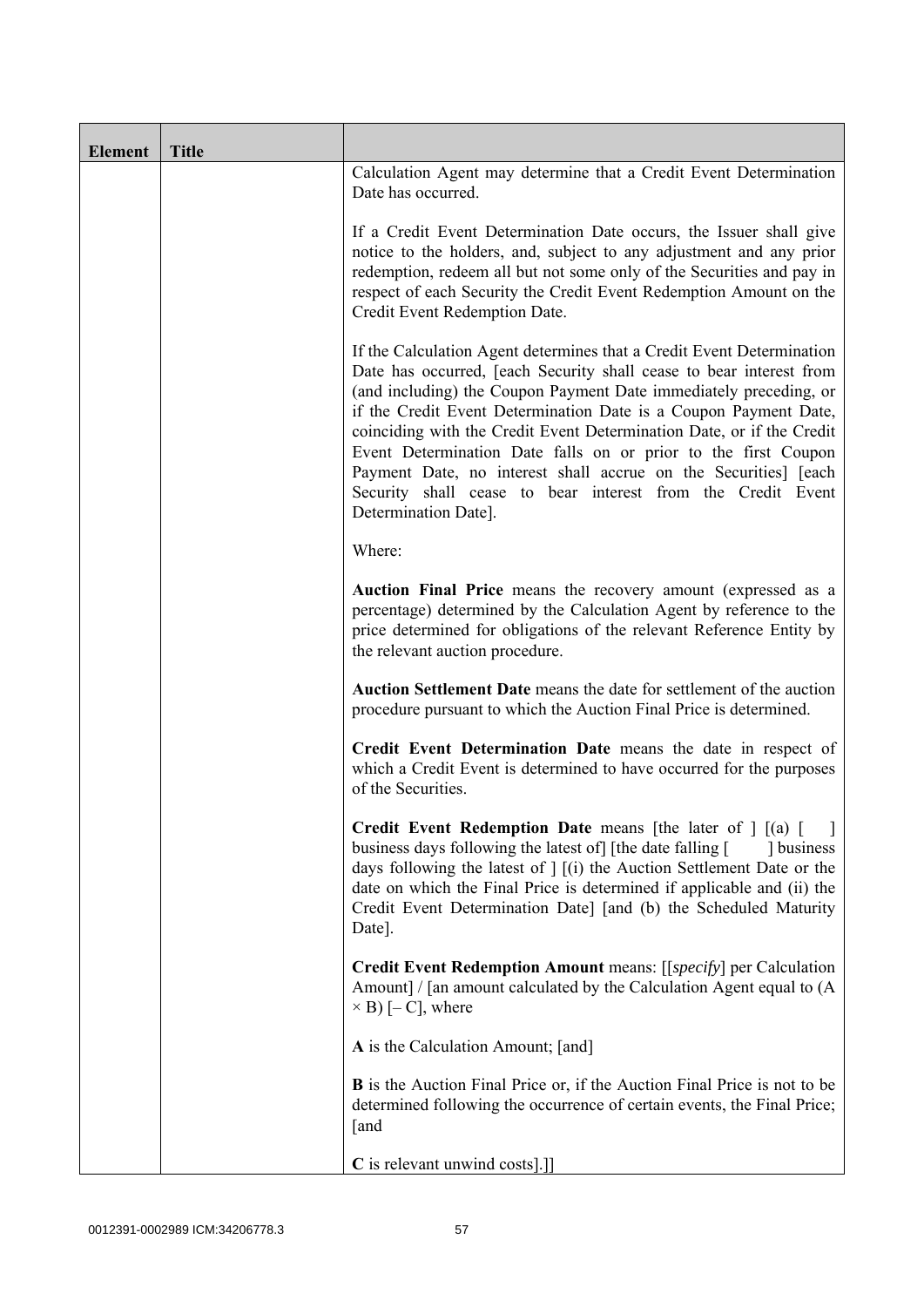| Element | Title | |
|---|---|---|
| | | Calculation Agent may determine that a Credit Event Determination Date has occurred.<br><br>If a Credit Event Determination Date occurs, the Issuer shall give notice to the holders, and, subject to any adjustment and any prior redemption, redeem all but not some only of the Securities and pay in respect of each Security the Credit Event Redemption Amount on the Credit Event Redemption Date.<br><br>If the Calculation Agent determines that a Credit Event Determination Date has occurred, [each Security shall cease to bear interest from (and including) the Coupon Payment Date immediately preceding, or if the Credit Event Determination Date is a Coupon Payment Date, coinciding with the Credit Event Determination Date, or if the Credit Event Determination Date falls on or prior to the first Coupon Payment Date, no interest shall accrue on the Securities] [each Security shall cease to bear interest from the Credit Event Determination Date].<br><br>Where:<br><br>**Auction Final Price** means the recovery amount (expressed as a percentage) determined by the Calculation Agent by reference to the price determined for obligations of the relevant Reference Entity by the relevant auction procedure.<br><br>**Auction Settlement Date** means the date for settlement of the auction procedure pursuant to which the Auction Final Price is determined.<br><br>**Credit Event Determination Date** means the date in respect of which a Credit Event is determined to have occurred for the purposes of the Securities.<br><br>**Credit Event Redemption Date** means [the later of ] [(a) [ ] business days following the latest of] [the date falling [ ] business days following the latest of ] [(i) the Auction Settlement Date or the date on which the Final Price is determined if applicable and (ii) the Credit Event Determination Date] [and (b) the Scheduled Maturity Date].<br><br>**Credit Event Redemption Amount** means: [[*specify*] per Calculation Amount] / [an amount calculated by the Calculation Agent equal to (A × B) [– C], where<br><br>**A** is the Calculation Amount; [and]<br><br>**B** is the Auction Final Price or, if the Auction Final Price is not to be determined following the occurrence of certain events, the Final Price; [and<br><br>**C** is relevant unwind costs].]] |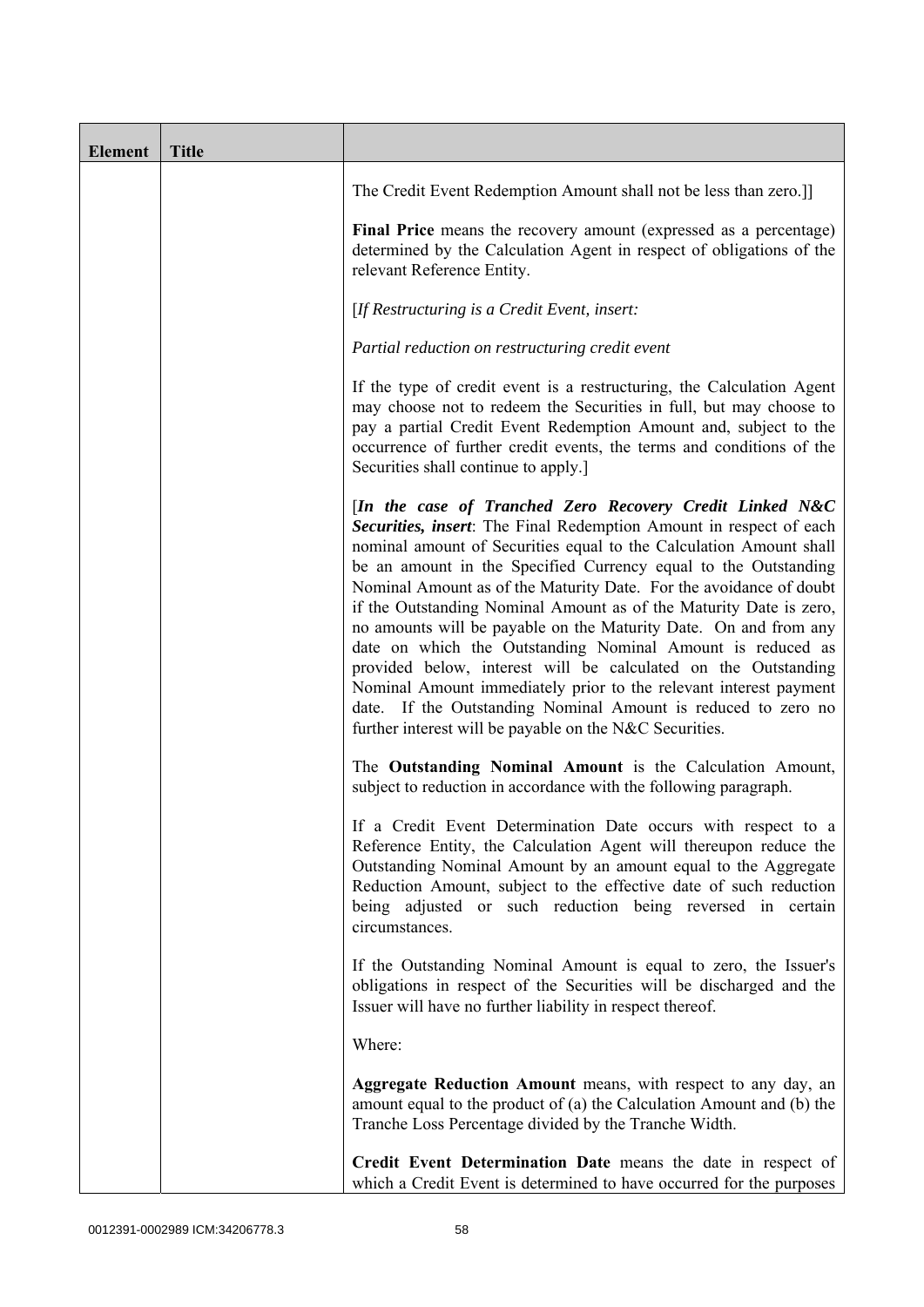| Element | Title | |
|---|---|---|
| | | The Credit Event Redemption Amount shall not be less than zero.]]<br><br>**Final Price** means the recovery amount (expressed as a percentage) determined by the Calculation Agent in respect of obligations of the relevant Reference Entity.<br><br>[*If Restructuring is a Credit Event, insert:*<br><br>*Partial reduction on restructuring credit event*<br><br>If the type of credit event is a restructuring, the Calculation Agent may choose not to redeem the Securities in full, but may choose to pay a partial Credit Event Redemption Amount and, subject to the occurrence of further credit events, the terms and conditions of the Securities shall continue to apply.]<br><br>[***In the case of Tranched Zero Recovery Credit Linked N&C Securities, insert***: The Final Redemption Amount in respect of each nominal amount of Securities equal to the Calculation Amount shall be an amount in the Specified Currency equal to the Outstanding Nominal Amount as of the Maturity Date. For the avoidance of doubt if the Outstanding Nominal Amount as of the Maturity Date is zero, no amounts will be payable on the Maturity Date. On and from any date on which the Outstanding Nominal Amount is reduced as provided below, interest will be calculated on the Outstanding Nominal Amount immediately prior to the relevant interest payment date. If the Outstanding Nominal Amount is reduced to zero no further interest will be payable on the N&C Securities.<br><br>The **Outstanding Nominal Amount** is the Calculation Amount, subject to reduction in accordance with the following paragraph.<br><br>If a Credit Event Determination Date occurs with respect to a Reference Entity, the Calculation Agent will thereupon reduce the Outstanding Nominal Amount by an amount equal to the Aggregate Reduction Amount, subject to the effective date of such reduction being adjusted or such reduction being reversed in certain circumstances.<br><br>If the Outstanding Nominal Amount is equal to zero, the Issuer's obligations in respect of the Securities will be discharged and the Issuer will have no further liability in respect thereof.<br><br>Where:<br><br>**Aggregate Reduction Amount** means, with respect to any day, an amount equal to the product of (a) the Calculation Amount and (b) the Tranche Loss Percentage divided by the Tranche Width.<br><br>**Credit Event Determination Date** means the date in respect of which a Credit Event is determined to have occurred for the purposes |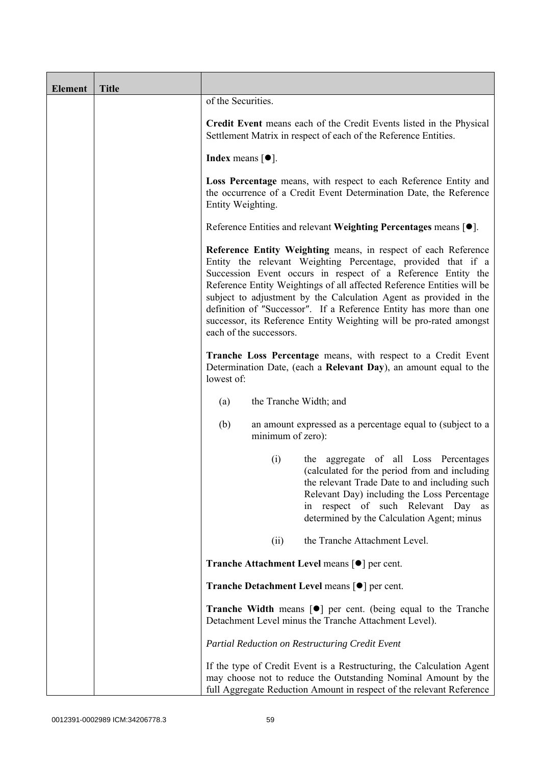| Element | Title | |
|---|---|---|
| | | of the Securities.<br><br>**Credit Event** means each of the Credit Events listed in the Physical Settlement Matrix in respect of each of the Reference Entities.<br><br>**Index** means [●].<br><br>**Loss Percentage** means, with respect to each Reference Entity and the occurrence of a Credit Event Determination Date, the Reference Entity Weighting.<br><br>Reference Entities and relevant **Weighting Percentages** means [●].<br><br>**Reference Entity Weighting** means, in respect of each Reference Entity the relevant Weighting Percentage, provided that if a Succession Event occurs in respect of a Reference Entity the Reference Entity Weightings of all affected Reference Entities will be subject to adjustment by the Calculation Agent as provided in the definition of "Successor". If a Reference Entity has more than one successor, its Reference Entity Weighting will be pro-rated amongst each of the successors.<br><br>**Tranche Loss Percentage** means, with respect to a Credit Event Determination Date, (each a **Relevant Day**), an amount equal to the lowest of:<br><br>(a) the Tranche Width; and<br><br>(b) an amount expressed as a percentage equal to (subject to a minimum of zero):<br><br>(i) the aggregate of all Loss Percentages (calculated for the period from and including the relevant Trade Date to and including such Relevant Day) including the Loss Percentage in respect of such Relevant Day as determined by the Calculation Agent; minus<br><br>(ii) the Tranche Attachment Level.<br><br>**Tranche Attachment Level** means [●] per cent.<br><br>**Tranche Detachment Level** means [●] per cent.<br><br>**Tranche Width** means [●] per cent. (being equal to the Tranche Detachment Level minus the Tranche Attachment Level).<br><br>*Partial Reduction on Restructuring Credit Event*<br><br>If the type of Credit Event is a Restructuring, the Calculation Agent may choose not to reduce the Outstanding Nominal Amount by the full Aggregate Reduction Amount in respect of the relevant Reference |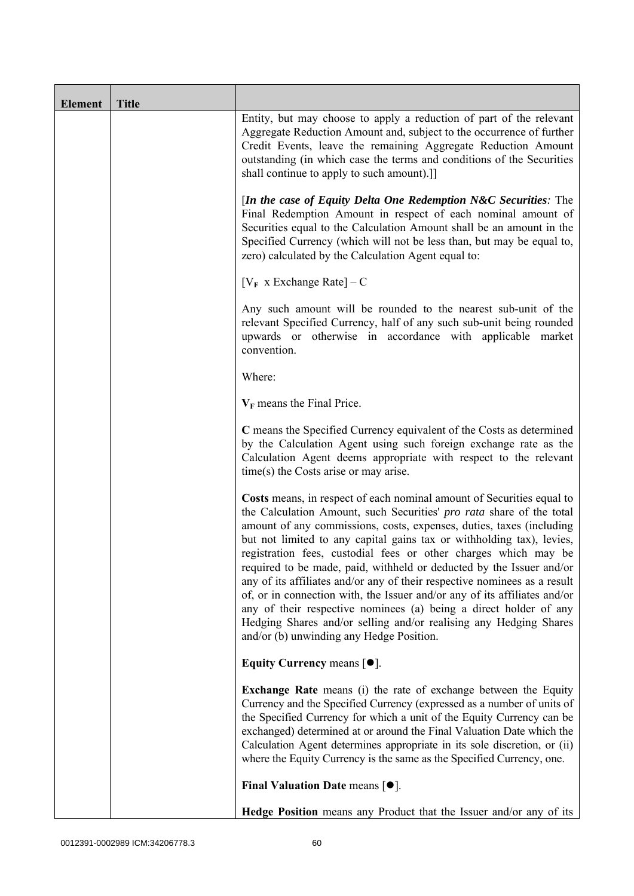| Element | Title | |
|---|---|---|
| | | Entity, but may choose to apply a reduction of part of the relevant Aggregate Reduction Amount and, subject to the occurrence of further Credit Events, leave the remaining Aggregate Reduction Amount outstanding (in which case the terms and conditions of the Securities shall continue to apply to such amount).]]<br><br>[***In the case of Equity Delta One Redemption N&C Securities****:* The Final Redemption Amount in respect of each nominal amount of Securities equal to the Calculation Amount shall be an amount in the Specified Currency (which will not be less than, but may be equal to, zero) calculated by the Calculation Agent equal to:<br><br>$[V_F \text{ x Exchange Rate}] - C$<br><br>Any such amount will be rounded to the nearest sub-unit of the relevant Specified Currency, half of any such sub-unit being rounded upwards or otherwise in accordance with applicable market convention.<br><br>Where:<br><br>$V_F$ means the Final Price.<br><br>**C** means the Specified Currency equivalent of the Costs as determined by the Calculation Agent using such foreign exchange rate as the Calculation Agent deems appropriate with respect to the relevant time(s) the Costs arise or may arise.<br><br>**Costs** means, in respect of each nominal amount of Securities equal to the Calculation Amount, such Securities' *pro rata* share of the total amount of any commissions, costs, expenses, duties, taxes (including but not limited to any capital gains tax or withholding tax), levies, registration fees, custodial fees or other charges which may be required to be made, paid, withheld or deducted by the Issuer and/or any of its affiliates and/or any of their respective nominees as a result of, or in connection with, the Issuer and/or any of its affiliates and/or any of their respective nominees (a) being a direct holder of any Hedging Shares and/or selling and/or realising any Hedging Shares and/or (b) unwinding any Hedge Position.<br><br>**Equity Currency** means [●].<br><br>**Exchange Rate** means (i) the rate of exchange between the Equity Currency and the Specified Currency (expressed as a number of units of the Specified Currency for which a unit of the Equity Currency can be exchanged) determined at or around the Final Valuation Date which the Calculation Agent determines appropriate in its sole discretion, or (ii) where the Equity Currency is the same as the Specified Currency, one.<br><br>**Final Valuation Date** means [●].<br><br>**Hedge Position** means any Product that the Issuer and/or any of its |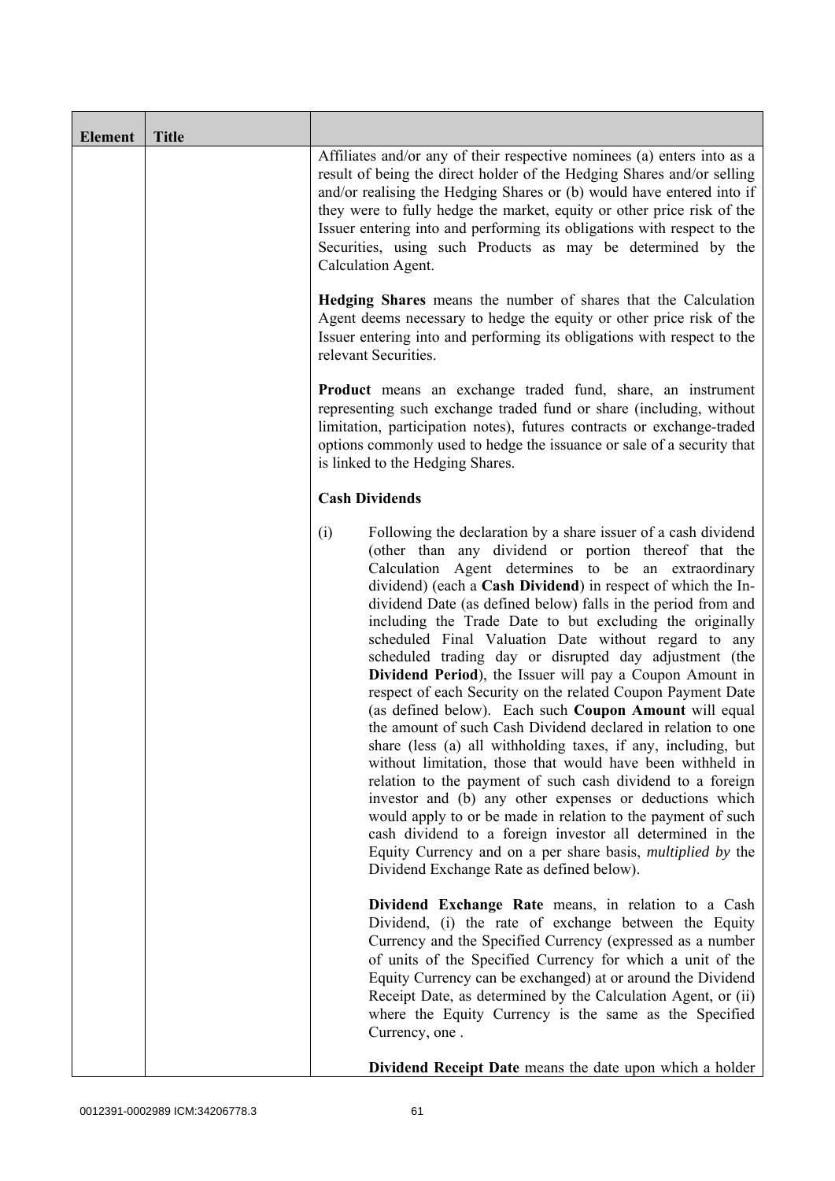| Element | Title | |
|---|---|---|
| | | Affiliates and/or any of their respective nominees (a) enters into as a result of being the direct holder of the Hedging Shares and/or selling and/or realising the Hedging Shares or (b) would have entered into if they were to fully hedge the market, equity or other price risk of the Issuer entering into and performing its obligations with respect to the Securities, using such Products as may be determined by the Calculation Agent.<br><br>**Hedging Shares** means the number of shares that the Calculation Agent deems necessary to hedge the equity or other price risk of the Issuer entering into and performing its obligations with respect to the relevant Securities.<br><br>**Product** means an exchange traded fund, share, an instrument representing such exchange traded fund or share (including, without limitation, participation notes), futures contracts or exchange-traded options commonly used to hedge the issuance or sale of a security that is linked to the Hedging Shares.<br><br>**Cash Dividends**<br><br>(i) Following the declaration by a share issuer of a cash dividend (other than any dividend or portion thereof that the Calculation Agent determines to be an extraordinary dividend) (each a **Cash Dividend**) in respect of which the In-dividend Date (as defined below) falls in the period from and including the Trade Date to but excluding the originally scheduled Final Valuation Date without regard to any scheduled trading day or disrupted day adjustment (the **Dividend Period**), the Issuer will pay a Coupon Amount in respect of each Security on the related Coupon Payment Date (as defined below). Each such **Coupon Amount** will equal the amount of such Cash Dividend declared in relation to one share (less (a) all withholding taxes, if any, including, but without limitation, those that would have been withheld in relation to the payment of such cash dividend to a foreign investor and (b) any other expenses or deductions which would apply to or be made in relation to the payment of such cash dividend to a foreign investor all determined in the Equity Currency and on a per share basis, *multiplied by* the Dividend Exchange Rate as defined below).<br><br>**Dividend Exchange Rate** means, in relation to a Cash Dividend, (i) the rate of exchange between the Equity Currency and the Specified Currency (expressed as a number of units of the Specified Currency for which a unit of the Equity Currency can be exchanged) at or around the Dividend Receipt Date, as determined by the Calculation Agent, or (ii) where the Equity Currency is the same as the Specified Currency, one .<br><br>**Dividend Receipt Date** means the date upon which a holder |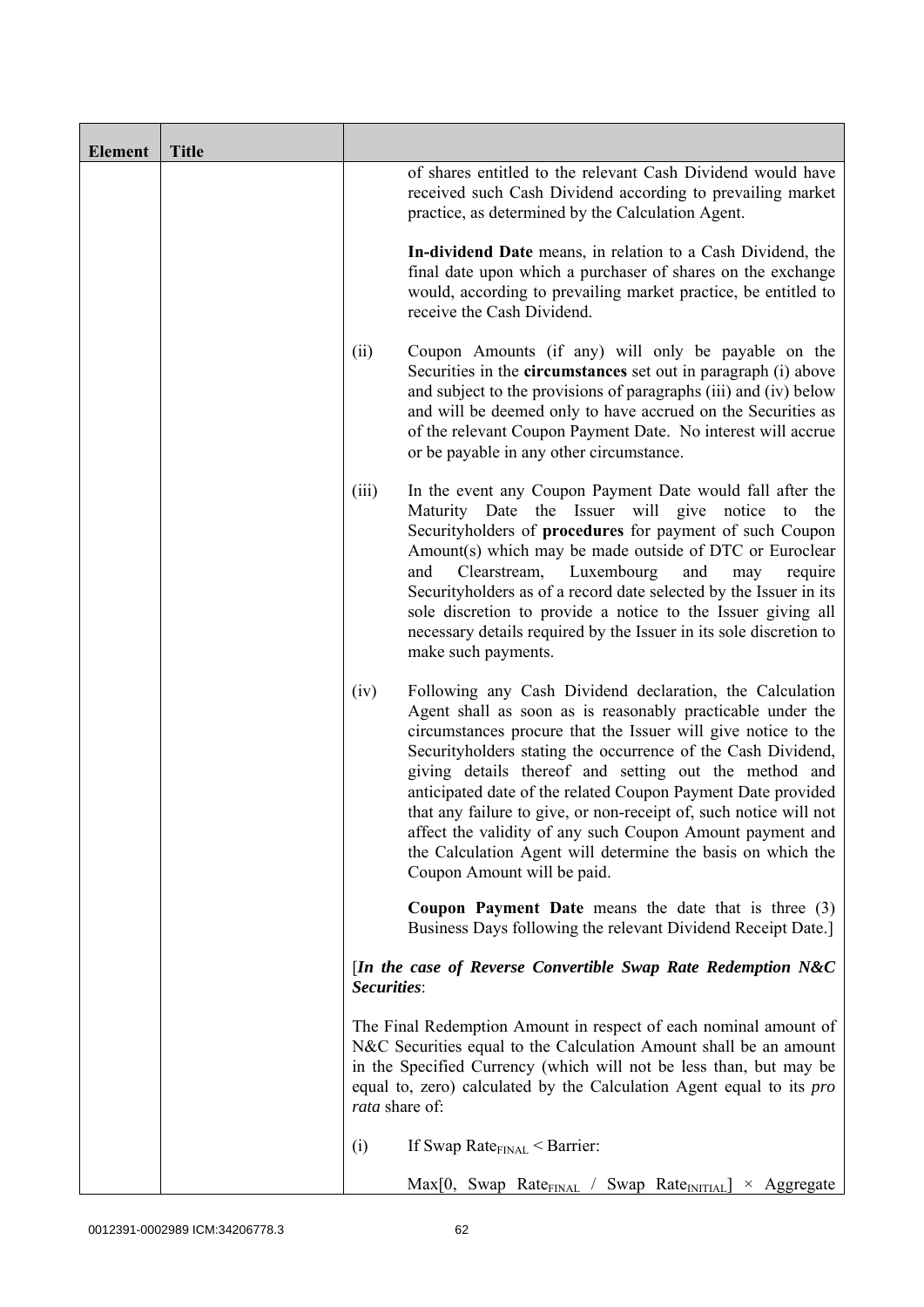| Element | Title | |
|---|---|---|
| | | of shares entitled to the relevant Cash Dividend would have received such Cash Dividend according to prevailing market practice, as determined by the Calculation Agent.<br><br>**In-dividend Date** means, in relation to a Cash Dividend, the final date upon which a purchaser of shares on the exchange would, according to prevailing market practice, be entitled to receive the Cash Dividend.<br><br>(ii) Coupon Amounts (if any) will only be payable on the Securities in the **circumstances** set out in paragraph (i) above and subject to the provisions of paragraphs (iii) and (iv) below and will be deemed only to have accrued on the Securities as of the relevant Coupon Payment Date. No interest will accrue or be payable in any other circumstance.<br><br>(iii) In the event any Coupon Payment Date would fall after the Maturity Date the Issuer will give notice to the Securityholders of **procedures** for payment of such Coupon Amount(s) which may be made outside of DTC or Euroclear and Clearstream, Luxembourg and may require Securityholders as of a record date selected by the Issuer in its sole discretion to provide a notice to the Issuer giving all necessary details required by the Issuer in its sole discretion to make such payments.<br><br>(iv) Following any Cash Dividend declaration, the Calculation Agent shall as soon as is reasonably practicable under the circumstances procure that the Issuer will give notice to the Securityholders stating the occurrence of the Cash Dividend, giving details thereof and setting out the method and anticipated date of the related Coupon Payment Date provided that any failure to give, or non-receipt of, such notice will not affect the validity of any such Coupon Amount payment and the Calculation Agent will determine the basis on which the Coupon Amount will be paid.<br><br>**Coupon Payment Date** means the date that is three (3) Business Days following the relevant Dividend Receipt Date.]<br><br>[***In the case of Reverse Convertible Swap Rate Redemption N&C Securities***:<br><br>The Final Redemption Amount in respect of each nominal amount of N&C Securities equal to the Calculation Amount shall be an amount in the Specified Currency (which will not be less than, but may be equal to, zero) calculated by the Calculation Agent equal to its *pro rata* share of:<br><br>(i) If Swap $Rate_{FINAL}$ < Barrier:<br><br>Max[0, Swap $Rate_{FINAL}$ / Swap $Rate_{INITIAL}$] × Aggregate |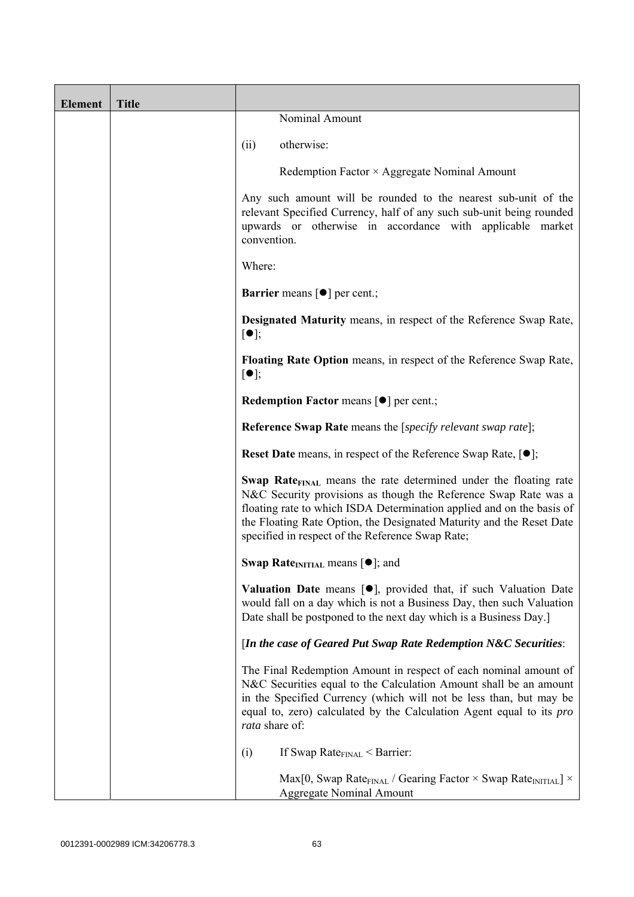| Element | Title | |
|---|---|---|
| | | Nominal Amount<br><br>(ii) otherwise:<br><br>Redemption Factor × Aggregate Nominal Amount<br><br>Any such amount will be rounded to the nearest sub-unit of the relevant Specified Currency, half of any such sub-unit being rounded upwards or otherwise in accordance with applicable market convention.<br><br>Where:<br><br>**Barrier** means [●] per cent.;<br><br>**Designated Maturity** means, in respect of the Reference Swap Rate, [●];<br><br>**Floating Rate Option** means, in respect of the Reference Swap Rate, [●];<br><br>**Redemption Factor** means [●] per cent.;<br><br>**Reference Swap Rate** means the [*specify relevant swap rate*];<br><br>**Reset Date** means, in respect of the Reference Swap Rate, [●];<br><br>**Swap Rate$_{FINAL}$** means the rate determined under the floating rate N&C Security provisions as though the Reference Swap Rate was a floating rate to which ISDA Determination applied and on the basis of the Floating Rate Option, the Designated Maturity and the Reset Date specified in respect of the Reference Swap Rate;<br><br>**Swap Rate$_{INITIAL}$** means [●]; and<br><br>**Valuation Date** means [●], provided that, if such Valuation Date would fall on a day which is not a Business Day, then such Valuation Date shall be postponed to the next day which is a Business Day.]<br><br>[***In the case of Geared Put Swap Rate Redemption N&C Securities***:<br><br>The Final Redemption Amount in respect of each nominal amount of N&C Securities equal to the Calculation Amount shall be an amount in the Specified Currency (which will not be less than, but may be equal to, zero) calculated by the Calculation Agent equal to its *pro rata* share of:<br><br>(i) If Swap Rate$_{FINAL}$ < Barrier:<br><br>Max[0, Swap Rate$_{FINAL}$ / Gearing Factor × Swap Rate$_{INITIAL}$] × Aggregate Nominal Amount |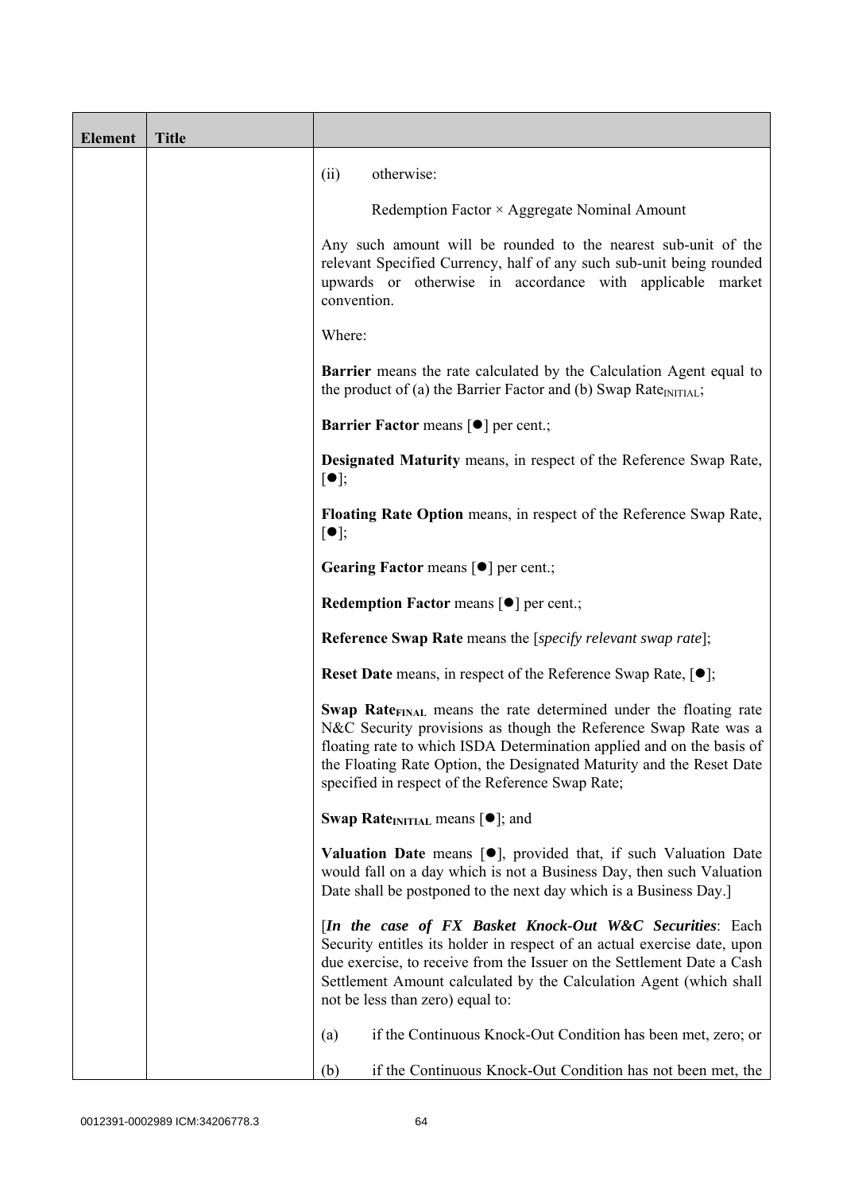| Element | Title | |
|---|---|---|
| | | (ii) otherwise:<br><br>Redemption Factor × Aggregate Nominal Amount<br><br>Any such amount will be rounded to the nearest sub-unit of the relevant Specified Currency, half of any such sub-unit being rounded upwards or otherwise in accordance with applicable market convention.<br><br>Where:<br><br>**Barrier** means the rate calculated by the Calculation Agent equal to the product of (a) the Barrier Factor and (b) Swap $\text{Rate}_{\text{INITIAL}}$;<br><br>**Barrier Factor** means [●] per cent.;<br><br>**Designated Maturity** means, in respect of the Reference Swap Rate, [●];<br><br>**Floating Rate Option** means, in respect of the Reference Swap Rate, [●];<br><br>**Gearing Factor** means [●] per cent.;<br><br>**Redemption Factor** means [●] per cent.;<br><br>**Reference Swap Rate** means the [*specify relevant swap rate*];<br><br>**Reset Date** means, in respect of the Reference Swap Rate, [●];<br><br>**Swap $\text{Rate}_{\text{FINAL}}$** means the rate determined under the floating rate N&C Security provisions as though the Reference Swap Rate was a floating rate to which ISDA Determination applied and on the basis of the Floating Rate Option, the Designated Maturity and the Reset Date specified in respect of the Reference Swap Rate;<br><br>**Swap $\text{Rate}_{\text{INITIAL}}$** means [●]; and<br><br>**Valuation Date** means [●], provided that, if such Valuation Date would fall on a day which is not a Business Day, then such Valuation Date shall be postponed to the next day which is a Business Day.]<br><br>[***In the case of FX Basket Knock-Out W&C Securities***: Each Security entitles its holder in respect of an actual exercise date, upon due exercise, to receive from the Issuer on the Settlement Date a Cash Settlement Amount calculated by the Calculation Agent (which shall not be less than zero) equal to:<br><br>(a) if the Continuous Knock-Out Condition has been met, zero; or<br><br>(b) if the Continuous Knock-Out Condition has not been met, the |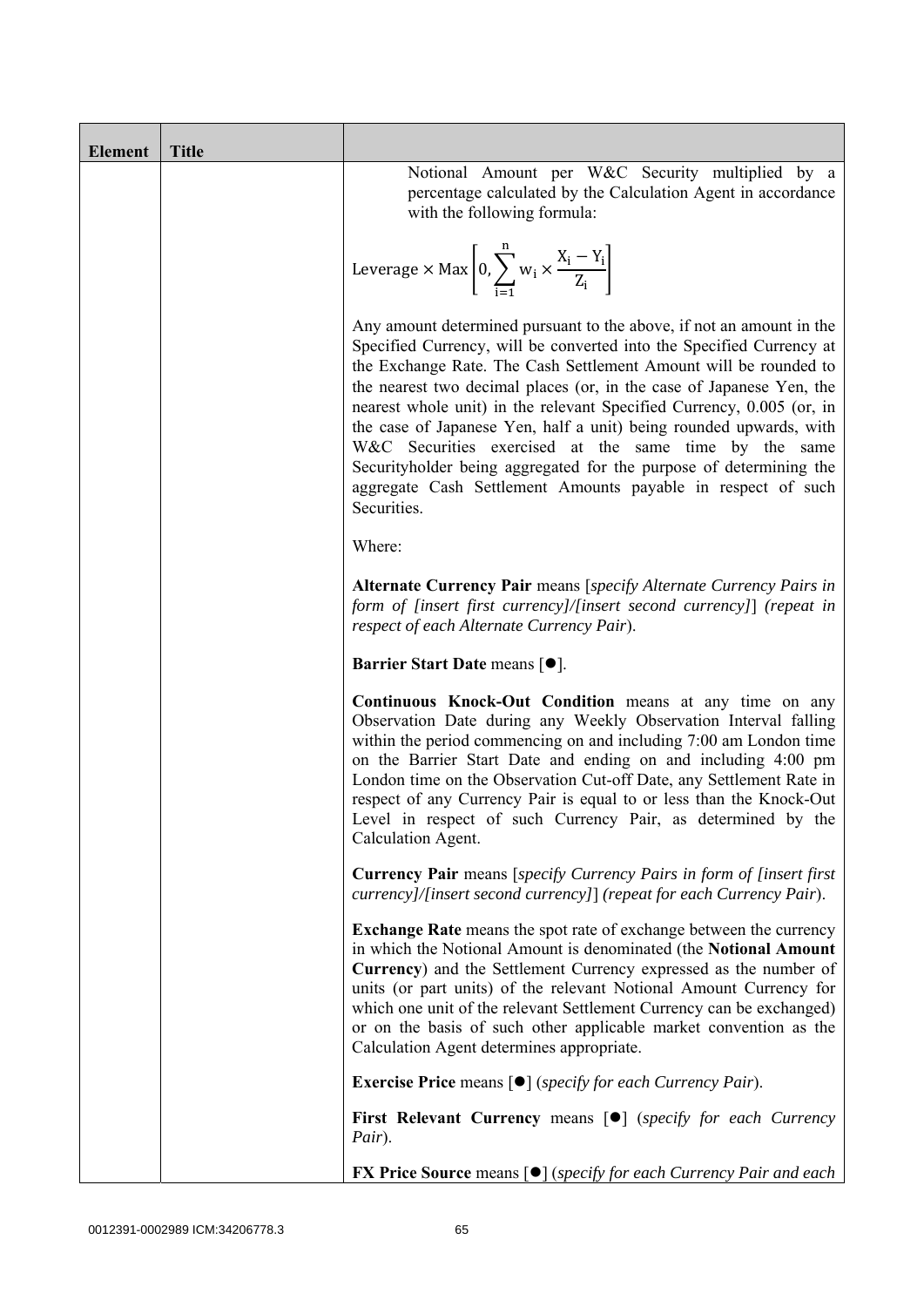| Element | Title | |
|---|---|---|
| | | Notional Amount per W&C Security multiplied by a percentage calculated by the Calculation Agent in accordance with the following formula:<br><br>$$\text{Leverage} \times \text{Max}\left[0, \sum_{i=1}^{n} w_i \times \frac{X_i - Y_i}{Z_i}\right]$$<br><br>Any amount determined pursuant to the above, if not an amount in the Specified Currency, will be converted into the Specified Currency at the Exchange Rate. The Cash Settlement Amount will be rounded to the nearest two decimal places (or, in the case of Japanese Yen, the nearest whole unit) in the relevant Specified Currency, 0.005 (or, in the case of Japanese Yen, half a unit) being rounded upwards, with W&C Securities exercised at the same time by the same Securityholder being aggregated for the purpose of determining the aggregate Cash Settlement Amounts payable in respect of such Securities.<br><br>Where:<br><br>**Alternate Currency Pair** means [*specify Alternate Currency Pairs in form of [insert first currency]/[insert second currency]*] *(repeat in respect of each Alternate Currency Pair*).<br><br>**Barrier Start Date** means [●].<br><br>**Continuous Knock-Out Condition** means at any time on any Observation Date during any Weekly Observation Interval falling within the period commencing on and including 7:00 am London time on the Barrier Start Date and ending on and including 4:00 pm London time on the Observation Cut-off Date, any Settlement Rate in respect of any Currency Pair is equal to or less than the Knock-Out Level in respect of such Currency Pair, as determined by the Calculation Agent.<br><br>**Currency Pair** means [*specify Currency Pairs in form of [insert first currency]/[insert second currency]*] *(repeat for each Currency Pair*).<br><br>**Exchange Rate** means the spot rate of exchange between the currency in which the Notional Amount is denominated (the **Notional Amount Currency**) and the Settlement Currency expressed as the number of units (or part units) of the relevant Notional Amount Currency for which one unit of the relevant Settlement Currency can be exchanged) or on the basis of such other applicable market convention as the Calculation Agent determines appropriate.<br><br>**Exercise Price** means [●] (*specify for each Currency Pair*).<br><br>**First Relevant Currency** means [●] (*specify for each Currency Pair*).<br><br>**FX Price Source** means [●] (*specify for each Currency Pair and each* |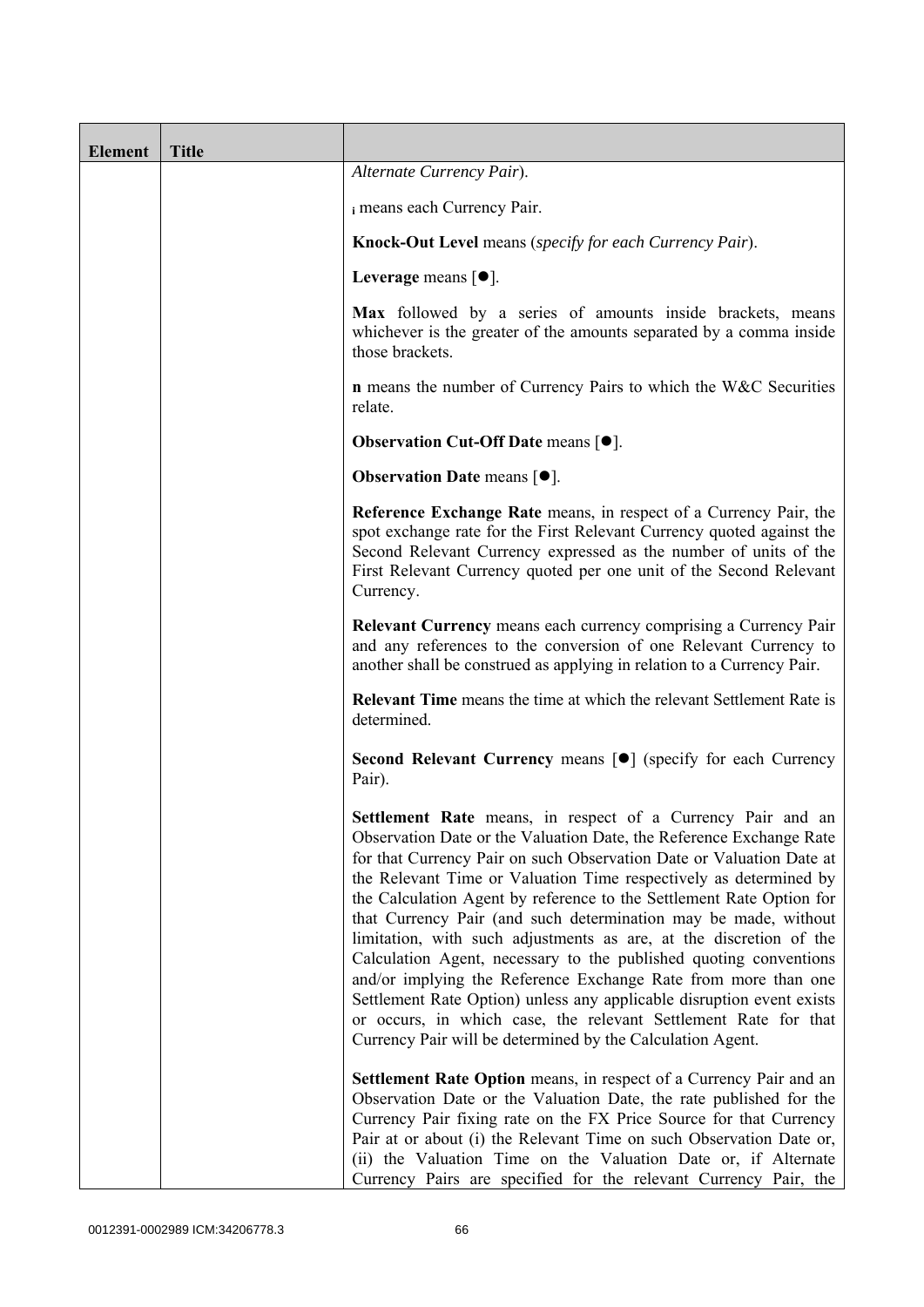| Element | Title | |
|---|---|---|
| | | *Alternate Currency Pair*).<br><br>$_i$ means each Currency Pair.<br><br>**Knock-Out Level** means (*specify for each Currency Pair*).<br><br>**Leverage** means [●].<br><br>**Max** followed by a series of amounts inside brackets, means whichever is the greater of the amounts separated by a comma inside those brackets.<br><br>**n** means the number of Currency Pairs to which the W&C Securities relate.<br><br>**Observation Cut-Off Date** means [●].<br><br>**Observation Date** means [●].<br><br>**Reference Exchange Rate** means, in respect of a Currency Pair, the spot exchange rate for the First Relevant Currency quoted against the Second Relevant Currency expressed as the number of units of the First Relevant Currency quoted per one unit of the Second Relevant Currency.<br><br>**Relevant Currency** means each currency comprising a Currency Pair and any references to the conversion of one Relevant Currency to another shall be construed as applying in relation to a Currency Pair.<br><br>**Relevant Time** means the time at which the relevant Settlement Rate is determined.<br><br>**Second Relevant Currency** means [●] (specify for each Currency Pair).<br><br>**Settlement Rate** means, in respect of a Currency Pair and an Observation Date or the Valuation Date, the Reference Exchange Rate for that Currency Pair on such Observation Date or Valuation Date at the Relevant Time or Valuation Time respectively as determined by the Calculation Agent by reference to the Settlement Rate Option for that Currency Pair (and such determination may be made, without limitation, with such adjustments as are, at the discretion of the Calculation Agent, necessary to the published quoting conventions and/or implying the Reference Exchange Rate from more than one Settlement Rate Option) unless any applicable disruption event exists or occurs, in which case, the relevant Settlement Rate for that Currency Pair will be determined by the Calculation Agent.<br><br>**Settlement Rate Option** means, in respect of a Currency Pair and an Observation Date or the Valuation Date, the rate published for the Currency Pair fixing rate on the FX Price Source for that Currency Pair at or about (i) the Relevant Time on such Observation Date or, (ii) the Valuation Time on the Valuation Date or, if Alternate Currency Pairs are specified for the relevant Currency Pair, the |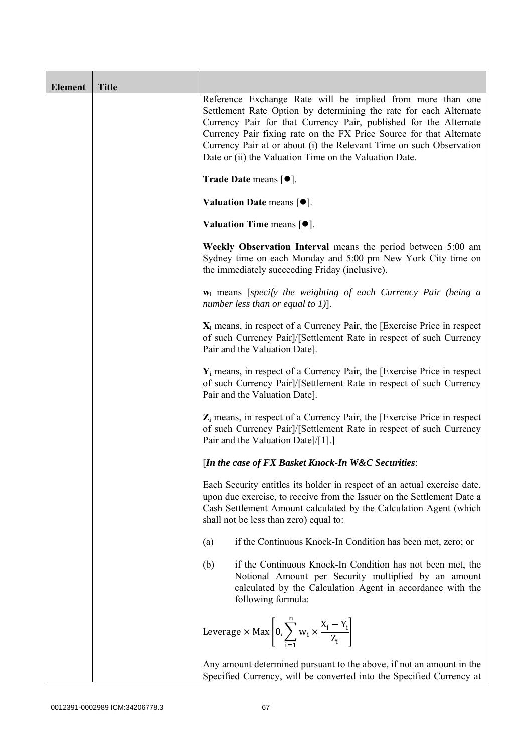| Element | Title | |
|---|---|---|
| | | Reference Exchange Rate will be implied from more than one Settlement Rate Option by determining the rate for each Alternate Currency Pair for that Currency Pair, published for the Alternate Currency Pair fixing rate on the FX Price Source for that Alternate Currency Pair at or about (i) the Relevant Time on such Observation Date or (ii) the Valuation Time on the Valuation Date.<br><br>**Trade Date** means [●].<br><br>**Valuation Date** means [●].<br><br>**Valuation Time** means [●].<br><br>**Weekly Observation Interval** means the period between 5:00 am Sydney time on each Monday and 5:00 pm New York City time on the immediately succeeding Friday (inclusive).<br><br>$\mathbf{w_i}$ means [*specify the weighting of each Currency Pair (being a number less than or equal to 1)*].<br><br>$\mathbf{X_i}$ means, in respect of a Currency Pair, the [Exercise Price in respect of such Currency Pair]/[Settlement Rate in respect of such Currency Pair and the Valuation Date].<br><br>$\mathbf{Y_i}$ means, in respect of a Currency Pair, the [Exercise Price in respect of such Currency Pair]/[Settlement Rate in respect of such Currency Pair and the Valuation Date].<br><br>$\mathbf{Z_i}$ means, in respect of a Currency Pair, the [Exercise Price in respect of such Currency Pair]/[Settlement Rate in respect of such Currency Pair and the Valuation Date]/[1].]<br><br>[***In the case of FX Basket Knock-In W&C Securities***:<br><br>Each Security entitles its holder in respect of an actual exercise date, upon due exercise, to receive from the Issuer on the Settlement Date a Cash Settlement Amount calculated by the Calculation Agent (which shall not be less than zero) equal to:<br><br>(a) if the Continuous Knock-In Condition has been met, zero; or<br><br>(b) if the Continuous Knock-In Condition has not been met, the Notional Amount per Security multiplied by an amount calculated by the Calculation Agent in accordance with the following formula:<br><br>$$\text{Leverage} \times \text{Max}\left[0, \sum_{i=1}^{n} w_i \times \frac{X_i - Y_i}{Z_i}\right]$$<br><br>Any amount determined pursuant to the above, if not an amount in the Specified Currency, will be converted into the Specified Currency at |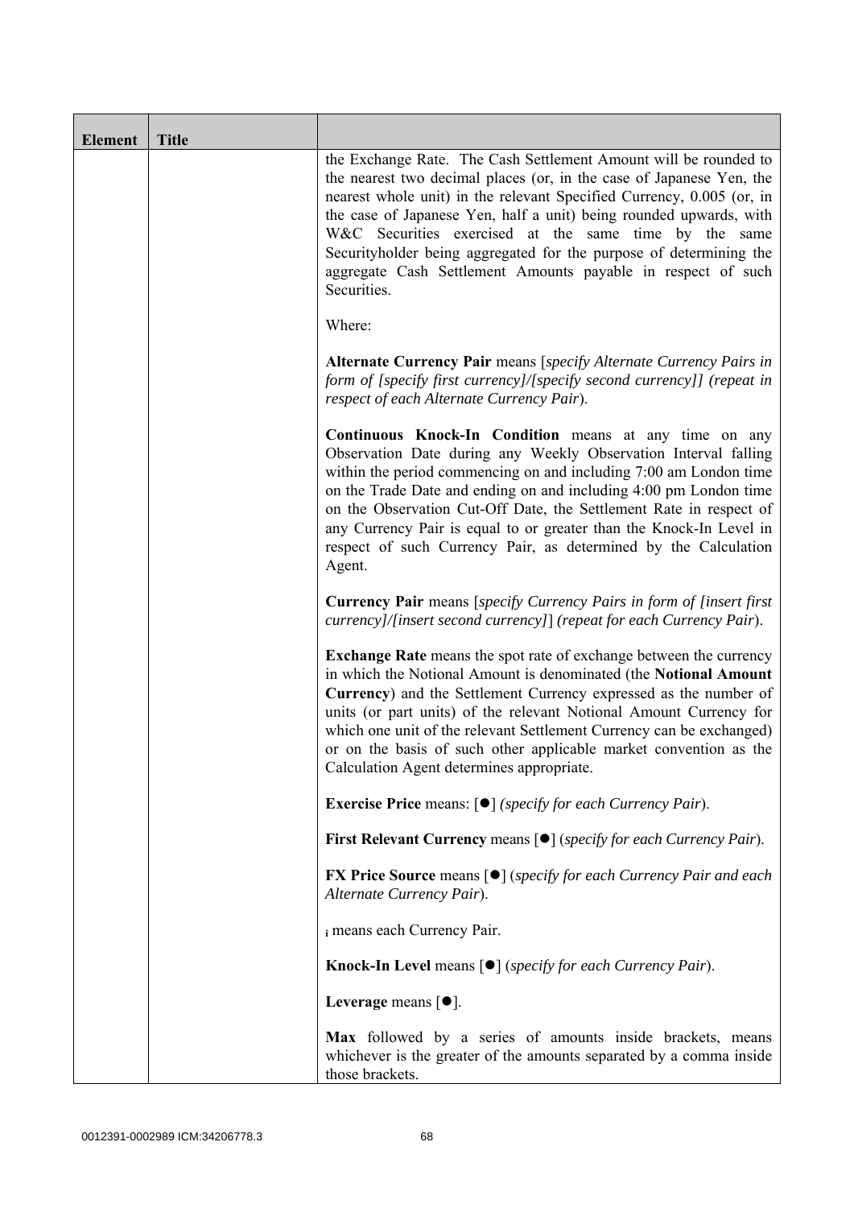| Element | Title | |
|---|---|---|
| | | the Exchange Rate. The Cash Settlement Amount will be rounded to the nearest two decimal places (or, in the case of Japanese Yen, the nearest whole unit) in the relevant Specified Currency, 0.005 (or, in the case of Japanese Yen, half a unit) being rounded upwards, with W&C Securities exercised at the same time by the same Securityholder being aggregated for the purpose of determining the aggregate Cash Settlement Amounts payable in respect of such Securities.<br><br>Where:<br><br>**Alternate Currency Pair** means [*specify Alternate Currency Pairs in form of [specify first currency]/[specify second currency]] (repeat in respect of each Alternate Currency Pair*).<br><br>**Continuous Knock-In Condition** means at any time on any Observation Date during any Weekly Observation Interval falling within the period commencing on and including 7:00 am London time on the Trade Date and ending on and including 4:00 pm London time on the Observation Cut-Off Date, the Settlement Rate in respect of any Currency Pair is equal to or greater than the Knock-In Level in respect of such Currency Pair, as determined by the Calculation Agent.<br><br>**Currency Pair** means [*specify Currency Pairs in form of [insert first currency]/[insert second currency]*] *(repeat for each Currency Pair*).<br><br>**Exchange Rate** means the spot rate of exchange between the currency in which the Notional Amount is denominated (the **Notional Amount Currency**) and the Settlement Currency expressed as the number of units (or part units) of the relevant Notional Amount Currency for which one unit of the relevant Settlement Currency can be exchanged) or on the basis of such other applicable market convention as the Calculation Agent determines appropriate.<br><br>**Exercise Price** means: [●] *(specify for each Currency Pair*).<br><br>**First Relevant Currency** means [●] (*specify for each Currency Pair*).<br><br>**FX Price Source** means [●] (*specify for each Currency Pair and each Alternate Currency Pair*).<br><br>$_i$ means each Currency Pair.<br><br>**Knock-In Level** means [●] (*specify for each Currency Pair*).<br><br>**Leverage** means [●].<br><br>**Max** followed by a series of amounts inside brackets, means whichever is the greater of the amounts separated by a comma inside those brackets. |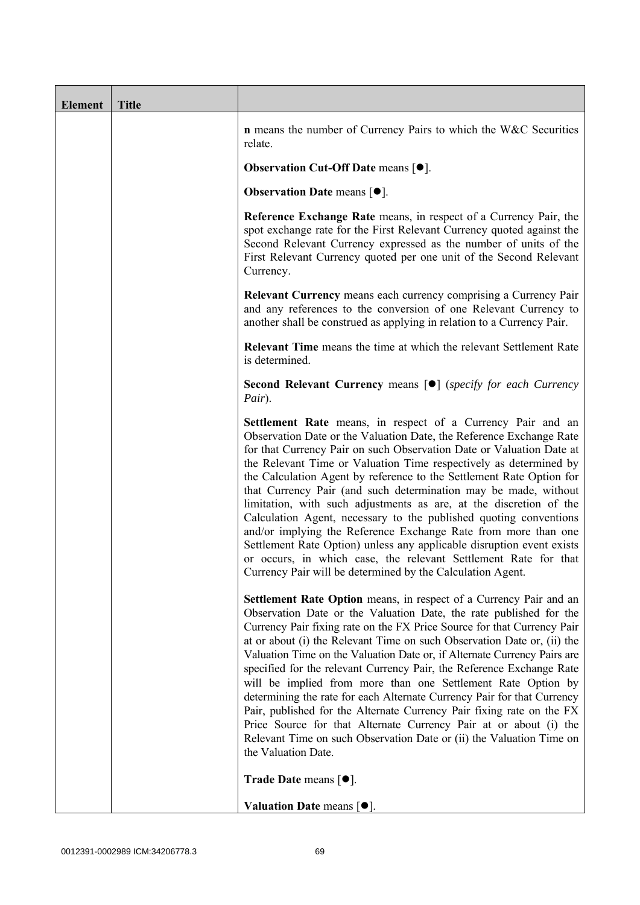| Element | Title | |
|---|---|---|
| | | **n** means the number of Currency Pairs to which the W&C Securities relate.<br><br>**Observation Cut-Off Date** means [●].<br><br>**Observation Date** means [●].<br><br>**Reference Exchange Rate** means, in respect of a Currency Pair, the spot exchange rate for the First Relevant Currency quoted against the Second Relevant Currency expressed as the number of units of the First Relevant Currency quoted per one unit of the Second Relevant Currency.<br><br>**Relevant Currency** means each currency comprising a Currency Pair and any references to the conversion of one Relevant Currency to another shall be construed as applying in relation to a Currency Pair.<br><br>**Relevant Time** means the time at which the relevant Settlement Rate is determined.<br><br>**Second Relevant Currency** means [●] (*specify for each Currency Pair*).<br><br>**Settlement Rate** means, in respect of a Currency Pair and an Observation Date or the Valuation Date, the Reference Exchange Rate for that Currency Pair on such Observation Date or Valuation Date at the Relevant Time or Valuation Time respectively as determined by the Calculation Agent by reference to the Settlement Rate Option for that Currency Pair (and such determination may be made, without limitation, with such adjustments as are, at the discretion of the Calculation Agent, necessary to the published quoting conventions and/or implying the Reference Exchange Rate from more than one Settlement Rate Option) unless any applicable disruption event exists or occurs, in which case, the relevant Settlement Rate for that Currency Pair will be determined by the Calculation Agent.<br><br>**Settlement Rate Option** means, in respect of a Currency Pair and an Observation Date or the Valuation Date, the rate published for the Currency Pair fixing rate on the FX Price Source for that Currency Pair at or about (i) the Relevant Time on such Observation Date or, (ii) the Valuation Time on the Valuation Date or, if Alternate Currency Pairs are specified for the relevant Currency Pair, the Reference Exchange Rate will be implied from more than one Settlement Rate Option by determining the rate for each Alternate Currency Pair for that Currency Pair, published for the Alternate Currency Pair fixing rate on the FX Price Source for that Alternate Currency Pair at or about (i) the Relevant Time on such Observation Date or (ii) the Valuation Time on the Valuation Date.<br><br>**Trade Date** means [●].<br><br>**Valuation Date** means [●]. |

0012391-0002989 ICM:34206778.3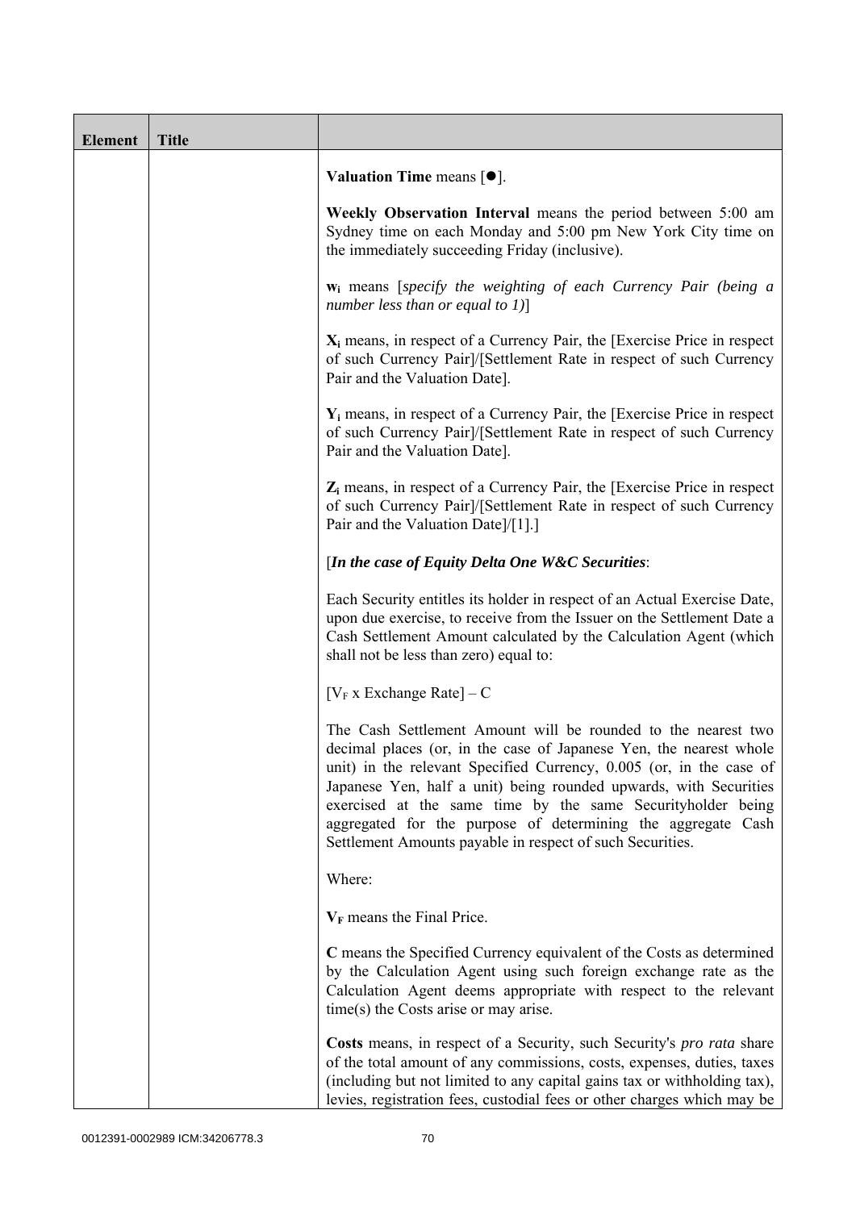| Element | Title | |
|---|---|---|
| | | **Valuation Time** means [●].<br><br>**Weekly Observation Interval** means the period between 5:00 am Sydney time on each Monday and 5:00 pm New York City time on the immediately succeeding Friday (inclusive).<br><br>$\mathbf{w_i}$ means [*specify the weighting of each Currency Pair (being a number less than or equal to 1)*]<br><br>$\mathbf{X_i}$ means, in respect of a Currency Pair, the [Exercise Price in respect of such Currency Pair]/[Settlement Rate in respect of such Currency Pair and the Valuation Date].<br><br>$\mathbf{Y_i}$ means, in respect of a Currency Pair, the [Exercise Price in respect of such Currency Pair]/[Settlement Rate in respect of such Currency Pair and the Valuation Date].<br><br>$\mathbf{Z_i}$ means, in respect of a Currency Pair, the [Exercise Price in respect of such Currency Pair]/[Settlement Rate in respect of such Currency Pair and the Valuation Date]/[1].]<br><br>[***In the case of Equity Delta One W&C Securities***:<br><br>Each Security entitles its holder in respect of an Actual Exercise Date, upon due exercise, to receive from the Issuer on the Settlement Date a Cash Settlement Amount calculated by the Calculation Agent (which shall not be less than zero) equal to:<br><br>$[V_F \text{ x Exchange Rate}] - C$<br><br>The Cash Settlement Amount will be rounded to the nearest two decimal places (or, in the case of Japanese Yen, the nearest whole unit) in the relevant Specified Currency, 0.005 (or, in the case of Japanese Yen, half a unit) being rounded upwards, with Securities exercised at the same time by the same Securityholder being aggregated for the purpose of determining the aggregate Cash Settlement Amounts payable in respect of such Securities.<br><br>Where:<br><br>$\mathbf{V_F}$ means the Final Price.<br><br>**C** means the Specified Currency equivalent of the Costs as determined by the Calculation Agent using such foreign exchange rate as the Calculation Agent deems appropriate with respect to the relevant time(s) the Costs arise or may arise.<br><br>**Costs** means, in respect of a Security, such Security's *pro rata* share of the total amount of any commissions, costs, expenses, duties, taxes (including but not limited to any capital gains tax or withholding tax), levies, registration fees, custodial fees or other charges which may be |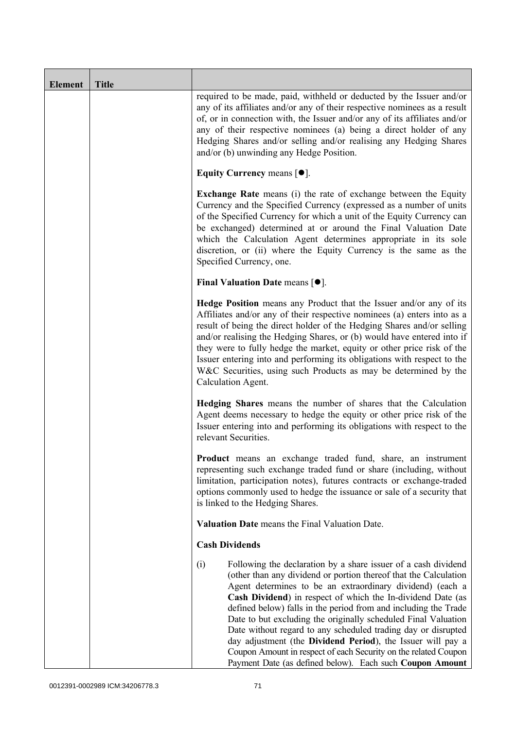| Element | Title | |
|---|---|---|
| | | required to be made, paid, withheld or deducted by the Issuer and/or any of its affiliates and/or any of their respective nominees as a result of, or in connection with, the Issuer and/or any of its affiliates and/or any of their respective nominees (a) being a direct holder of any Hedging Shares and/or selling and/or realising any Hedging Shares and/or (b) unwinding any Hedge Position.<br><br>**Equity Currency** means [●].<br><br>**Exchange Rate** means (i) the rate of exchange between the Equity Currency and the Specified Currency (expressed as a number of units of the Specified Currency for which a unit of the Equity Currency can be exchanged) determined at or around the Final Valuation Date which the Calculation Agent determines appropriate in its sole discretion, or (ii) where the Equity Currency is the same as the Specified Currency, one.<br><br>**Final Valuation Date** means [●].<br><br>**Hedge Position** means any Product that the Issuer and/or any of its Affiliates and/or any of their respective nominees (a) enters into as a result of being the direct holder of the Hedging Shares and/or selling and/or realising the Hedging Shares, or (b) would have entered into if they were to fully hedge the market, equity or other price risk of the Issuer entering into and performing its obligations with respect to the W&C Securities, using such Products as may be determined by the Calculation Agent.<br><br>**Hedging Shares** means the number of shares that the Calculation Agent deems necessary to hedge the equity or other price risk of the Issuer entering into and performing its obligations with respect to the relevant Securities.<br><br>**Product** means an exchange traded fund, share, an instrument representing such exchange traded fund or share (including, without limitation, participation notes), futures contracts or exchange-traded options commonly used to hedge the issuance or sale of a security that is linked to the Hedging Shares.<br><br>**Valuation Date** means the Final Valuation Date.<br><br>**Cash Dividends**<br><br>(i) Following the declaration by a share issuer of a cash dividend (other than any dividend or portion thereof that the Calculation Agent determines to be an extraordinary dividend) (each a **Cash Dividend**) in respect of which the In-dividend Date (as defined below) falls in the period from and including the Trade Date to but excluding the originally scheduled Final Valuation Date without regard to any scheduled trading day or disrupted day adjustment (the **Dividend Period**), the Issuer will pay a Coupon Amount in respect of each Security on the related Coupon Payment Date (as defined below). Each such **Coupon Amount** |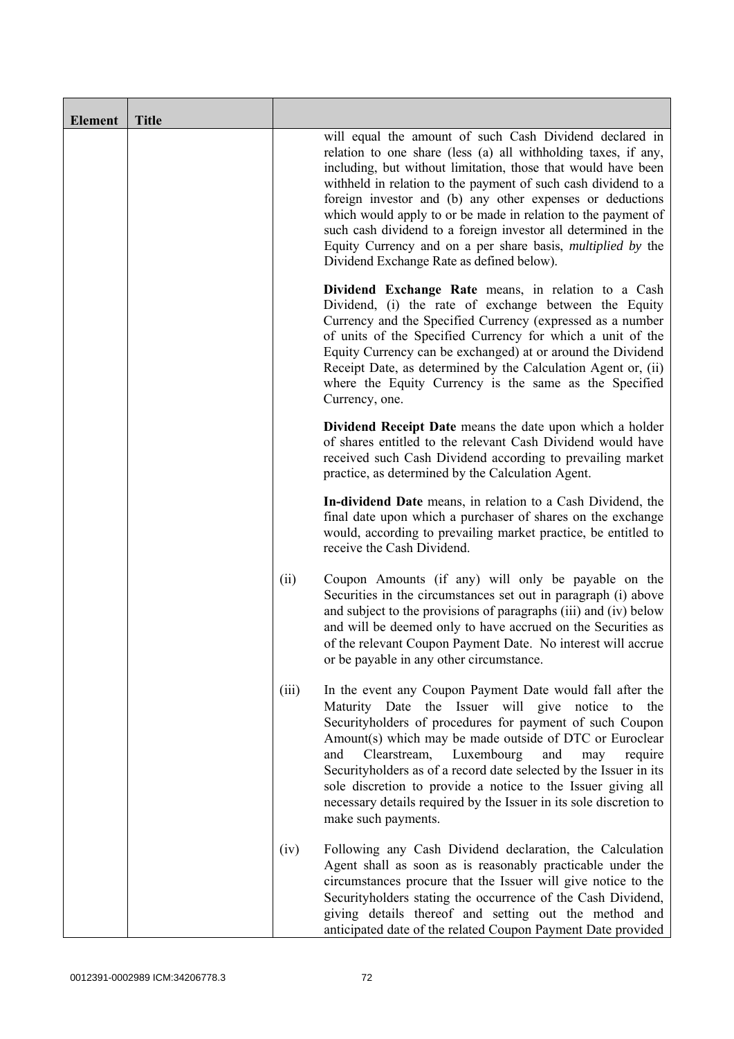| Element | Title | | |
|---|---|---|---|
| | | | will equal the amount of such Cash Dividend declared in relation to one share (less (a) all withholding taxes, if any, including, but without limitation, those that would have been withheld in relation to the payment of such cash dividend to a foreign investor and (b) any other expenses or deductions which would apply to or be made in relation to the payment of such cash dividend to a foreign investor all determined in the Equity Currency and on a per share basis, *multiplied by* the Dividend Exchange Rate as defined below).<br><br>**Dividend Exchange Rate** means, in relation to a Cash Dividend, (i) the rate of exchange between the Equity Currency and the Specified Currency (expressed as a number of units of the Specified Currency for which a unit of the Equity Currency can be exchanged) at or around the Dividend Receipt Date, as determined by the Calculation Agent or, (ii) where the Equity Currency is the same as the Specified Currency, one.<br><br>**Dividend Receipt Date** means the date upon which a holder of shares entitled to the relevant Cash Dividend would have received such Cash Dividend according to prevailing market practice, as determined by the Calculation Agent.<br><br>**In-dividend Date** means, in relation to a Cash Dividend, the final date upon which a purchaser of shares on the exchange would, according to prevailing market practice, be entitled to receive the Cash Dividend. |
| | | (ii) | Coupon Amounts (if any) will only be payable on the Securities in the circumstances set out in paragraph (i) above and subject to the provisions of paragraphs (iii) and (iv) below and will be deemed only to have accrued on the Securities as of the relevant Coupon Payment Date. No interest will accrue or be payable in any other circumstance. |
| | | (iii) | In the event any Coupon Payment Date would fall after the Maturity Date the Issuer will give notice to the Securityholders of procedures for payment of such Coupon Amount(s) which may be made outside of DTC or Euroclear and Clearstream, Luxembourg and may require Securityholders as of a record date selected by the Issuer in its sole discretion to provide a notice to the Issuer giving all necessary details required by the Issuer in its sole discretion to make such payments. |
| | | (iv) | Following any Cash Dividend declaration, the Calculation Agent shall as soon as is reasonably practicable under the circumstances procure that the Issuer will give notice to the Securityholders stating the occurrence of the Cash Dividend, giving details thereof and setting out the method and anticipated date of the related Coupon Payment Date provided |

0012391-0002989 ICM:34206778.3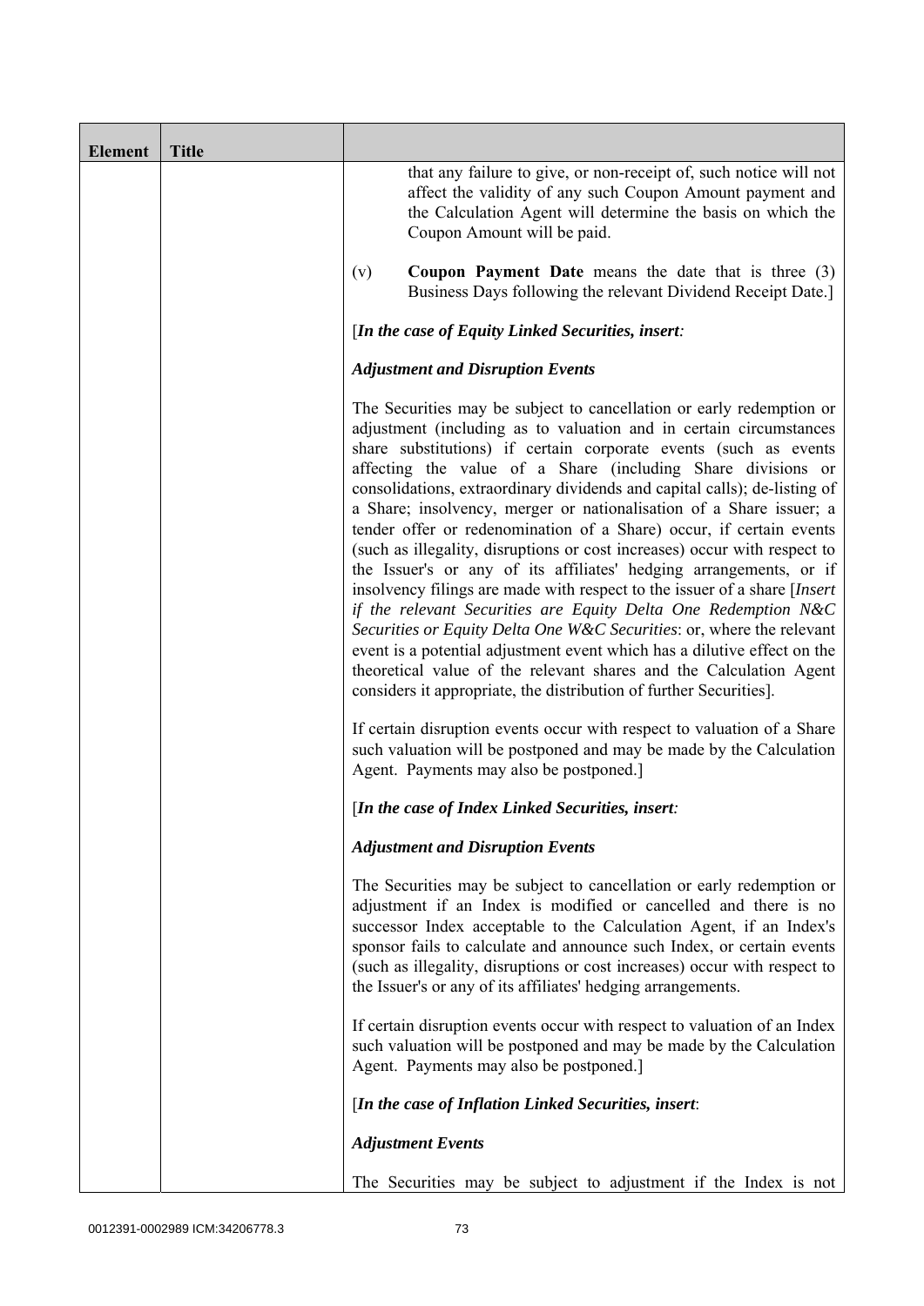| Element | Title | |
|---|---|---|
| | | that any failure to give, or non-receipt of, such notice will not affect the validity of any such Coupon Amount payment and the Calculation Agent will determine the basis on which the Coupon Amount will be paid.<br><br>(v) **Coupon Payment Date** means the date that is three (3) Business Days following the relevant Dividend Receipt Date.]<br><br>[*In the case of Equity Linked Securities, insert:*<br><br>***Adjustment and Disruption Events***<br><br>The Securities may be subject to cancellation or early redemption or adjustment (including as to valuation and in certain circumstances share substitutions) if certain corporate events (such as events affecting the value of a Share (including Share divisions or consolidations, extraordinary dividends and capital calls); de-listing of a Share; insolvency, merger or nationalisation of a Share issuer; a tender offer or redenomination of a Share) occur, if certain events (such as illegality, disruptions or cost increases) occur with respect to the Issuer's or any of its affiliates' hedging arrangements, or if insolvency filings are made with respect to the issuer of a share [*Insert if the relevant Securities are Equity Delta One Redemption N&C Securities or Equity Delta One W&C Securities*: or, where the relevant event is a potential adjustment event which has a dilutive effect on the theoretical value of the relevant shares and the Calculation Agent considers it appropriate, the distribution of further Securities].<br><br>If certain disruption events occur with respect to valuation of a Share such valuation will be postponed and may be made by the Calculation Agent. Payments may also be postponed.]<br><br>[*In the case of Index Linked Securities, insert:*<br><br>***Adjustment and Disruption Events***<br><br>The Securities may be subject to cancellation or early redemption or adjustment if an Index is modified or cancelled and there is no successor Index acceptable to the Calculation Agent, if an Index's sponsor fails to calculate and announce such Index, or certain events (such as illegality, disruptions or cost increases) occur with respect to the Issuer's or any of its affiliates' hedging arrangements.<br><br>If certain disruption events occur with respect to valuation of an Index such valuation will be postponed and may be made by the Calculation Agent. Payments may also be postponed.]<br><br>[*In the case of Inflation Linked Securities, insert*:<br><br>***Adjustment Events***<br><br>The Securities may be subject to adjustment if the Index is not |

0012391-0002989 ICM:34206778.3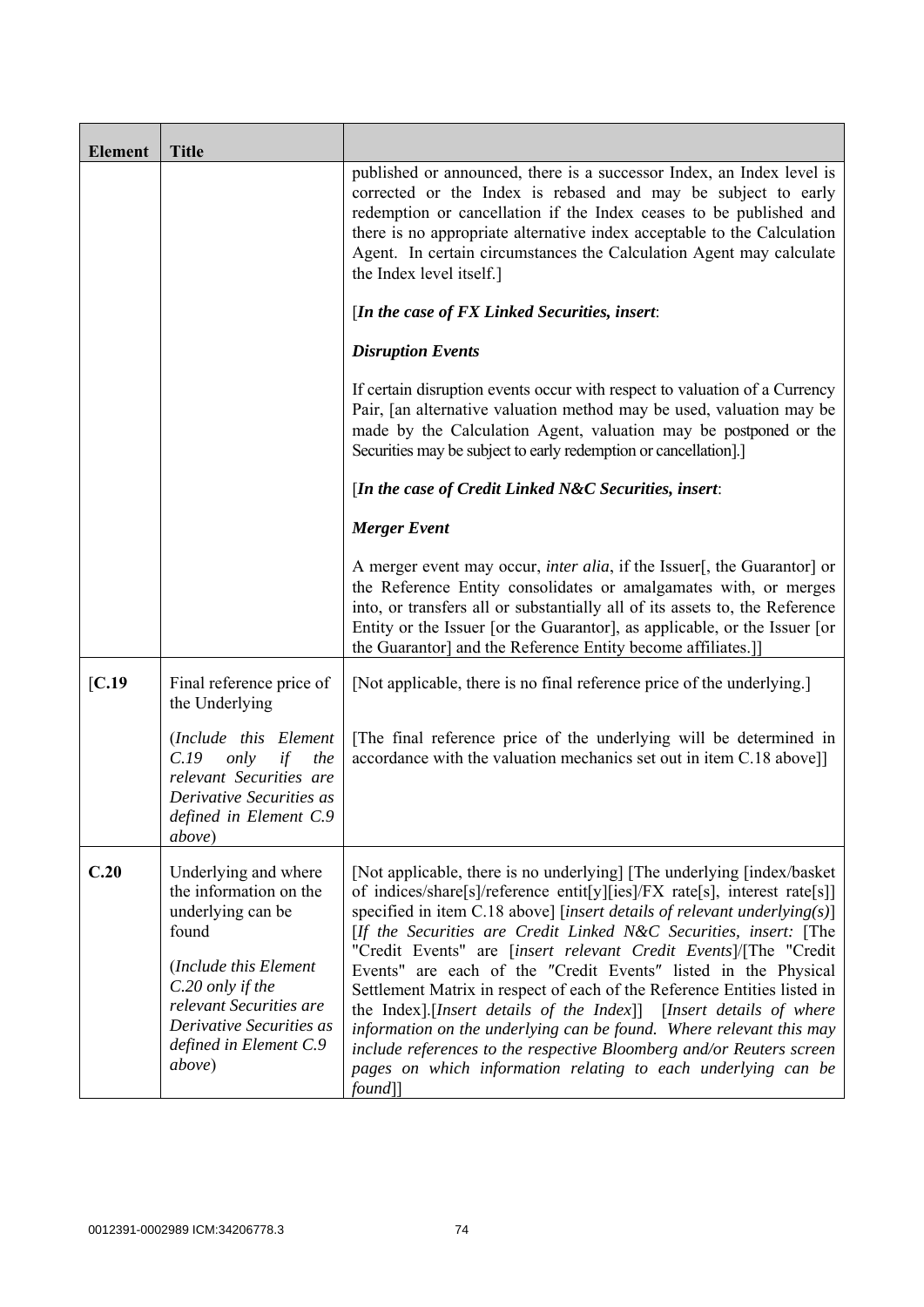| Element | Title | |
|---|---|---|
| | | published or announced, there is a successor Index, an Index level is corrected or the Index is rebased and may be subject to early redemption or cancellation if the Index ceases to be published and there is no appropriate alternative index acceptable to the Calculation Agent. In certain circumstances the Calculation Agent may calculate the Index level itself.]<br><br>[***In the case of FX Linked Securities, insert***:<br><br>***Disruption Events***<br><br>If certain disruption events occur with respect to valuation of a Currency Pair, [an alternative valuation method may be used, valuation may be made by the Calculation Agent, valuation may be postponed or the Securities may be subject to early redemption or cancellation].]<br><br>[***In the case of Credit Linked N&C Securities, insert***:<br><br>***Merger Event***<br><br>A merger event may occur, *inter alia*, if the Issuer[, the Guarantor] or the Reference Entity consolidates or amalgamates with, or merges into, or transfers all or substantially all of its assets to, the Reference Entity or the Issuer [or the Guarantor], as applicable, or the Issuer [or the Guarantor] and the Reference Entity become affiliates.]] |
| [**C.19** | Final reference price of the Underlying<br><br>(*Include this Element C.19 only if the relevant Securities are Derivative Securities as defined in Element C.9 above*) | [Not applicable, there is no final reference price of the underlying.]<br><br>[The final reference price of the underlying will be determined in accordance with the valuation mechanics set out in item C.18 above]] |
| **C.20** | Underlying and where the information on the underlying can be found<br><br>(*Include this Element C.20 only if the relevant Securities are Derivative Securities as defined in Element C.9 above*) | [Not applicable, there is no underlying] [The underlying [index/basket of indices/share[s]/reference entit[y][ies]/FX rate[s], interest rate[s]] specified in item C.18 above] [*insert details of relevant underlying(s)*] [*If the Securities are Credit Linked N&C Securities, insert:* [The "Credit Events" are [*insert relevant Credit Events*]/[The "Credit Events" are each of the "Credit Events" listed in the Physical Settlement Matrix in respect of each of the Reference Entities listed in the Index].[*Insert details of the Index*]] [*Insert details of where information on the underlying can be found. Where relevant this may include references to the respective Bloomberg and/or Reuters screen pages on which information relating to each underlying can be found*]] |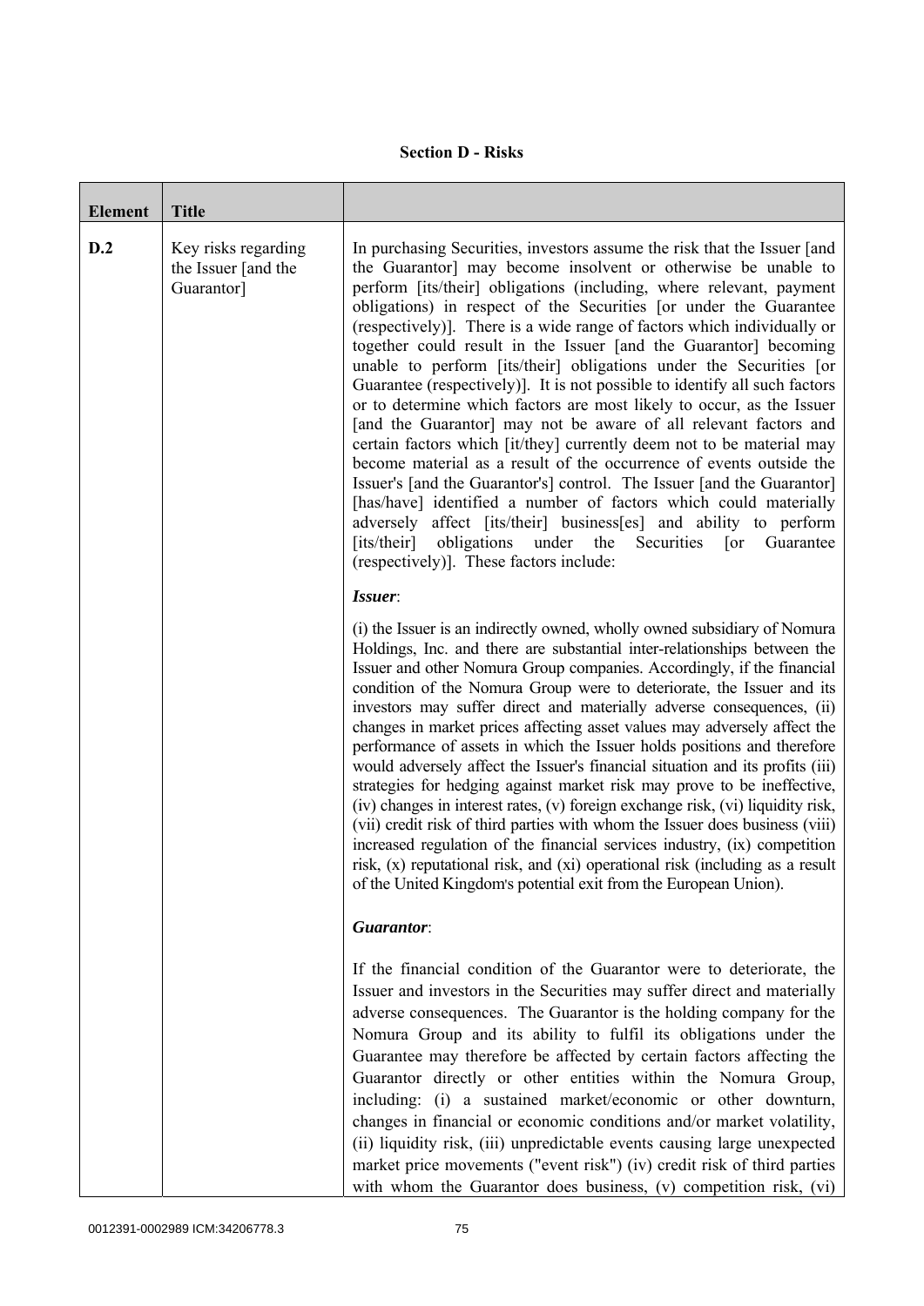**Section D - Risks**

| Element | Title | |
|---|---|---|
| D.2 | Key risks regarding the Issuer [and the Guarantor] | In purchasing Securities, investors assume the risk that the Issuer [and the Guarantor] may become insolvent or otherwise be unable to perform [its/their] obligations (including, where relevant, payment obligations) in respect of the Securities [or under the Guarantee (respectively)]. There is a wide range of factors which individually or together could result in the Issuer [and the Guarantor] becoming unable to perform [its/their] obligations under the Securities [or Guarantee (respectively)]. It is not possible to identify all such factors or to determine which factors are most likely to occur, as the Issuer [and the Guarantor] may not be aware of all relevant factors and certain factors which [it/they] currently deem not to be material may become material as a result of the occurrence of events outside the Issuer's [and the Guarantor's] control. The Issuer [and the Guarantor] [has/have] identified a number of factors which could materially adversely affect [its/their] business[es] and ability to perform [its/their] obligations under the Securities [or Guarantee (respectively)]. These factors include:<br><br>***Issuer***:<br><br>(i) the Issuer is an indirectly owned, wholly owned subsidiary of Nomura Holdings, Inc. and there are substantial inter-relationships between the Issuer and other Nomura Group companies. Accordingly, if the financial condition of the Nomura Group were to deteriorate, the Issuer and its investors may suffer direct and materially adverse consequences, (ii) changes in market prices affecting asset values may adversely affect the performance of assets in which the Issuer holds positions and therefore would adversely affect the Issuer's financial situation and its profits (iii) strategies for hedging against market risk may prove to be ineffective, (iv) changes in interest rates, (v) foreign exchange risk, (vi) liquidity risk, (vii) credit risk of third parties with whom the Issuer does business (viii) increased regulation of the financial services industry, (ix) competition risk, (x) reputational risk, and (xi) operational risk (including as a result of the United Kingdom's potential exit from the European Union).<br><br>***Guarantor***:<br><br>If the financial condition of the Guarantor were to deteriorate, the Issuer and investors in the Securities may suffer direct and materially adverse consequences. The Guarantor is the holding company for the Nomura Group and its ability to fulfil its obligations under the Guarantee may therefore be affected by certain factors affecting the Guarantor directly or other entities within the Nomura Group, including: (i) a sustained market/economic or other downturn, changes in financial or economic conditions and/or market volatility, (ii) liquidity risk, (iii) unpredictable events causing large unexpected market price movements ("event risk") (iv) credit risk of third parties with whom the Guarantor does business, (v) competition risk, (vi) |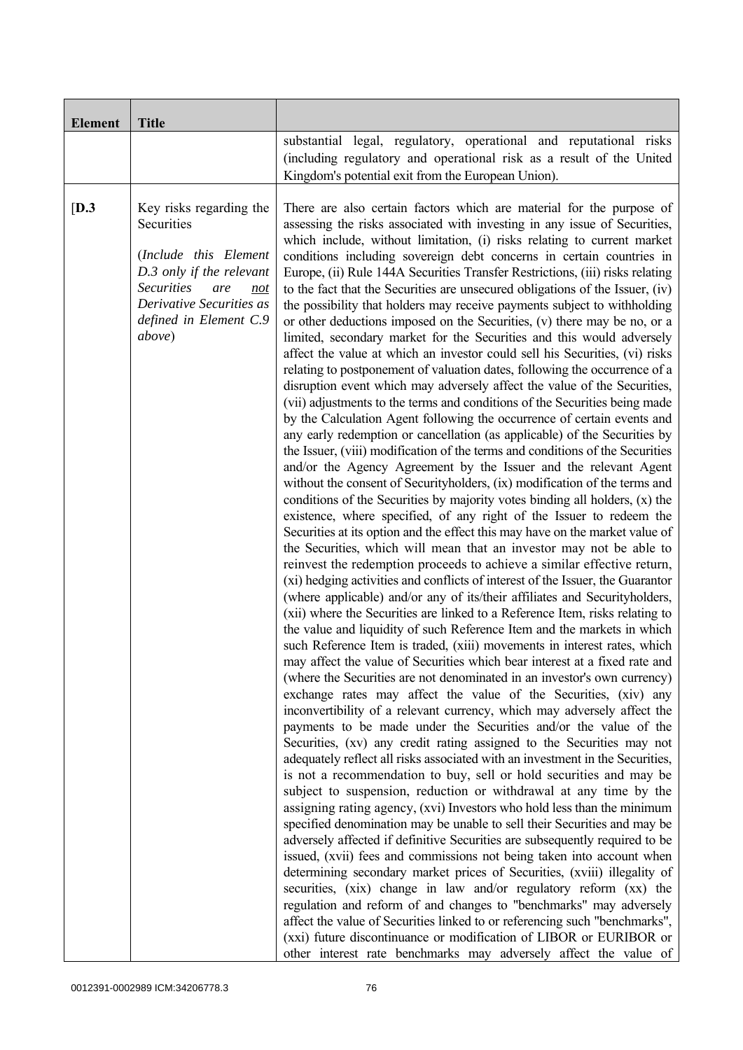| Element | Title | |
|---|---|---|
| | | substantial legal, regulatory, operational and reputational risks (including regulatory and operational risk as a result of the United Kingdom's potential exit from the European Union). |
| [D.3 | Key risks regarding the Securities<br><br>(*Include this Element D.3 only if the relevant Securities are <u>not</u> Derivative Securities as defined in Element C.9 above*) | There are also certain factors which are material for the purpose of assessing the risks associated with investing in any issue of Securities, which include, without limitation, (i) risks relating to current market conditions including sovereign debt concerns in certain countries in Europe, (ii) Rule 144A Securities Transfer Restrictions, (iii) risks relating to the fact that the Securities are unsecured obligations of the Issuer, (iv) the possibility that holders may receive payments subject to withholding or other deductions imposed on the Securities, (v) there may be no, or a limited, secondary market for the Securities and this would adversely affect the value at which an investor could sell his Securities, (vi) risks relating to postponement of valuation dates, following the occurrence of a disruption event which may adversely affect the value of the Securities, (vii) adjustments to the terms and conditions of the Securities being made by the Calculation Agent following the occurrence of certain events and any early redemption or cancellation (as applicable) of the Securities by the Issuer, (viii) modification of the terms and conditions of the Securities and/or the Agency Agreement by the Issuer and the relevant Agent without the consent of Securityholders, (ix) modification of the terms and conditions of the Securities by majority votes binding all holders, (x) the existence, where specified, of any right of the Issuer to redeem the Securities at its option and the effect this may have on the market value of the Securities, which will mean that an investor may not be able to reinvest the redemption proceeds to achieve a similar effective return, (xi) hedging activities and conflicts of interest of the Issuer, the Guarantor (where applicable) and/or any of its/their affiliates and Securityholders, (xii) where the Securities are linked to a Reference Item, risks relating to the value and liquidity of such Reference Item and the markets in which such Reference Item is traded, (xiii) movements in interest rates, which may affect the value of Securities which bear interest at a fixed rate and (where the Securities are not denominated in an investor's own currency) exchange rates may affect the value of the Securities, (xiv) any inconvertibility of a relevant currency, which may adversely affect the payments to be made under the Securities and/or the value of the Securities, (xv) any credit rating assigned to the Securities may not adequately reflect all risks associated with an investment in the Securities, is not a recommendation to buy, sell or hold securities and may be subject to suspension, reduction or withdrawal at any time by the assigning rating agency, (xvi) Investors who hold less than the minimum specified denomination may be unable to sell their Securities and may be adversely affected if definitive Securities are subsequently required to be issued, (xvii) fees and commissions not being taken into account when determining secondary market prices of Securities, (xviii) illegality of securities, (xix) change in law and/or regulatory reform (xx) the regulation and reform of and changes to "benchmarks" may adversely affect the value of Securities linked to or referencing such "benchmarks", (xxi) future discontinuance or modification of LIBOR or EURIBOR or other interest rate benchmarks may adversely affect the value of |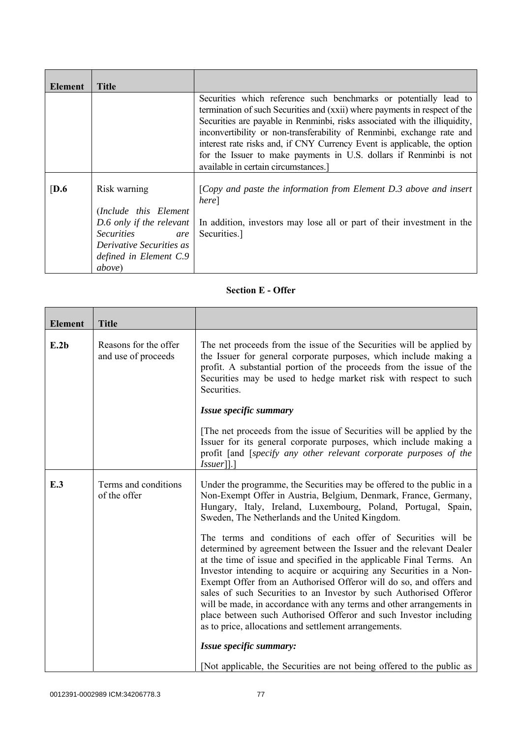| Element | Title | |
|---|---|---|
| | | Securities which reference such benchmarks or potentially lead to termination of such Securities and (xxii) where payments in respect of the Securities are payable in Renminbi, risks associated with the illiquidity, inconvertibility or non-transferability of Renminbi, exchange rate and interest rate risks and, if CNY Currency Event is applicable, the option for the Issuer to make payments in U.S. dollars if Renminbi is not available in certain circumstances.] |
| [**D.6** | Risk warning<br><br>(*Include this Element D.6 only if the relevant Securities are Derivative Securities as defined in Element C.9 above*) | [*Copy and paste the information from Element D.3 above and insert here*]<br><br>In addition, investors may lose all or part of their investment in the Securities.] |

## Section E - Offer

| Element | Title | |
|---|---|---|
| **E.2b** | Reasons for the offer and use of proceeds | The net proceeds from the issue of the Securities will be applied by the Issuer for general corporate purposes, which include making a profit. A substantial portion of the proceeds from the issue of the Securities may be used to hedge market risk with respect to such Securities.<br><br>***Issue specific summary***<br><br>[The net proceeds from the issue of Securities will be applied by the Issuer for its general corporate purposes, which include making a profit [and [*specify any other relevant corporate purposes of the Issuer*]].] |
| **E.3** | Terms and conditions of the offer | Under the programme, the Securities may be offered to the public in a Non-Exempt Offer in Austria, Belgium, Denmark, France, Germany, Hungary, Italy, Ireland, Luxembourg, Poland, Portugal, Spain, Sweden, The Netherlands and the United Kingdom.<br><br>The terms and conditions of each offer of Securities will be determined by agreement between the Issuer and the relevant Dealer at the time of issue and specified in the applicable Final Terms. An Investor intending to acquire or acquiring any Securities in a Non-Exempt Offer from an Authorised Offeror will do so, and offers and sales of such Securities to an Investor by such Authorised Offeror will be made, in accordance with any terms and other arrangements in place between such Authorised Offeror and such Investor including as to price, allocations and settlement arrangements.<br><br>***Issue specific summary:***<br><br>[Not applicable, the Securities are not being offered to the public as |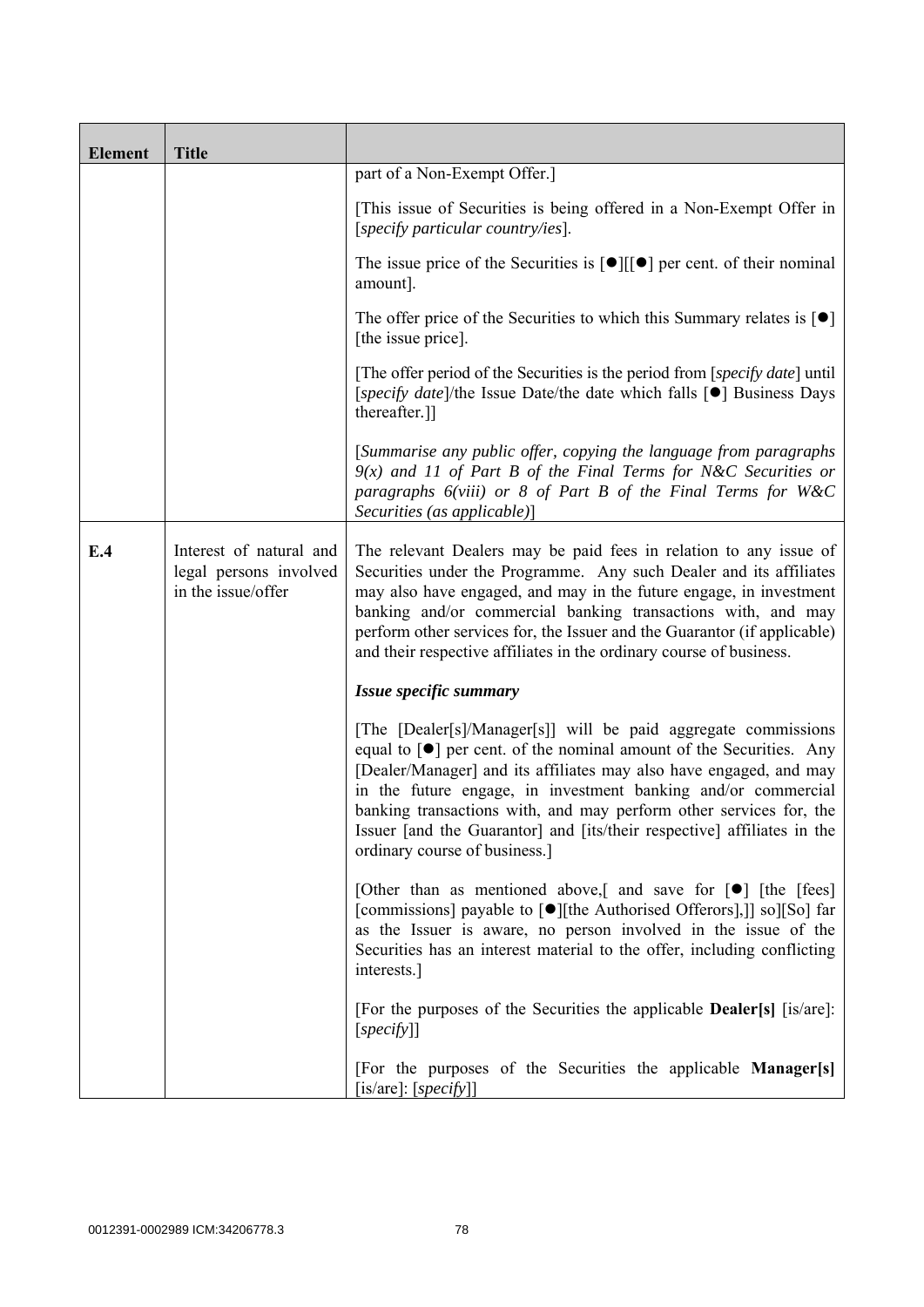| Element | Title | |
|---|---|---|
| | | part of a Non-Exempt Offer.]<br><br>[This issue of Securities is being offered in a Non-Exempt Offer in [*specify particular country/ies*].<br><br>The issue price of the Securities is [●][[●] per cent. of their nominal amount].<br><br>The offer price of the Securities to which this Summary relates is [●] [the issue price].<br><br>[The offer period of the Securities is the period from [*specify date*] until [*specify date*]/the Issue Date/the date which falls [●] Business Days thereafter.]]<br><br>[*Summarise any public offer, copying the language from paragraphs 9(x) and 11 of Part B of the Final Terms for N&C Securities or paragraphs 6(viii) or 8 of Part B of the Final Terms for W&C Securities (as applicable)*] |
| **E.4** | Interest of natural and legal persons involved in the issue/offer | The relevant Dealers may be paid fees in relation to any issue of Securities under the Programme. Any such Dealer and its affiliates may also have engaged, and may in the future engage, in investment banking and/or commercial banking transactions with, and may perform other services for, the Issuer and the Guarantor (if applicable) and their respective affiliates in the ordinary course of business.<br><br>***Issue specific summary***<br><br>[The [Dealer[s]/Manager[s]] will be paid aggregate commissions equal to [●] per cent. of the nominal amount of the Securities. Any [Dealer/Manager] and its affiliates may also have engaged, and may in the future engage, in investment banking and/or commercial banking transactions with, and may perform other services for, the Issuer [and the Guarantor] and [its/their respective] affiliates in the ordinary course of business.]<br><br>[Other than as mentioned above,[ and save for [●] [the [fees] [commissions] payable to [●][the Authorised Offerors],]] so][So] far as the Issuer is aware, no person involved in the issue of the Securities has an interest material to the offer, including conflicting interests.]<br><br>[For the purposes of the Securities the applicable **Dealer[s]** [is/are]: [*specify*]]<br><br>[For the purposes of the Securities the applicable **Manager[s]** [is/are]: [*specify*]] |

0012391-0002989 ICM:34206778.3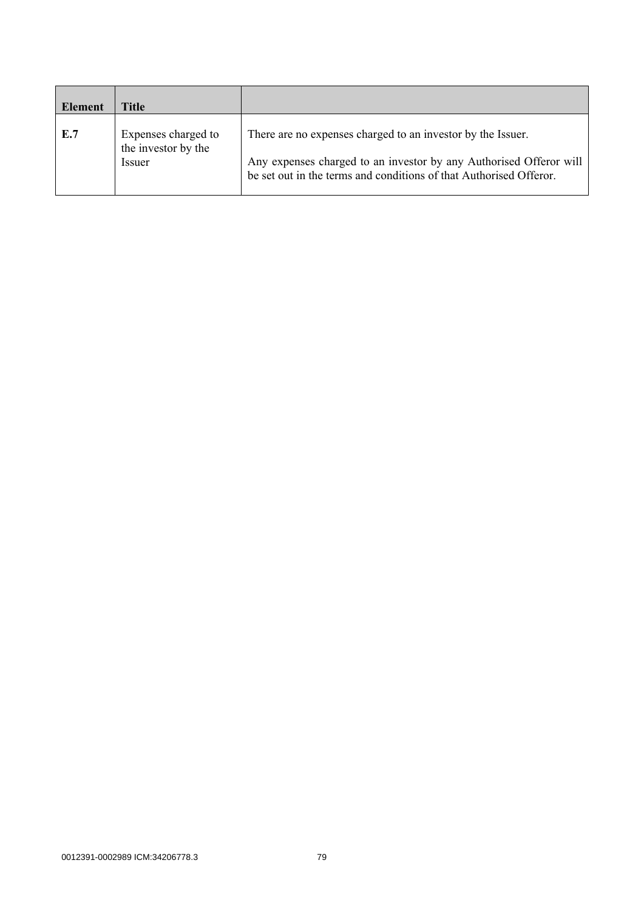| Element | Title | |
|---|---|---|
| **E.7** | Expenses charged to the investor by the Issuer | There are no expenses charged to an investor by the Issuer.<br><br>Any expenses charged to an investor by any Authorised Offeror will be set out in the terms and conditions of that Authorised Offeror. |

0012391-0002989 ICM:34206778.3